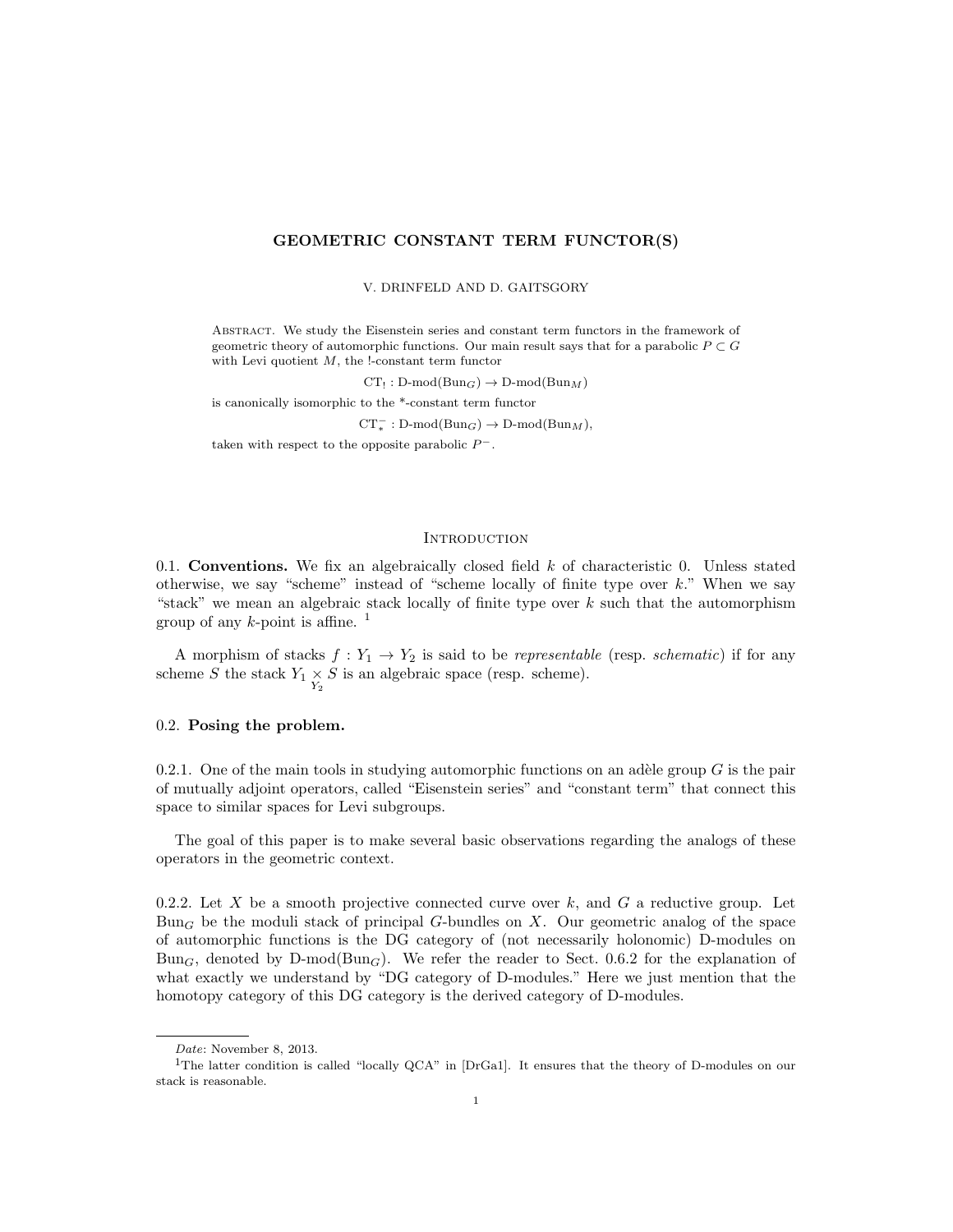# GEOMETRIC CONSTANT TERM FUNCTOR(S)

V. DRINFELD AND D. GAITSGORY

Abstract. We study the Eisenstein series and constant term functors in the framework of geometric theory of automorphic functions. Our main result says that for a parabolic $P \subset G$ with Levi quotient $M$, the !-constant term functor

$$\mathrm{CT}_! : \text{D-mod}(\mathrm{Bun}_G) \to \text{D-mod}(\mathrm{Bun}_M)$$

is canonically isomorphic to the \*-constant term functor

$$\mathrm{CT}^-_* : \text{D-mod}(\mathrm{Bun}_G) \to \text{D-mod}(\mathrm{Bun}_M),$$

taken with respect to the opposite parabolic $P^-$.

## Introduction

0.1. **Conventions.** We fix an algebraically closed field $k$ of characteristic 0. Unless stated otherwise, we say "scheme" instead of "scheme locally of finite type over $k$." When we say "stack" we mean an algebraic stack locally of finite type over $k$ such that the automorphism group of any $k$-point is affine. [1]

A morphism of stacks $f : Y_1 \to Y_2$ is said to be *representable* (resp. *schematic*) if for any scheme $S$ the stack $Y_1 \underset{Y_2}{\times} S$ is an algebraic space (resp. scheme).

### 0.2. Posing the problem.

0.2.1. One of the main tools in studying automorphic functions on an adèle group $G$ is the pair of mutually adjoint operators, called "Eisenstein series" and "constant term" that connect this space to similar spaces for Levi subgroups.

The goal of this paper is to make several basic observations regarding the analogs of these operators in the geometric context.

0.2.2. Let $X$ be a smooth projective connected curve over $k$, and $G$ a reductive group. Let $\mathrm{Bun}_G$ be the moduli stack of principal $G$-bundles on $X$. Our geometric analog of the space of automorphic functions is the DG category of (not necessarily holonomic) D-modules on $\mathrm{Bun}_G$, denoted by $\text{D-mod}(\mathrm{Bun}_G)$. We refer the reader to Sect. 0.6.2 for the explanation of what exactly we understand by "DG category of D-modules." Here we just mention that the homotopy category of this DG category is the derived category of D-modules.

---

Date: November 8, 2013.

[1] The latter condition is called "locally QCA" in [DrGa1]. It ensures that the theory of D-modules on our stack is reasonable.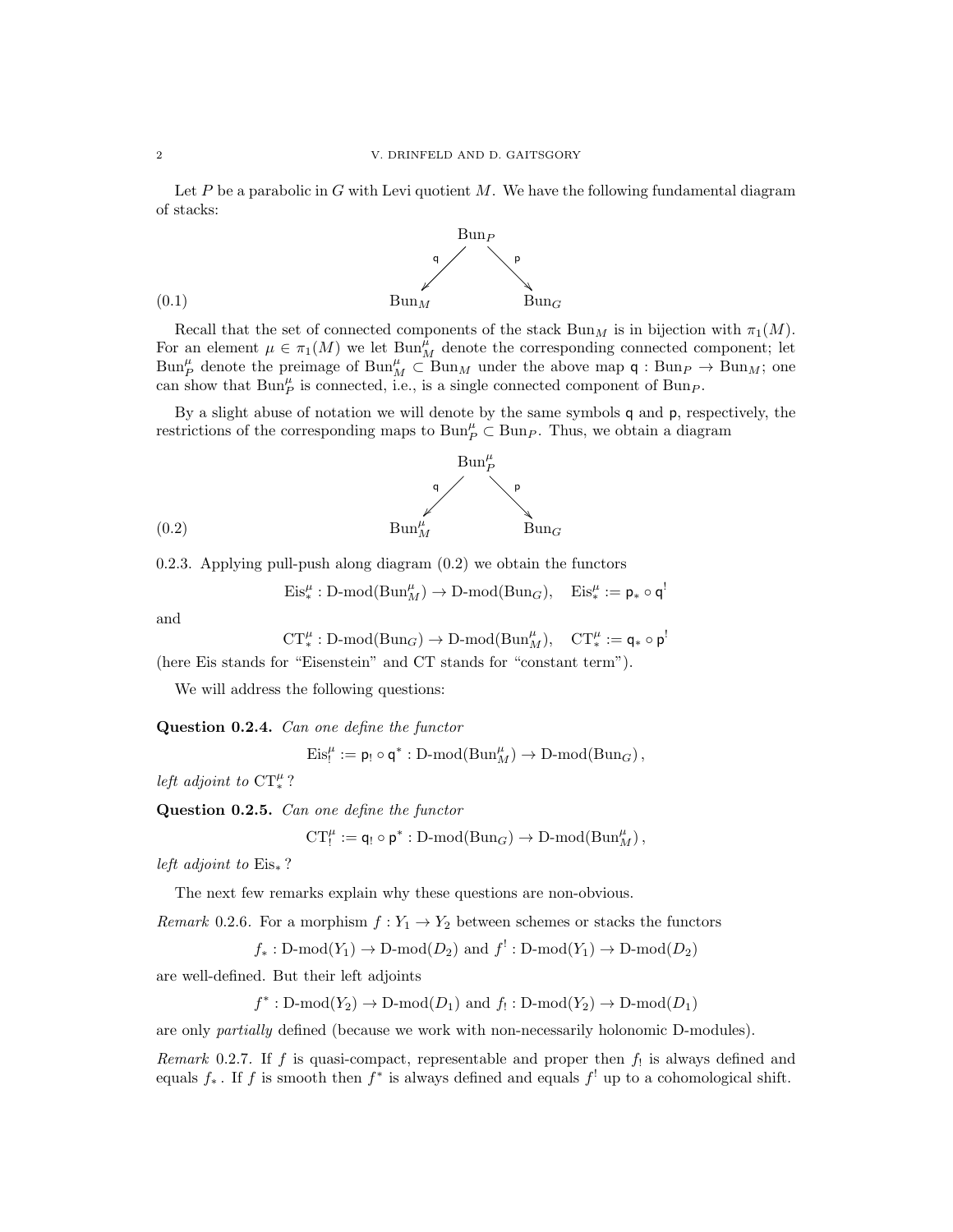Let $P$ be a parabolic in $G$ with Levi quotient $M$. We have the following fundamental diagram of stacks:

$$
\begin{array}{ccc}
& \mathrm{Bun}_P & \\
{\scriptstyle \mathsf{q}} \swarrow & & \searrow {\scriptstyle \mathsf{p}} \\
\mathrm{Bun}_M & & \mathrm{Bun}_G
\end{array}
\tag{0.1}
$$

Recall that the set of connected components of the stack $\mathrm{Bun}_M$ is in bijection with $\pi_1(M)$. For an element $\mu \in \pi_1(M)$ we let $\mathrm{Bun}_M^\mu$ denote the corresponding connected component; let $\mathrm{Bun}_P^\mu$ denote the preimage of $\mathrm{Bun}_M^\mu \subset \mathrm{Bun}_M$ under the above map $\mathsf{q} : \mathrm{Bun}_P \to \mathrm{Bun}_M$; one can show that $\mathrm{Bun}_P^\mu$ is connected, i.e., is a single connected component of $\mathrm{Bun}_P$.

By a slight abuse of notation we will denote by the same symbols $\mathsf{q}$ and $\mathsf{p}$, respectively, the restrictions of the corresponding maps to $\mathrm{Bun}_P^\mu \subset \mathrm{Bun}_P$. Thus, we obtain a diagram

$$
\begin{array}{ccc}
& \mathrm{Bun}_P^\mu & \\
{\scriptstyle \mathsf{q}} \swarrow & & \searrow {\scriptstyle \mathsf{p}} \\
\mathrm{Bun}_M^\mu & & \mathrm{Bun}_G
\end{array}
\tag{0.2}
$$

0.2.3. Applying pull-push along diagram (0.2) we obtain the functors

$$\mathrm{Eis}_*^\mu : \text{D-mod}(\mathrm{Bun}_M^\mu) \to \text{D-mod}(\mathrm{Bun}_G), \quad \mathrm{Eis}_*^\mu := \mathsf{p}_* \circ \mathsf{q}^!$$

and

$$\mathrm{CT}_*^\mu : \text{D-mod}(\mathrm{Bun}_G) \to \text{D-mod}(\mathrm{Bun}_M^\mu), \quad \mathrm{CT}_*^\mu := \mathsf{q}_* \circ \mathsf{p}^!$$

(here Eis stands for "Eisenstein" and CT stands for "constant term").

We will address the following questions:

**Question 0.2.4.** *Can one define the functor*

$$\mathrm{Eis}_!^\mu := \mathsf{p}_! \circ \mathsf{q}^* : \text{D-mod}(\mathrm{Bun}_M^\mu) \to \text{D-mod}(\mathrm{Bun}_G)\,,$$

*left adjoint to* $\mathrm{CT}_*^\mu$*?*

**Question 0.2.5.** *Can one define the functor*

$$\mathrm{CT}_!^\mu := \mathsf{q}_! \circ \mathsf{p}^* : \text{D-mod}(\mathrm{Bun}_G) \to \text{D-mod}(\mathrm{Bun}_M^\mu)\,,$$

*left adjoint to* $\mathrm{Eis}_*$*?*

The next few remarks explain why these questions are non-obvious.

*Remark* 0.2.6. For a morphism $f : Y_1 \to Y_2$ between schemes or stacks the functors

$$f_* : \text{D-mod}(Y_1) \to \text{D-mod}(D_2) \text{ and } f^! : \text{D-mod}(Y_1) \to \text{D-mod}(D_2)$$

are well-defined. But their left adjoints

$$f^* : \text{D-mod}(Y_2) \to \text{D-mod}(D_1) \text{ and } f_! : \text{D-mod}(Y_2) \to \text{D-mod}(D_1)$$

are only *partially* defined (because we work with non-necessarily holonomic D-modules).

*Remark* 0.2.7. If $f$ is quasi-compact, representable and proper then $f_!$ is always defined and equals $f_*$. If $f$ is smooth then $f^*$ is always defined and equals $f^!$ up to a cohomological shift.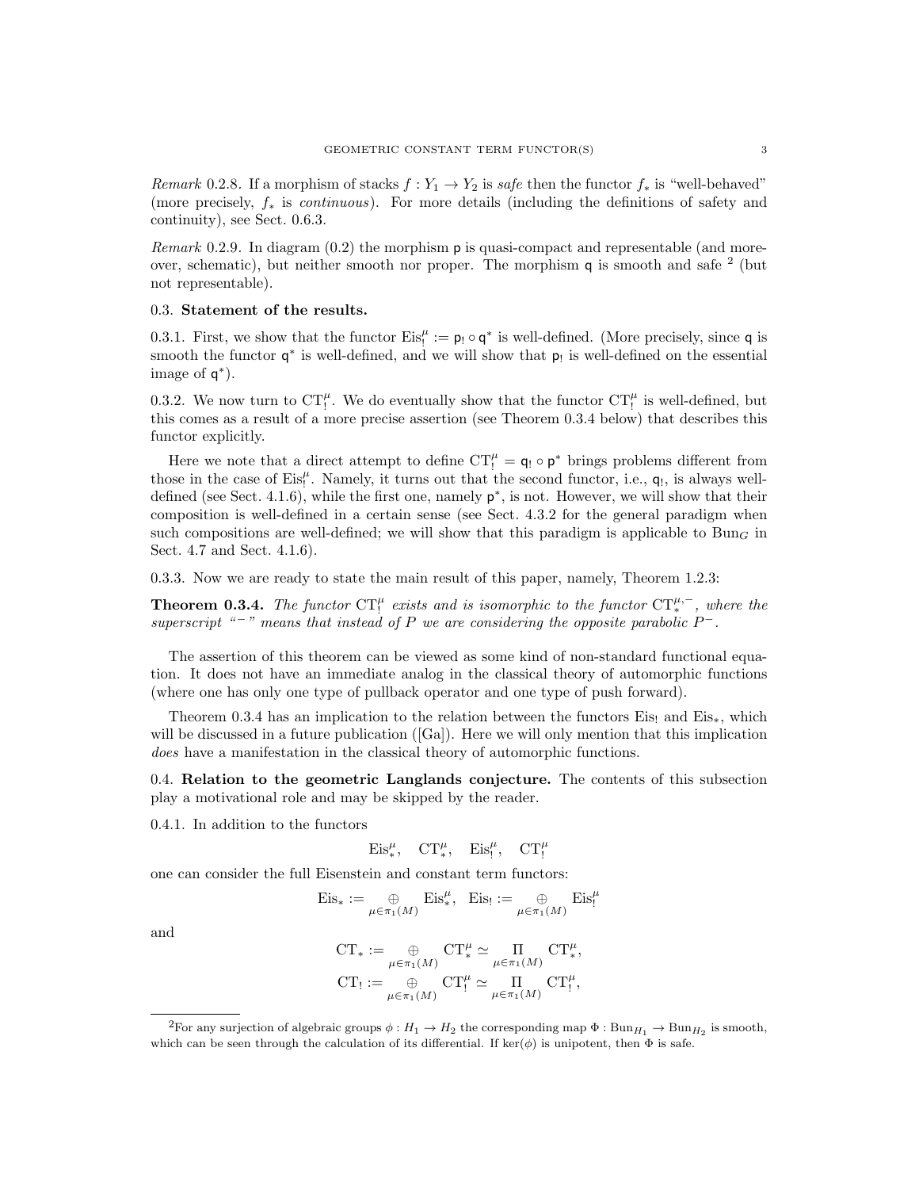*Remark* 0.2.8. If a morphism of stacks $f : Y_1 \to Y_2$ is *safe* then the functor $f_*$ is "well-behaved" (more precisely, $f_*$ is *continuous*). For more details (including the definitions of safety and continuity), see Sect. 0.6.3.

*Remark* 0.2.9. In diagram (0.2) the morphism $\mathsf{p}$ is quasi-compact and representable (and moreover, schematic), but neither smooth nor proper. The morphism $\mathsf{q}$ is smooth and safe [2] (but not representable).

## 0.3. Statement of the results.

0.3.1. First, we show that the functor $\mathrm{Eis}_!^\mu := \mathsf{p}_! \circ \mathsf{q}^*$ is well-defined. (More precisely, since $\mathsf{q}$ is smooth the functor $\mathsf{q}^*$ is well-defined, and we will show that $\mathsf{p}_!$ is well-defined on the essential image of $\mathsf{q}^*$).

0.3.2. We now turn to $\mathrm{CT}_!^\mu$. We do eventually show that the functor $\mathrm{CT}_!^\mu$ is well-defined, but this comes as a result of a more precise assertion (see Theorem 0.3.4 below) that describes this functor explicitly.

Here we note that a direct attempt to define $\mathrm{CT}_!^\mu = \mathsf{q}_! \circ \mathsf{p}^*$ brings problems different from those in the case of $\mathrm{Eis}_!^\mu$. Namely, it turns out that the second functor, i.e., $\mathsf{q}_!$, is always well-defined (see Sect. 4.1.6), while the first one, namely $\mathsf{p}^*$, is not. However, we will show that their composition is well-defined in a certain sense (see Sect. 4.3.2 for the general paradigm when such compositions are well-defined; we will show that this paradigm is applicable to $\mathrm{Bun}_G$ in Sect. 4.7 and Sect. 4.1.6).

0.3.3. Now we are ready to state the main result of this paper, namely, Theorem 1.2.3:

**Theorem 0.3.4.** *The functor $\mathrm{CT}_!^\mu$ exists and is isomorphic to the functor $\mathrm{CT}_*^{\mu,-}$, where the superscript "$-$" means that instead of $P$ we are considering the opposite parabolic $P^-$.*

The assertion of this theorem can be viewed as some kind of non-standard functional equation. It does not have an immediate analog in the classical theory of automorphic functions (where one has only one type of pullback operator and one type of push forward).

Theorem 0.3.4 has an implication to the relation between the functors $\mathrm{Eis}_!$ and $\mathrm{Eis}_*$, which will be discussed in a future publication ([Ga]). Here we will only mention that this implication *does* have a manifestation in the classical theory of automorphic functions.

## 0.4. Relation to the geometric Langlands conjecture.

The contents of this subsection play a motivational role and may be skipped by the reader.

0.4.1. In addition to the functors

$$\mathrm{Eis}_*^\mu, \quad \mathrm{CT}_*^\mu, \quad \mathrm{Eis}_!^\mu, \quad \mathrm{CT}_!^\mu$$

one can consider the full Eisenstein and constant term functors:

$$\mathrm{Eis}_* := \underset{\mu \in \pi_1(M)}{\oplus} \mathrm{Eis}_*^\mu, \quad \mathrm{Eis}_! := \underset{\mu \in \pi_1(M)}{\oplus} \mathrm{Eis}_!^\mu$$

and

$$\mathrm{CT}_* := \underset{\mu \in \pi_1(M)}{\oplus} \mathrm{CT}_*^\mu \simeq \underset{\mu \in \pi_1(M)}{\Pi} \mathrm{CT}_*^\mu,$$
$$\mathrm{CT}_! := \underset{\mu \in \pi_1(M)}{\oplus} \mathrm{CT}_!^\mu \simeq \underset{\mu \in \pi_1(M)}{\Pi} \mathrm{CT}_!^\mu,$$

---

[2] For any surjection of algebraic groups $\phi : H_1 \to H_2$ the corresponding map $\Phi : \mathrm{Bun}_{H_1} \to \mathrm{Bun}_{H_2}$ is smooth, which can be seen through the calculation of its differential. If $\ker(\phi)$ is unipotent, then $\Phi$ is safe.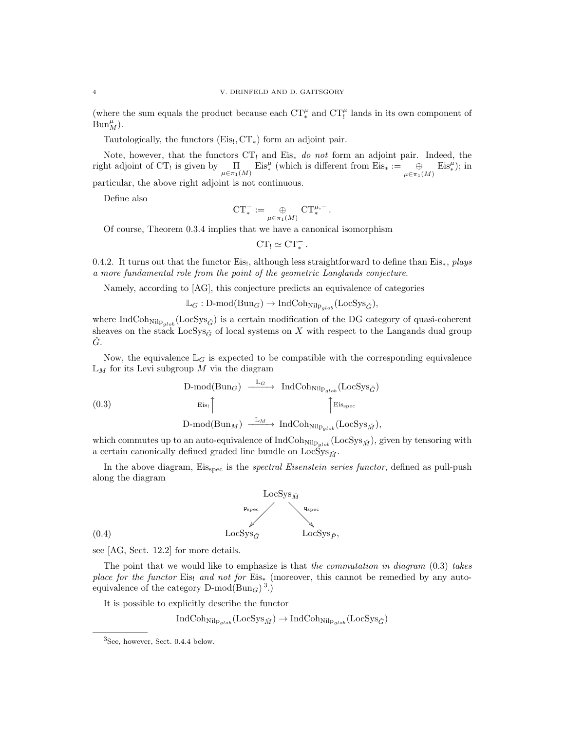(where the sum equals the product because each $\mathrm{CT}^\mu_*$ and $\mathrm{CT}^\mu_!$ lands in its own component of $\mathrm{Bun}^\mu_M$).

Tautologically, the functors $(\mathrm{Eis}_!, \mathrm{CT}_*)$ form an adjoint pair.

Note, however, that the functors $\mathrm{CT}_!$ and $\mathrm{Eis}_*$ *do not* form an adjoint pair. Indeed, the right adjoint of $\mathrm{CT}_!$ is given by $\underset{\mu\in\pi_1(M)}{\Pi} \mathrm{Eis}^\mu_*$ (which is different from $\mathrm{Eis}_* := \underset{\mu\in\pi_1(M)}{\oplus} \mathrm{Eis}^\mu_*$); in particular, the above right adjoint is not continuous.

Define also

$$\mathrm{CT}^-_* := \underset{\mu\in\pi_1(M)}{\oplus} \mathrm{CT}^{\mu,-}_* .$$

Of course, Theorem 0.3.4 implies that we have a canonical isomorphism

$$\mathrm{CT}_! \simeq \mathrm{CT}^-_* .$$

0.4.2. It turns out that the functor $\mathrm{Eis}_!$, although less straightforward to define than $\mathrm{Eis}_*$, *plays a more fundamental role from the point of the geometric Langlands conjecture*.

Namely, according to [AG], this conjecture predicts an equivalence of categories

$$\mathbb{L}_G : \text{D-mod}(\mathrm{Bun}_G) \to \mathrm{IndCoh}_{\mathrm{Nilp}_{glob}}(\mathrm{LocSys}_{\check{G}}),$$

where $\mathrm{IndCoh}_{\mathrm{Nilp}_{glob}}(\mathrm{LocSys}_{\check{G}})$ is a certain modification of the DG category of quasi-coherent sheaves on the stack $\mathrm{LocSys}_{\check{G}}$ of local systems on $X$ with respect to the Langands dual group $\check{G}$.

Now, the equivalence $\mathbb{L}_G$ is expected to be compatible with the corresponding equivalence $\mathbb{L}_M$ for its Levi subgroup $M$ via the diagram

$$
\begin{array}{ccc}
\text{D-mod}(\mathrm{Bun}_G) & \xrightarrow{\mathbb{L}_G} & \mathrm{IndCoh}_{\mathrm{Nilp}_{glob}}(\mathrm{LocSys}_{\check{G}}) \\
{\scriptstyle \mathrm{Eis}_!}\uparrow & & \uparrow{\scriptstyle \mathrm{Eis}_{\mathrm{spec}}} \\
\text{D-mod}(\mathrm{Bun}_M) & \xrightarrow{\mathbb{L}_M} & \mathrm{IndCoh}_{\mathrm{Nilp}_{glob}}(\mathrm{LocSys}_{\check{M}}),
\end{array}
\tag{0.3}
$$

which commutes up to an auto-equivalence of $\mathrm{IndCoh}_{\mathrm{Nilp}_{glob}}(\mathrm{LocSys}_{\check{M}})$, given by tensoring with a certain canonically defined graded line bundle on $\mathrm{LocSys}_{\check{M}}$.

In the above diagram, $\mathrm{Eis}_{\mathrm{spec}}$ is the *spectral Eisenstein series functor*, defined as pull-push along the diagram

$$
\begin{array}{ccccc}
 & & \mathrm{LocSys}_{\check{M}} & & \\
 & \swarrow^{\mathsf{p}_{\mathrm{spec}}} & & \searrow^{\mathsf{q}_{\mathrm{spec}}} & \\
\mathrm{LocSys}_{\check{G}} & & & & \mathrm{LocSys}_{\check{P}},
\end{array}
\tag{0.4}
$$

see [AG, Sect. 12.2] for more details.

The point that we would like to emphasize is that *the commutation in diagram* (0.3) *takes place for the functor* $\mathrm{Eis}_!$ *and not for* $\mathrm{Eis}_*$ (moreover, this cannot be remedied by any auto-equivalence of the category $\text{D-mod}(\mathrm{Bun}_G)$ [3].)

It is possible to explicitly describe the functor

$$\mathrm{IndCoh}_{\mathrm{Nilp}_{glob}}(\mathrm{LocSys}_{\check{M}}) \to \mathrm{IndCoh}_{\mathrm{Nilp}_{glob}}(\mathrm{LocSys}_{\check{G}})$$

[3] See, however, Sect. 0.4.4 below.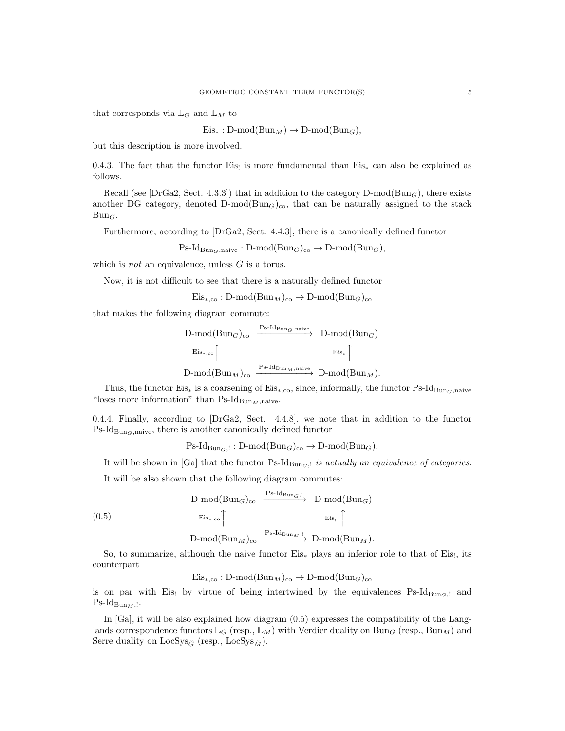that corresponds via $\mathbb{L}_G$ and $\mathbb{L}_M$ to

$$\text{Eis}_* : \text{D-mod}(\text{Bun}_M) \to \text{D-mod}(\text{Bun}_G),$$

but this description is more involved.

0.4.3. The fact that the functor $\text{Eis}_!$ is more fundamental than $\text{Eis}_*$ can also be explained as follows.

Recall (see [DrGa2, Sect. 4.3.3]) that in addition to the category $\text{D-mod}(\text{Bun}_G)$, there exists another DG category, denoted $\text{D-mod}(\text{Bun}_G)_{\text{co}}$, that can be naturally assigned to the stack $\text{Bun}_G$.

Furthermore, according to [DrGa2, Sect. 4.4.3], there is a canonically defined functor

$$\text{Ps-Id}_{\text{Bun}_G,\text{naive}} : \text{D-mod}(\text{Bun}_G)_{\text{co}} \to \text{D-mod}(\text{Bun}_G),$$

which is *not* an equivalence, unless $G$ is a torus.

Now, it is not difficult to see that there is a naturally defined functor

$$\text{Eis}_{*,\text{co}} : \text{D-mod}(\text{Bun}_M)_{\text{co}} \to \text{D-mod}(\text{Bun}_G)_{\text{co}}$$

that makes the following diagram commute:

$$\begin{array}{ccc}
\text{D-mod}(\text{Bun}_G)_{\text{co}} & \xrightarrow{\text{Ps-Id}_{\text{Bun}_G,\text{naive}}} & \text{D-mod}(\text{Bun}_G) \\
{\scriptstyle \text{Eis}_{*,\text{co}}}\uparrow & & {\scriptstyle \text{Eis}_*}\uparrow \\
\text{D-mod}(\text{Bun}_M)_{\text{co}} & \xrightarrow{\text{Ps-Id}_{\text{Bun}_M,\text{naive}}} & \text{D-mod}(\text{Bun}_M).
\end{array}$$

Thus, the functor $\text{Eis}_*$ is a coarsening of $\text{Eis}_{*,\text{co}}$, since, informally, the functor $\text{Ps-Id}_{\text{Bun}_G,\text{naive}}$ "loses more information" than $\text{Ps-Id}_{\text{Bun}_M,\text{naive}}$.

0.4.4. Finally, according to [DrGa2, Sect. 4.4.8], we note that in addition to the functor $\text{Ps-Id}_{\text{Bun}_G,\text{naive}}$, there is another canonically defined functor

$$\text{Ps-Id}_{\text{Bun}_G,!} : \text{D-mod}(\text{Bun}_G)_{\text{co}} \to \text{D-mod}(\text{Bun}_G).$$

It will be shown in [Ga] that the functor $\text{Ps-Id}_{\text{Bun}_G,!}$ *is actually an equivalence of categories.*

It will be also shown that the following diagram commutes:

$$\begin{array}{ccc}
\text{D-mod}(\text{Bun}_G)_{\text{co}} & \xrightarrow{\text{Ps-Id}_{\text{Bun}_G,!}} & \text{D-mod}(\text{Bun}_G) \\
{\scriptstyle \text{Eis}_{*,\text{co}}}\uparrow & & {\scriptstyle \text{Eis}_!^-}\uparrow \\
\text{D-mod}(\text{Bun}_M)_{\text{co}} & \xrightarrow{\text{Ps-Id}_{\text{Bun}_M,!}} & \text{D-mod}(\text{Bun}_M).
\end{array} \tag{0.5}$$

So, to summarize, although the naive functor $\text{Eis}_*$ plays an inferior role to that of $\text{Eis}_!$, its counterpart

$$\text{Eis}_{*,\text{co}} : \text{D-mod}(\text{Bun}_M)_{\text{co}} \to \text{D-mod}(\text{Bun}_G)_{\text{co}}$$

is on par with $\text{Eis}_!$ by virtue of being intertwined by the equivalences $\text{Ps-Id}_{\text{Bun}_G,!}$ and $\text{Ps-Id}_{\text{Bun}_M,!}$.

In [Ga], it will be also explained how diagram (0.5) expresses the compatibility of the Langlands correspondence functors $\mathbb{L}_G$ (resp., $\mathbb{L}_M$) with Verdier duality on $\text{Bun}_G$ (resp., $\text{Bun}_M$) and Serre duality on $\text{LocSys}_{\check{G}}$ (resp., $\text{LocSys}_{\check{M}}$).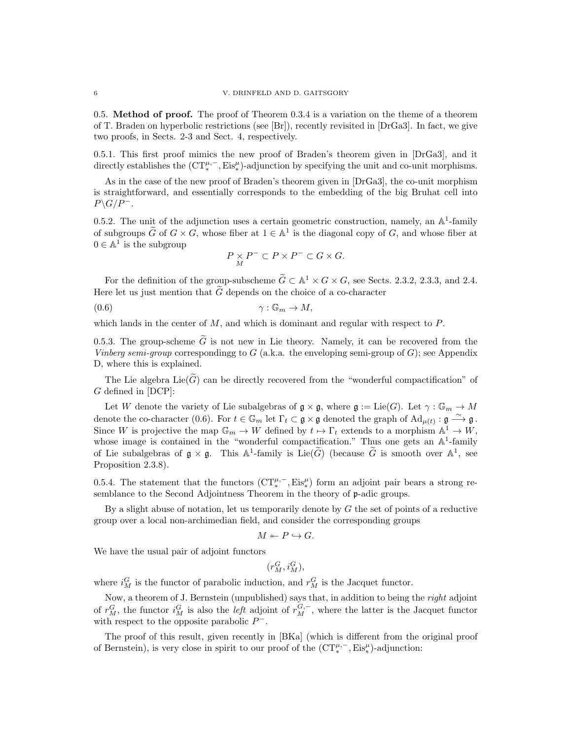0.5. **Method of proof.** The proof of Theorem 0.3.4 is a variation on the theme of a theorem of T. Braden on hyperbolic restrictions (see [Br]), recently revisited in [DrGa3]. In fact, we give two proofs, in Sects. 2-3 and Sect. 4, respectively.

0.5.1. This first proof mimics the new proof of Braden's theorem given in [DrGa3], and it directly establishes the $(\mathrm{CT}^{\mu,-}_*, \mathrm{Eis}^{\mu}_*)$-adjunction by specifying the unit and co-unit morphisms.

As in the case of the new proof of Braden's theorem given in [DrGa3], the co-unit morphism is straightforward, and essentially corresponds to the embedding of the big Bruhat cell into $P\backslash G/P^-$.

0.5.2. The unit of the adjunction uses a certain geometric construction, namely, an $\mathbb{A}^1$-family of subgroups $\widetilde{G}$ of $G \times G$, whose fiber at $1 \in \mathbb{A}^1$ is the diagonal copy of $G$, and whose fiber at $0 \in \mathbb{A}^1$ is the subgroup

$$P \underset{M}{\times} P^- \subset P \times P^- \subset G \times G.$$

For the definition of the group-subscheme $\widetilde{G} \subset \mathbb{A}^1 \times G \times G$, see Sects. 2.3.2, 2.3.3, and 2.4. Here let us just mention that $\widetilde{G}$ depends on the choice of a co-character

$$\gamma : \mathbb{G}_m \to M, \tag{0.6}$$

which lands in the center of $M$, and which is dominant and regular with respect to $P$.

0.5.3. The group-scheme $\widetilde{G}$ is not new in Lie theory. Namely, it can be recovered from the *Vinberg semi-group* correspondingg to $G$ (a.k.a. the enveloping semi-group of $G$); see Appendix D, where this is explained.

The Lie algebra $\mathrm{Lie}(\widetilde{G})$ can be directly recovered from the "wonderful compactification" of $G$ defined in [DCP]:

Let $W$ denote the variety of Lie subalgebras of $\mathfrak{g} \times \mathfrak{g}$, where $\mathfrak{g} := \mathrm{Lie}(G)$. Let $\gamma : \mathbb{G}_m \to M$ denote the co-character (0.6). For $t \in \mathbb{G}_m$ let $\Gamma_t \subset \mathfrak{g} \times \mathfrak{g}$ denoted the graph of $\mathrm{Ad}_{\mu(t)} : \mathfrak{g} \xrightarrow{\sim} \mathfrak{g}$. Since $W$ is projective the map $\mathbb{G}_m \to W$ defined by $t \mapsto \Gamma_t$ extends to a morphism $\mathbb{A}^1 \to W$, whose image is contained in the "wonderful compactification." Thus one gets an $\mathbb{A}^1$-family of Lie subalgebras of $\mathfrak{g} \times \mathfrak{g}$. This $\mathbb{A}^1$-family is $\mathrm{Lie}(\widetilde{G})$ (because $\widetilde{G}$ is smooth over $\mathbb{A}^1$, see Proposition 2.3.8).

0.5.4. The statement that the functors $(\mathrm{CT}^{\mu,-}_*, \mathrm{Eis}^{\mu}_*)$ form an adjoint pair bears a strong resemblance to the Second Adjointness Theorem in the theory of $\mathfrak{p}$-adic groups.

By a slight abuse of notation, let us temporarily denote by $G$ the set of points of a reductive group over a local non-archimedian field, and consider the corresponding groups

$$M \twoheadleftarrow P \hookrightarrow G.$$

We have the usual pair of adjoint functors

$$(r^G_M, i^G_M),$$

where $i^G_M$ is the functor of parabolic induction, and $r^G_M$ is the Jacquet functor.

Now, a theorem of J. Bernstein (unpublished) says that, in addition to being the *right* adjoint of $r^G_M$, the functor $i^G_M$ is also the *left* adjoint of $r^{G,-}_M$, where the latter is the Jacquet functor with respect to the opposite parabolic $P^-$.

The proof of this result, given recently in [BKa] (which is different from the original proof of Bernstein), is very close in spirit to our proof of the $(\mathrm{CT}^{\mu,-}_*, \mathrm{Eis}^{\mu}_*)$-adjunction: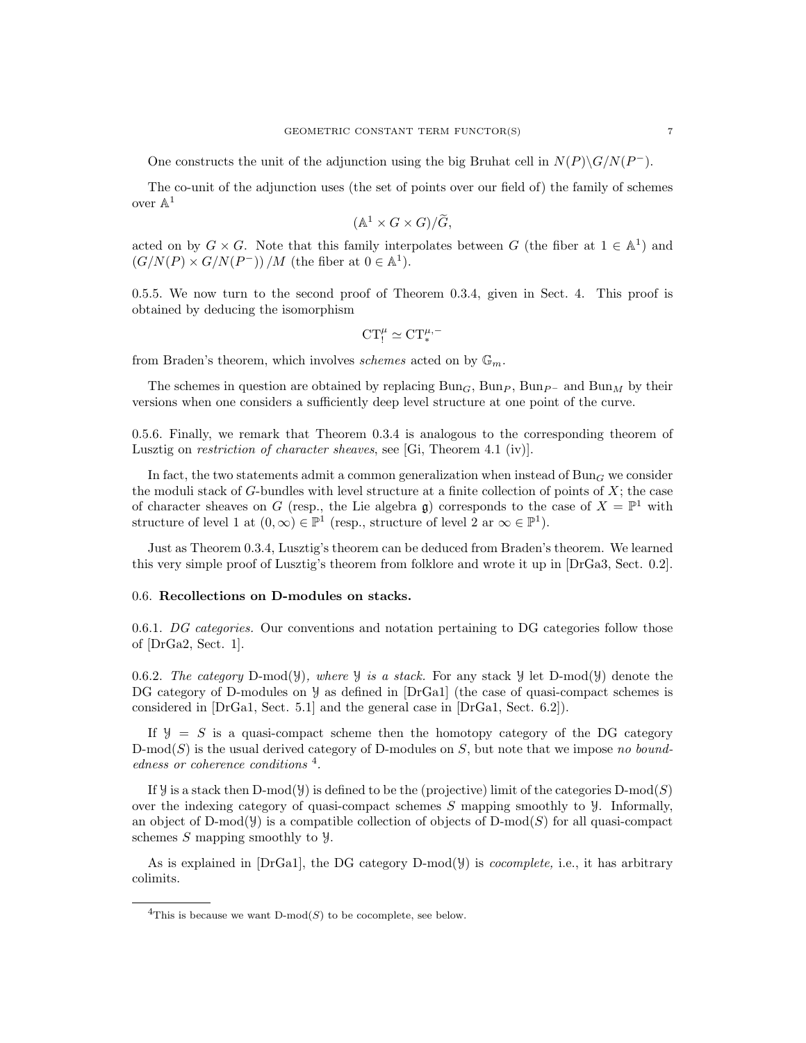One constructs the unit of the adjunction using the big Bruhat cell in $N(P)\backslash G/N(P^-)$.

The co-unit of the adjunction uses (the set of points over our field of) the family of schemes over $\mathbb{A}^1$

$$(\mathbb{A}^1 \times G \times G)/\widetilde{G},$$

acted on by $G \times G$. Note that this family interpolates between $G$ (the fiber at $1 \in \mathbb{A}^1$) and $(G/N(P) \times G/N(P^-))/M$ (the fiber at $0 \in \mathbb{A}^1$).

0.5.5. We now turn to the second proof of Theorem 0.3.4, given in Sect. 4. This proof is obtained by deducing the isomorphism

$$\mathrm{CT}^\mu_! \simeq \mathrm{CT}^{\mu,-}_*$$

from Braden's theorem, which involves *schemes* acted on by $\mathbb{G}_m$.

The schemes in question are obtained by replacing $\mathrm{Bun}_G$, $\mathrm{Bun}_P$, $\mathrm{Bun}_{P^-}$ and $\mathrm{Bun}_M$ by their versions when one considers a sufficiently deep level structure at one point of the curve.

0.5.6. Finally, we remark that Theorem 0.3.4 is analogous to the corresponding theorem of Lusztig on *restriction of character sheaves*, see [Gi, Theorem 4.1 (iv)].

In fact, the two statements admit a common generalization when instead of $\mathrm{Bun}_G$ we consider the moduli stack of $G$-bundles with level structure at a finite collection of points of $X$; the case of character sheaves on $G$ (resp., the Lie algebra $\mathfrak{g}$) corresponds to the case of $X = \mathbb{P}^1$ with structure of level 1 at $(0, \infty) \in \mathbb{P}^1$ (resp., structure of level 2 ar $\infty \in \mathbb{P}^1$).

Just as Theorem 0.3.4, Lusztig's theorem can be deduced from Braden's theorem. We learned this very simple proof of Lusztig's theorem from folklore and wrote it up in [DrGa3, Sect. 0.2].

### 0.6. Recollections on D-modules on stacks.

0.6.1. *DG categories.* Our conventions and notation pertaining to DG categories follow those of [DrGa2, Sect. 1].

0.6.2. *The category* $\text{D-mod}(\mathcal{Y})$*, where* $\mathcal{Y}$ *is a stack.* For any stack $\mathcal{Y}$ let $\text{D-mod}(\mathcal{Y})$ denote the DG category of D-modules on $\mathcal{Y}$ as defined in [DrGa1] (the case of quasi-compact schemes is considered in [DrGa1, Sect. 5.1] and the general case in [DrGa1, Sect. 6.2]).

If $\mathcal{Y} = S$ is a quasi-compact scheme then the homotopy category of the DG category $\text{D-mod}(S)$ is the usual derived category of D-modules on $S$, but note that we impose *no boundedness or coherence conditions* [4].

If $\mathcal{Y}$ is a stack then $\text{D-mod}(\mathcal{Y})$ is defined to be the (projective) limit of the categories $\text{D-mod}(S)$ over the indexing category of quasi-compact schemes $S$ mapping smoothly to $\mathcal{Y}$. Informally, an object of $\text{D-mod}(\mathcal{Y})$ is a compatible collection of objects of $\text{D-mod}(S)$ for all quasi-compact schemes $S$ mapping smoothly to $\mathcal{Y}$.

As is explained in [DrGa1], the DG category $\text{D-mod}(\mathcal{Y})$ is *cocomplete,* i.e., it has arbitrary colimits.

---

[4] This is because we want $\text{D-mod}(S)$ to be cocomplete, see below.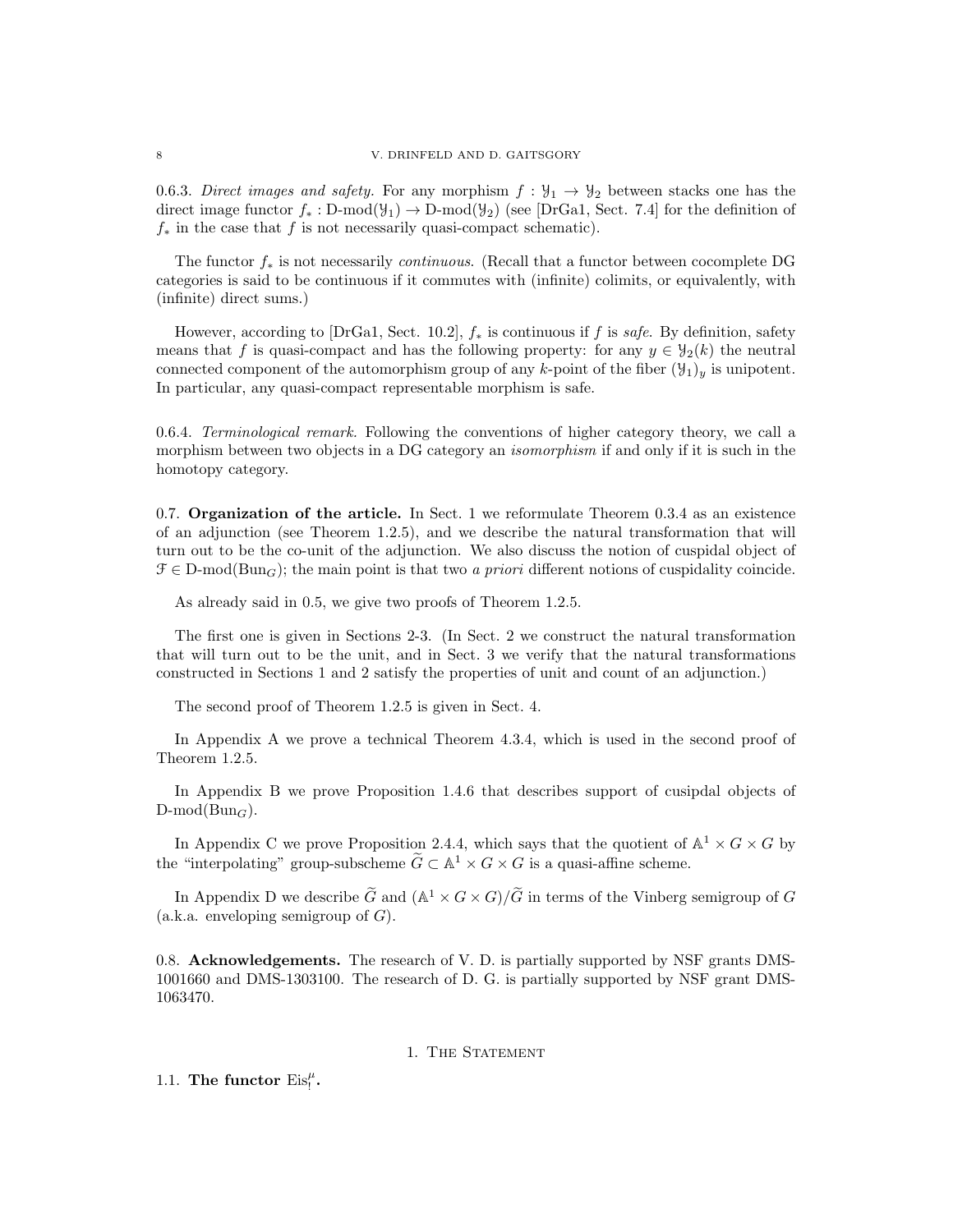0.6.3. *Direct images and safety.* For any morphism $f : \mathcal{Y}_1 \to \mathcal{Y}_2$ between stacks one has the direct image functor $f_* : \text{D-mod}(\mathcal{Y}_1) \to \text{D-mod}(\mathcal{Y}_2)$ (see [DrGa1, Sect. 7.4] for the definition of $f_*$ in the case that $f$ is not necessarily quasi-compact schematic).

The functor $f_*$ is not necessarily *continuous*. (Recall that a functor between cocomplete DG categories is said to be continuous if it commutes with (infinite) colimits, or equivalently, with (infinite) direct sums.)

However, according to [DrGa1, Sect. 10.2], $f_*$ is continuous if $f$ is *safe*. By definition, safety means that $f$ is quasi-compact and has the following property: for any $y \in \mathcal{Y}_2(k)$ the neutral connected component of the automorphism group of any $k$-point of the fiber $(\mathcal{Y}_1)_y$ is unipotent. In particular, any quasi-compact representable morphism is safe.

0.6.4. *Terminological remark.* Following the conventions of higher category theory, we call a morphism between two objects in a DG category an *isomorphism* if and only if it is such in the homotopy category.

0.7. **Organization of the article.** In Sect. 1 we reformulate Theorem 0.3.4 as an existence of an adjunction (see Theorem 1.2.5), and we describe the natural transformation that will turn out to be the co-unit of the adjunction. We also discuss the notion of cuspidal object of $\mathcal{F} \in \text{D-mod}(\text{Bun}_G)$; the main point is that two *a priori* different notions of cuspidality coincide.

As already said in 0.5, we give two proofs of Theorem 1.2.5.

The first one is given in Sections 2-3. (In Sect. 2 we construct the natural transformation that will turn out to be the unit, and in Sect. 3 we verify that the natural transformations constructed in Sections 1 and 2 satisfy the properties of unit and count of an adjunction.)

The second proof of Theorem 1.2.5 is given in Sect. 4.

In Appendix A we prove a technical Theorem 4.3.4, which is used in the second proof of Theorem 1.2.5.

In Appendix B we prove Proposition 1.4.6 that describes support of cusipdal objects of $\text{D-mod}(\text{Bun}_G)$.

In Appendix C we prove Proposition 2.4.4, which says that the quotient of $\mathbb{A}^1 \times G \times G$ by the "interpolating" group-subscheme $\widetilde{G} \subset \mathbb{A}^1 \times G \times G$ is a quasi-affine scheme.

In Appendix D we describe $\widetilde{G}$ and $(\mathbb{A}^1 \times G \times G)/\widetilde{G}$ in terms of the Vinberg semigroup of $G$ (a.k.a. enveloping semigroup of $G$).

0.8. **Acknowledgements.** The research of V. D. is partially supported by NSF grants DMS-1001660 and DMS-1303100. The research of D. G. is partially supported by NSF grant DMS-1063470.

# 1. The Statement

## 1.1. The functor $\text{Eis}_!^\mu$.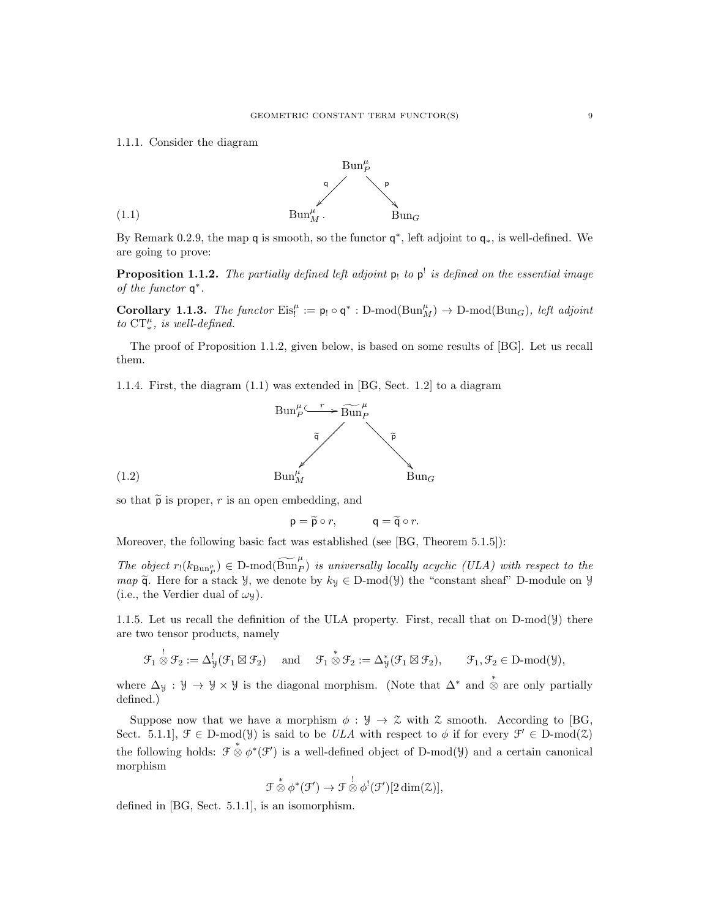1.1.1. Consider the diagram

$$
\begin{array}{ccc}
 & \mathrm{Bun}_P^\mu & \\
 {\scriptstyle \mathsf{q}} \swarrow & & \searrow {\scriptstyle \mathsf{p}} \\
\mathrm{Bun}_M^\mu \, . & & \mathrm{Bun}_G
\end{array}
\tag{1.1}
$$

By Remark 0.2.9, the map $\mathsf{q}$ is smooth, so the functor $\mathsf{q}^*$, left adjoint to $\mathsf{q}_*$, is well-defined. We are going to prove:

**Proposition 1.1.2.** *The partially defined left adjoint $\mathsf{p}_!$ to $\mathsf{p}^!$ is defined on the essential image of the functor $\mathsf{q}^*$.*

**Corollary 1.1.3.** *The functor $\mathrm{Eis}_!^\mu := \mathsf{p}_! \circ \mathsf{q}^* : \text{D-mod}(\mathrm{Bun}_M^\mu) \to \text{D-mod}(\mathrm{Bun}_G)$, left adjoint to $\mathrm{CT}_*^\mu$, is well-defined.*

The proof of Proposition 1.1.2, given below, is based on some results of [BG]. Let us recall them.

1.1.4. First, the diagram (1.1) was extended in [BG, Sect. 1.2] to a diagram

$$
\begin{array}{ccc}
\mathrm{Bun}_P^\mu \xhookrightarrow{\ r\ } & \widetilde{\mathrm{Bun}}_P^\mu & \\
 {\scriptstyle \widetilde{\mathsf{q}}} \swarrow & & \searrow {\scriptstyle \widetilde{\mathsf{p}}} \\
\mathrm{Bun}_M^\mu & & \mathrm{Bun}_G
\end{array}
\tag{1.2}
$$

so that $\widetilde{\mathsf{p}}$ is proper, $r$ is an open embedding, and

$$\mathsf{p} = \widetilde{\mathsf{p}} \circ r, \qquad \mathsf{q} = \widetilde{\mathsf{q}} \circ r.$$

Moreover, the following basic fact was established (see [BG, Theorem 5.1.5]):

*The object $r_!(k_{\mathrm{Bun}_P^\mu}) \in \text{D-mod}(\widetilde{\mathrm{Bun}}_P^\mu)$ is universally locally acyclic (ULA) with respect to the map $\widetilde{\mathsf{q}}$.* Here for a stack $\mathcal{Y}$, we denote by $k_{\mathcal{Y}} \in \text{D-mod}(\mathcal{Y})$ the "constant sheaf" D-module on $\mathcal{Y}$ (i.e., the Verdier dual of $\omega_{\mathcal{Y}}$).

1.1.5. Let us recall the definition of the ULA property. First, recall that on D-mod($\mathcal{Y}$) there are two tensor products, namely

$$\mathcal{F}_1 \overset{!}{\otimes} \mathcal{F}_2 := \Delta_{\mathcal{Y}}^!(\mathcal{F}_1 \boxtimes \mathcal{F}_2) \quad \text{and} \quad \mathcal{F}_1 \overset{*}{\otimes} \mathcal{F}_2 := \Delta_{\mathcal{Y}}^*(\mathcal{F}_1 \boxtimes \mathcal{F}_2), \qquad \mathcal{F}_1, \mathcal{F}_2 \in \text{D-mod}(\mathcal{Y}),$$

where $\Delta_{\mathcal{Y}} : \mathcal{Y} \to \mathcal{Y} \times \mathcal{Y}$ is the diagonal morphism. (Note that $\Delta^*$ and $\overset{*}{\otimes}$ are only partially defined.)

Suppose now that we have a morphism $\phi : \mathcal{Y} \to \mathcal{Z}$ with $\mathcal{Z}$ smooth. According to [BG, Sect. 5.1.1], $\mathcal{F} \in \text{D-mod}(\mathcal{Y})$ is said to be *ULA* with respect to $\phi$ if for every $\mathcal{F}' \in \text{D-mod}(\mathcal{Z})$ the following holds: $\mathcal{F} \overset{*}{\otimes} \phi^*(\mathcal{F}')$ is a well-defined object of D-mod($\mathcal{Y}$) and a certain canonical morphism

$$\mathcal{F} \overset{*}{\otimes} \phi^*(\mathcal{F}') \to \mathcal{F} \overset{!}{\otimes} \phi^!(\mathcal{F}')[2\dim(\mathcal{Z})],$$

defined in [BG, Sect. 5.1.1], is an isomorphism.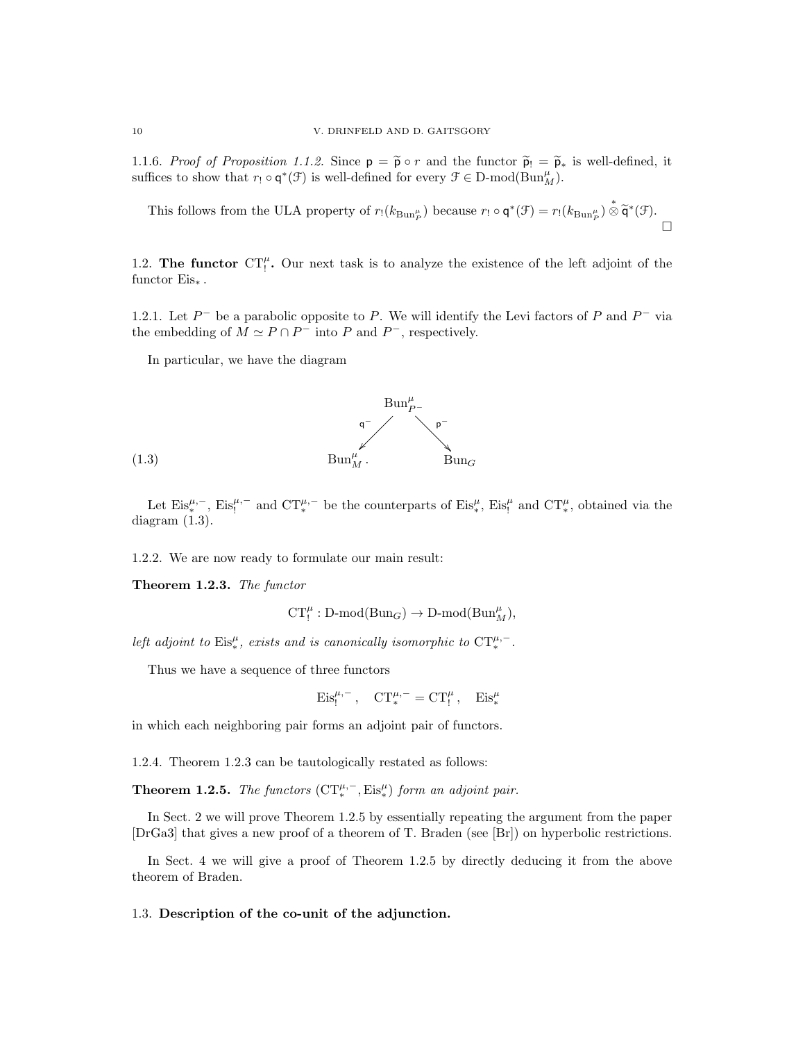1.1.6. *Proof of Proposition 1.1.2.* Since $\mathsf{p} = \widetilde{\mathsf{p}} \circ r$ and the functor $\widetilde{\mathsf{p}}_! = \widetilde{\mathsf{p}}_*$ is well-defined, it suffices to show that $r_! \circ \mathsf{q}^*(\mathcal{F})$ is well-defined for every $\mathcal{F} \in \text{D-mod}(\text{Bun}_M^\mu)$.

This follows from the ULA property of $r_!(k_{\text{Bun}_P^\mu})$ because $r_! \circ \mathsf{q}^*(\mathcal{F}) = r_!(k_{\text{Bun}_P^\mu}) \overset{*}{\otimes} \widetilde{\mathsf{q}}^*(\mathcal{F})$. □

## 1.2. The functor $\text{CT}_!^\mu$.

Our next task is to analyze the existence of the left adjoint of the functor $\text{Eis}_*$.

1.2.1. Let $P^-$ be a parabolic opposite to $P$. We will identify the Levi factors of $P$ and $P^-$ via the embedding of $M \simeq P \cap P^-$ into $P$ and $P^-$, respectively.

In particular, we have the diagram

$$
\begin{array}{ccccc}
 & & \text{Bun}_{P^-}^\mu & & \\
 & \overset{\mathsf{q}^-}{\swarrow} & & \overset{\mathsf{p}^-}{\searrow} & \\
\text{Bun}_M^\mu . & & & & \text{Bun}_G
\end{array}
\tag{1.3}
$$

Let $\text{Eis}_*^{\mu,-}$, $\text{Eis}_!^{\mu,-}$ and $\text{CT}_*^{\mu,-}$ be the counterparts of $\text{Eis}_*^\mu$, $\text{Eis}_!^\mu$ and $\text{CT}_*^\mu$, obtained via the diagram (1.3).

1.2.2. We are now ready to formulate our main result:

**Theorem 1.2.3.** *The functor*

$$\text{CT}_!^\mu : \text{D-mod}(\text{Bun}_G) \to \text{D-mod}(\text{Bun}_M^\mu),$$

*left adjoint to* $\text{Eis}_*^\mu$*, exists and is canonically isomorphic to* $\text{CT}_*^{\mu,-}$.

Thus we have a sequence of three functors

$$\text{Eis}_!^{\mu,-}, \quad \text{CT}_*^{\mu,-} = \text{CT}_!^\mu, \quad \text{Eis}_*^\mu$$

in which each neighboring pair forms an adjoint pair of functors.

1.2.4. Theorem 1.2.3 can be tautologically restated as follows:

**Theorem 1.2.5.** *The functors* $(\text{CT}_*^{\mu,-}, \text{Eis}_*^\mu)$ *form an adjoint pair.*

In Sect. 2 we will prove Theorem 1.2.5 by essentially repeating the argument from the paper [DrGa3] that gives a new proof of a theorem of T. Braden (see [Br]) on hyperbolic restrictions.

In Sect. 4 we will give a proof of Theorem 1.2.5 by directly deducing it from the above theorem of Braden.

## 1.3. Description of the co-unit of the adjunction.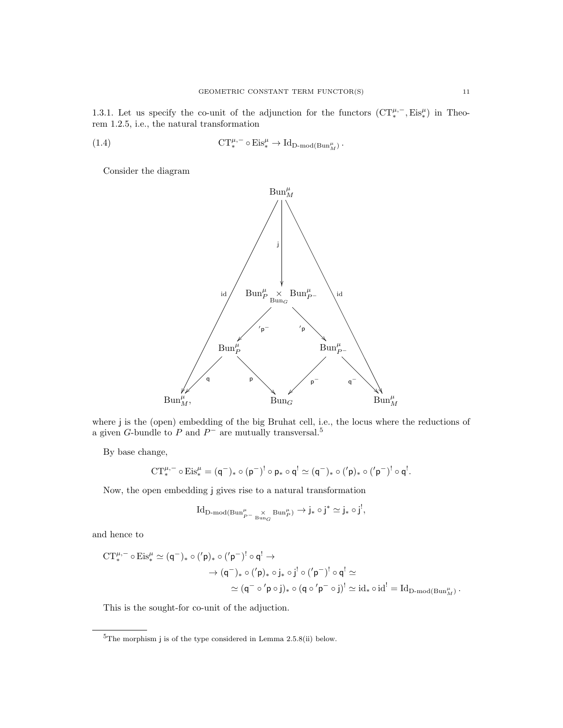1.3.1. Let us specify the co-unit of the adjunction for the functors $(\mathrm{CT}^{\mu,-}_*, \mathrm{Eis}^\mu_*)$ in Theorem 1.2.5, i.e., the natural transformation

$$\mathrm{CT}^{\mu,-}_* \circ \mathrm{Eis}^\mu_* \to \mathrm{Id}_{\text{D-mod}(\mathrm{Bun}^\mu_M)}. \tag{1.4}$$

Consider the diagram

$$\begin{array}{ccccc}
 & & \mathrm{Bun}^\mu_M & & \\
 & & \downarrow \mathsf{j} & & \\
 & & \mathrm{Bun}^\mu_P \underset{\mathrm{Bun}_G}{\times} \mathrm{Bun}^\mu_{P^-} & & \\
 & \swarrow {'\mathsf{p}^-} & & {'\mathsf{p}} \searrow & \\
 & \mathrm{Bun}^\mu_P & & \mathrm{Bun}^\mu_{P^-} & \\
 \swarrow \mathsf{q} & & \mathsf{p} \searrow \quad \swarrow \mathsf{p}^- & & \mathsf{q}^- \searrow \\
 \mathrm{Bun}^\mu_M, & & \mathrm{Bun}_G & & \mathrm{Bun}^\mu_M
\end{array}$$

(with arrows $\mathrm{id}: \mathrm{Bun}^\mu_M \to \mathrm{Bun}^\mu_M$ on the left and right sides)

where $\mathsf{j}$ is the (open) embedding of the big Bruhat cell, i.e., the locus where the reductions of a given $G$-bundle to $P$ and $P^-$ are mutually transversal.[5]

By base change,

$$\mathrm{CT}^{\mu,-}_* \circ \mathrm{Eis}^\mu_* = (\mathsf{q}^-)_* \circ (\mathsf{p}^-)^! \circ \mathsf{p}_* \circ \mathsf{q}^! \simeq (\mathsf{q}^-)_* \circ ('\mathsf{p})_* \circ ('\mathsf{p}^-)^! \circ \mathsf{q}^!.$$

Now, the open embedding $\mathsf{j}$ gives rise to a natural transformation

$$\mathrm{Id}_{\text{D-mod}(\mathrm{Bun}^\mu_{P^-} \underset{\mathrm{Bun}_G}{\times} \mathrm{Bun}^\mu_P)} \to \mathsf{j}_* \circ \mathsf{j}^* \simeq \mathsf{j}_* \circ \mathsf{j}^!,$$

and hence to

$$\begin{aligned}
\mathrm{CT}^{\mu,-}_* \circ \mathrm{Eis}^\mu_* \simeq (\mathsf{q}^-)_* \circ ('\mathsf{p})_* \circ ('\mathsf{p}^-)^! \circ \mathsf{q}^! &\to \\
\to (\mathsf{q}^-)_* \circ ('\mathsf{p})_* \circ \mathsf{j}_* \circ \mathsf{j}^! \circ ('\mathsf{p}^-)^! \circ \mathsf{q}^! &\simeq \\
\simeq (\mathsf{q}^- \circ {'\mathsf{p}} \circ \mathsf{j})_* \circ (\mathsf{q} \circ {'\mathsf{p}^-} \circ \mathsf{j})^! &\simeq \mathrm{id}_* \circ \mathrm{id}^! = \mathrm{Id}_{\text{D-mod}(\mathrm{Bun}^\mu_M)}.
\end{aligned}$$

This is the sought-for co-unit of the adjuction.

---

[5] The morphism $\mathsf{j}$ is of the type considered in Lemma 2.5.8(ii) below.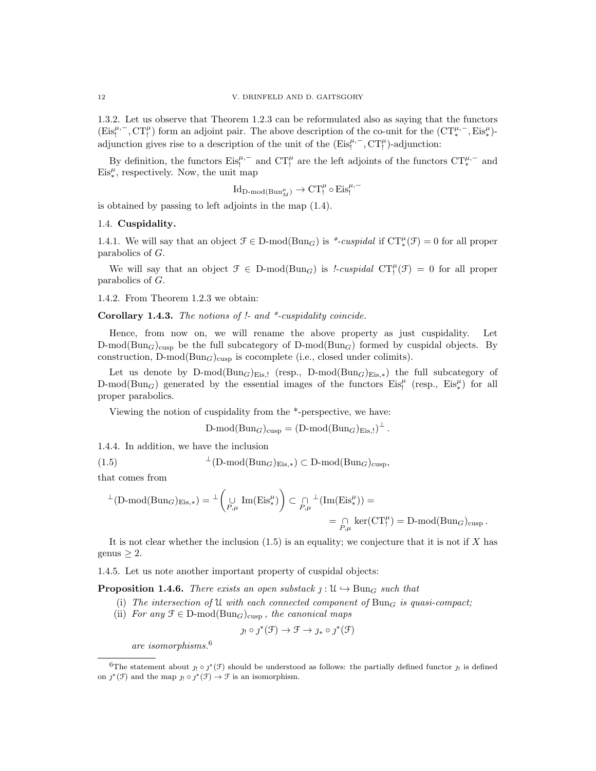1.3.2. Let us observe that Theorem 1.2.3 can be reformulated also as saying that the functors $(\mathrm{Eis}_!^{\mu,-}, \mathrm{CT}_!^{\mu})$ form an adjoint pair. The above description of the co-unit for the $(\mathrm{CT}_*^{\mu,-}, \mathrm{Eis}_*^{\mu})$-adjunction gives rise to a description of the unit of the $(\mathrm{Eis}_!^{\mu,-}, \mathrm{CT}_!^{\mu})$-adjunction:

By definition, the functors $\mathrm{Eis}_!^{\mu,-}$ and $\mathrm{CT}_!^{\mu}$ are the left adjoints of the functors $\mathrm{CT}_*^{\mu,-}$ and $\mathrm{Eis}_*^{\mu}$, respectively. Now, the unit map

$$\mathrm{Id}_{\text{D-mod}(\mathrm{Bun}_M^{\mu})} \to \mathrm{CT}_!^{\mu} \circ \mathrm{Eis}_!^{\mu,-}$$

is obtained by passing to left adjoints in the map (1.4).

## 1.4. Cuspidality.

1.4.1. We will say that an object $\mathcal{F} \in \text{D-mod}(\mathrm{Bun}_G)$ is *\*-cuspidal* if $\mathrm{CT}_*^{\mu}(\mathcal{F}) = 0$ for all proper parabolics of $G$.

We will say that an object $\mathcal{F} \in \text{D-mod}(\mathrm{Bun}_G)$ is *!-cuspidal* $\mathrm{CT}_!^{\mu}(\mathcal{F}) = 0$ for all proper parabolics of $G$.

1.4.2. From Theorem 1.2.3 we obtain:

**Corollary 1.4.3.** *The notions of !- and \*-cuspidality coincide.*

Hence, from now on, we will rename the above property as just cuspidality. Let $\text{D-mod}(\mathrm{Bun}_G)_{\mathrm{cusp}}$ be the full subcategory of $\text{D-mod}(\mathrm{Bun}_G)$ formed by cuspidal objects. By construction, $\text{D-mod}(\mathrm{Bun}_G)_{\mathrm{cusp}}$ is cocomplete (i.e., closed under colimits).

Let us denote by $\text{D-mod}(\mathrm{Bun}_G)_{\mathrm{Eis},!}$ (resp., $\text{D-mod}(\mathrm{Bun}_G)_{\mathrm{Eis},*}$) the full subcategory of $\text{D-mod}(\mathrm{Bun}_G)$ generated by the essential images of the functors $\mathrm{Eis}_!^{\mu}$ (resp., $\mathrm{Eis}_*^{\mu}$) for all proper parabolics.

Viewing the notion of cuspidality from the \*-perspective, we have:

$$\text{D-mod}(\mathrm{Bun}_G)_{\mathrm{cusp}} = (\text{D-mod}(\mathrm{Bun}_G)_{\mathrm{Eis},!})^{\perp}.$$

1.4.4. In addition, we have the inclusion

$$^{\perp}(\text{D-mod}(\mathrm{Bun}_G)_{\mathrm{Eis},*}) \subset \text{D-mod}(\mathrm{Bun}_G)_{\mathrm{cusp}}, \tag{1.5}$$

that comes from

$$^{\perp}(\text{D-mod}(\mathrm{Bun}_G)_{\mathrm{Eis},*}) = {}^{\perp}\left(\underset{P,\mu}{\cup} \mathrm{Im}(\mathrm{Eis}_*^{\mu})\right) \subset \underset{P,\mu}{\cap} {}^{\perp}(\mathrm{Im}(\mathrm{Eis}_*^{\mu})) =$$
$$= \underset{P,\mu}{\cap} \ker(\mathrm{CT}_!^{\mu}) = \text{D-mod}(\mathrm{Bun}_G)_{\mathrm{cusp}}.$$

It is not clear whether the inclusion (1.5) is an equality; we conjecture that it is not if $X$ has genus $\geq 2$.

1.4.5. Let us note another important property of cuspidal objects:

**Proposition 1.4.6.** *There exists an open substack $\jmath : \mathcal{U} \hookrightarrow \mathrm{Bun}_G$ such that*

(i) *The intersection of $\mathcal{U}$ with each connected component of $\mathrm{Bun}_G$ is quasi-compact;*
(ii) *For any $\mathcal{F} \in \text{D-mod}(\mathrm{Bun}_G)_{\mathrm{cusp}}$, the canonical maps*

$$\jmath_! \circ \jmath^*(\mathcal{F}) \to \mathcal{F} \to \jmath_* \circ \jmath^*(\mathcal{F})$$

*are isomorphisms.*[6]

[6] The statement about $\jmath_! \circ \jmath^*(\mathcal{F})$ should be understood as follows: the partially defined functor $\jmath_!$ is defined on $\jmath^*(\mathcal{F})$ and the map $\jmath_! \circ \jmath^*(\mathcal{F}) \to \mathcal{F}$ is an isomorphism.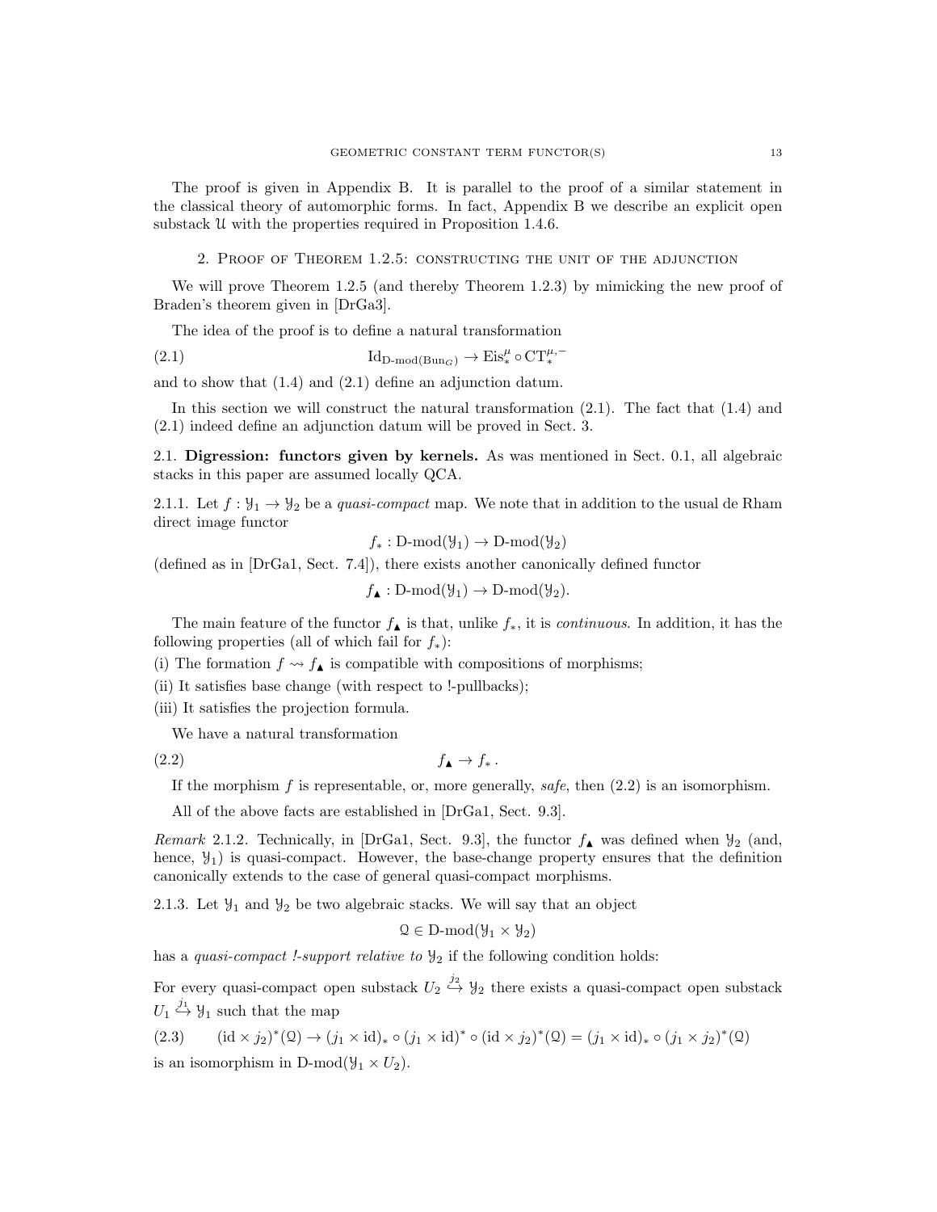The proof is given in Appendix B. It is parallel to the proof of a similar statement in the classical theory of automorphic forms. In fact, Appendix B we describe an explicit open substack $\mathcal{U}$ with the properties required in Proposition 1.4.6.

## 2. Proof of Theorem 1.2.5: constructing the unit of the adjunction

We will prove Theorem 1.2.5 (and thereby Theorem 1.2.3) by mimicking the new proof of Braden's theorem given in [DrGa3].

The idea of the proof is to define a natural transformation

$$\mathrm{Id}_{\text{D-mod}(\mathrm{Bun}_G)} \to \mathrm{Eis}^{\mu}_{*} \circ \mathrm{CT}^{\mu,-}_{*} \tag{2.1}$$

and to show that (1.4) and (2.1) define an adjunction datum.

In this section we will construct the natural transformation (2.1). The fact that (1.4) and (2.1) indeed define an adjunction datum will be proved in Sect. 3.

### 2.1. Digression: functors given by kernels.

As was mentioned in Sect. 0.1, all algebraic stacks in this paper are assumed locally QCA.

2.1.1. Let $f : \mathcal{Y}_1 \to \mathcal{Y}_2$ be a *quasi-compact* map. We note that in addition to the usual de Rham direct image functor

$$f_* : \text{D-mod}(\mathcal{Y}_1) \to \text{D-mod}(\mathcal{Y}_2)$$

(defined as in [DrGa1, Sect. 7.4]), there exists another canonically defined functor

$$f_\blacktriangle : \text{D-mod}(\mathcal{Y}_1) \to \text{D-mod}(\mathcal{Y}_2).$$

The main feature of the functor $f_\blacktriangle$ is that, unlike $f_*$, it is *continuous*. In addition, it has the following properties (all of which fail for $f_*$):

(i) The formation $f \rightsquigarrow f_\blacktriangle$ is compatible with compositions of morphisms;

(ii) It satisfies base change (with respect to !-pullbacks);

(iii) It satisfies the projection formula.

We have a natural transformation

$$f_\blacktriangle \to f_* \,. \tag{2.2}$$

If the morphism $f$ is representable, or, more generally, *safe*, then (2.2) is an isomorphism.

All of the above facts are established in [DrGa1, Sect. 9.3].

*Remark* 2.1.2. Technically, in [DrGa1, Sect. 9.3], the functor $f_\blacktriangle$ was defined when $\mathcal{Y}_2$ (and, hence, $\mathcal{Y}_1$) is quasi-compact. However, the base-change property ensures that the definition canonically extends to the case of general quasi-compact morphisms.

2.1.3. Let $\mathcal{Y}_1$ and $\mathcal{Y}_2$ be two algebraic stacks. We will say that an object

$$\mathcal{Q} \in \text{D-mod}(\mathcal{Y}_1 \times \mathcal{Y}_2)$$

has a *quasi-compact !-support relative to* $\mathcal{Y}_2$ if the following condition holds:

For every quasi-compact open substack $U_2 \overset{j_2}{\hookrightarrow} \mathcal{Y}_2$ there exists a quasi-compact open substack $U_1 \overset{j_1}{\hookrightarrow} \mathcal{Y}_1$ such that the map

$$(\mathrm{id} \times j_2)^*(\mathcal{Q}) \to (j_1 \times \mathrm{id})_* \circ (j_1 \times \mathrm{id})^* \circ (\mathrm{id} \times j_2)^*(\mathcal{Q}) = (j_1 \times \mathrm{id})_* \circ (j_1 \times j_2)^*(\mathcal{Q}) \tag{2.3}$$

is an isomorphism in $\text{D-mod}(\mathcal{Y}_1 \times U_2)$.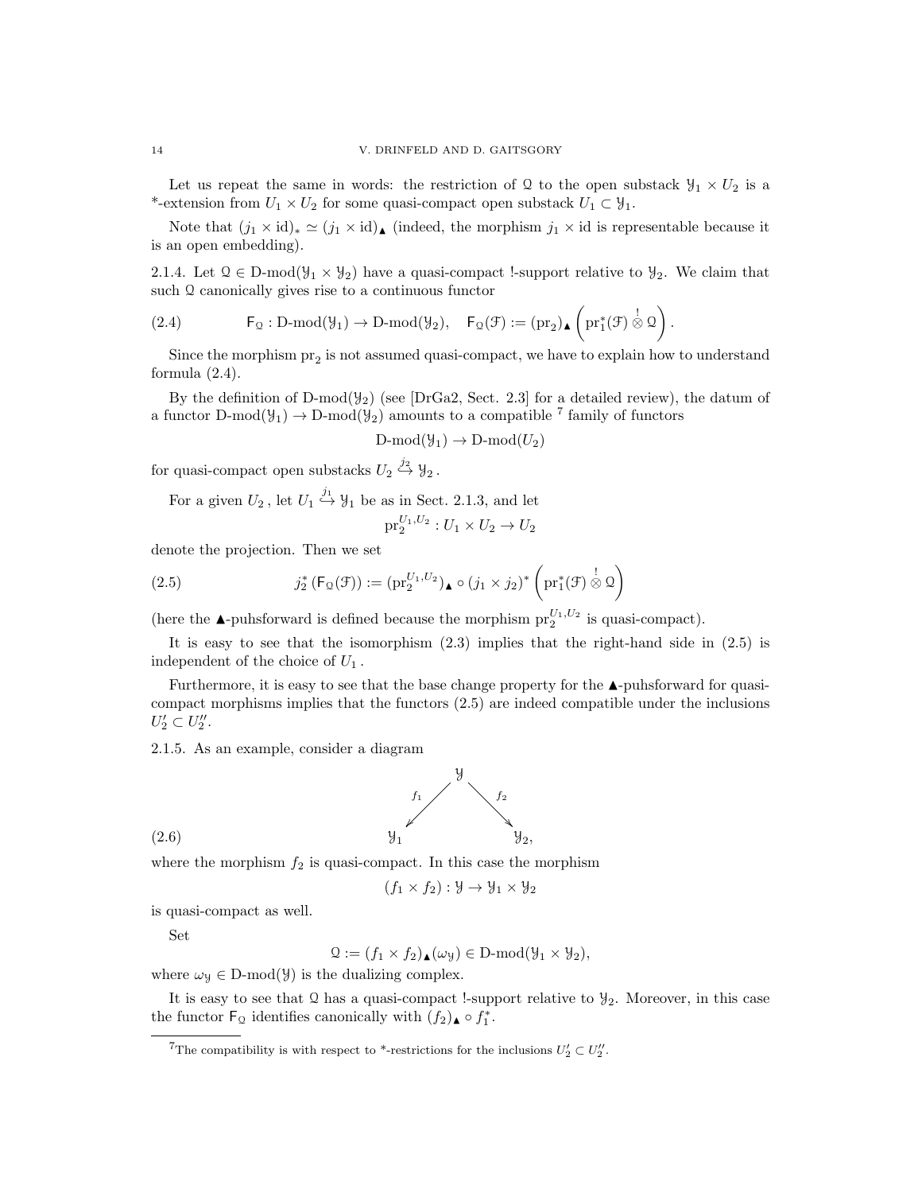Let us repeat the same in words: the restriction of $\mathcal{Q}$ to the open substack $\mathcal{Y}_1 \times U_2$ is a *-extension from $U_1 \times U_2$ for some quasi-compact open substack $U_1 \subset \mathcal{Y}_1$.

Note that $(j_1 \times \mathrm{id})_* \simeq (j_1 \times \mathrm{id})_\blacktriangle$ (indeed, the morphism $j_1 \times \mathrm{id}$ is representable because it is an open embedding).

2.1.4. Let $\mathcal{Q} \in \text{D-mod}(\mathcal{Y}_1 \times \mathcal{Y}_2)$ have a quasi-compact !-support relative to $\mathcal{Y}_2$. We claim that such $\mathcal{Q}$ canonically gives rise to a continuous functor

$$\mathsf{F}_\mathcal{Q} : \text{D-mod}(\mathcal{Y}_1) \to \text{D-mod}(\mathcal{Y}_2), \quad \mathsf{F}_\mathcal{Q}(\mathcal{F}) := (\mathrm{pr}_2)_\blacktriangle \left( \mathrm{pr}_1^*(\mathcal{F}) \overset{!}{\otimes} \mathcal{Q} \right). \tag{2.4}$$

Since the morphism $\mathrm{pr}_2$ is not assumed quasi-compact, we have to explain how to understand formula (2.4).

By the definition of $\text{D-mod}(\mathcal{Y}_2)$ (see [DrGa2, Sect. 2.3] for a detailed review), the datum of a functor $\text{D-mod}(\mathcal{Y}_1) \to \text{D-mod}(\mathcal{Y}_2)$ amounts to a compatible [7] family of functors

$$\text{D-mod}(\mathcal{Y}_1) \to \text{D-mod}(U_2)$$

for quasi-compact open substacks $U_2 \overset{j_2}{\hookrightarrow} \mathcal{Y}_2$.

For a given $U_2$, let $U_1 \overset{j_1}{\hookrightarrow} \mathcal{Y}_1$ be as in Sect. 2.1.3, and let

$$\mathrm{pr}_2^{U_1,U_2} : U_1 \times U_2 \to U_2$$

denote the projection. Then we set

$$j_2^* \left( \mathsf{F}_\mathcal{Q}(\mathcal{F}) \right) := (\mathrm{pr}_2^{U_1,U_2})_\blacktriangle \circ (j_1 \times j_2)^* \left( \mathrm{pr}_1^*(\mathcal{F}) \overset{!}{\otimes} \mathcal{Q} \right) \tag{2.5}$$

(here the $\blacktriangle$-puhsforward is defined because the morphism $\mathrm{pr}_2^{U_1,U_2}$ is quasi-compact).

It is easy to see that the isomorphism (2.3) implies that the right-hand side in (2.5) is independent of the choice of $U_1$.

Furthermore, it is easy to see that the base change property for the $\blacktriangle$-puhsforward for quasi-compact morphisms implies that the functors (2.5) are indeed compatible under the inclusions $U_2' \subset U_2''$.

2.1.5. As an example, consider a diagram

$$\begin{array}{ccc} & \mathcal{Y} & \\ {}^{f_1}\swarrow & & \searrow^{f_2} \\ \mathcal{Y}_1 & & \mathcal{Y}_2, \end{array} \tag{2.6}$$

where the morphism $f_2$ is quasi-compact. In this case the morphism

$$(f_1 \times f_2) : \mathcal{Y} \to \mathcal{Y}_1 \times \mathcal{Y}_2$$

is quasi-compact as well.

Set

$$\mathcal{Q} := (f_1 \times f_2)_\blacktriangle(\omega_\mathcal{Y}) \in \text{D-mod}(\mathcal{Y}_1 \times \mathcal{Y}_2),$$

where $\omega_\mathcal{Y} \in \text{D-mod}(\mathcal{Y})$ is the dualizing complex.

It is easy to see that $\mathcal{Q}$ has a quasi-compact !-support relative to $\mathcal{Y}_2$. Moreover, in this case the functor $\mathsf{F}_\mathcal{Q}$ identifies canonically with $(f_2)_\blacktriangle \circ f_1^*$.

[7] The compatibility is with respect to *-restrictions for the inclusions $U_2' \subset U_2''$.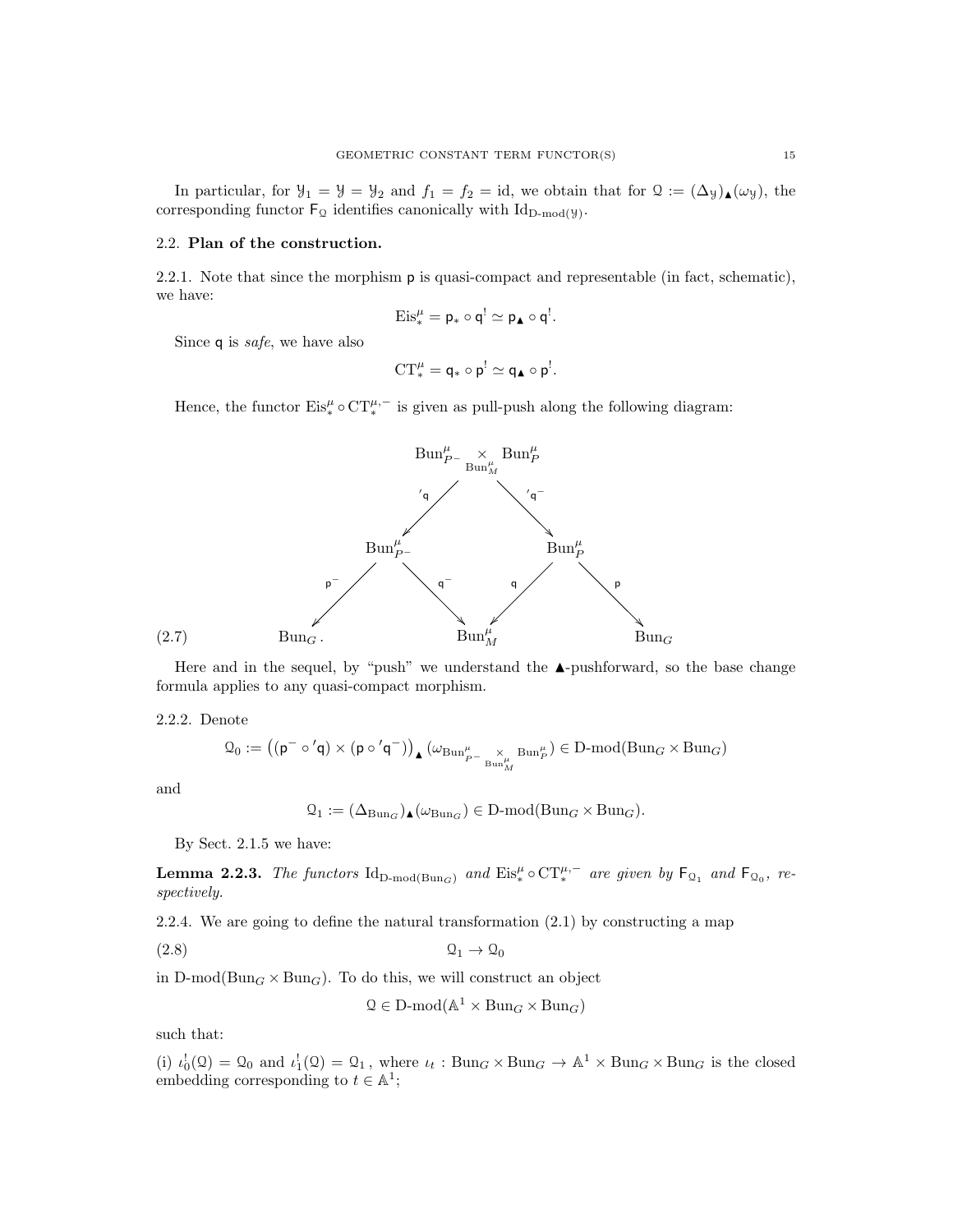In particular, for $\mathcal{Y}_1 = \mathcal{Y} = \mathcal{Y}_2$ and $f_1 = f_2 = \text{id}$, we obtain that for $\mathcal{Q} := (\Delta_{\mathcal{Y}})_\blacktriangle(\omega_{\mathcal{Y}})$, the corresponding functor $\mathsf{F}_{\mathcal{Q}}$ identifies canonically with $\text{Id}_{\text{D-mod}(\mathcal{Y})}$.

## 2.2. Plan of the construction.

2.2.1. Note that since the morphism $\mathsf{p}$ is quasi-compact and representable (in fact, schematic), we have:

$$\text{Eis}^\mu_* = \mathsf{p}_* \circ \mathsf{q}^! \simeq \mathsf{p}_\blacktriangle \circ \mathsf{q}^!.$$

Since $\mathsf{q}$ is *safe*, we have also

$$\text{CT}^\mu_* = \mathsf{q}_* \circ \mathsf{p}^! \simeq \mathsf{q}_\blacktriangle \circ \mathsf{p}^!.$$

Hence, the functor $\text{Eis}^\mu_* \circ \text{CT}^{\mu,-}_*$ is given as pull-push along the following diagram:

$$
\begin{array}{ccccccc}
 & & & \text{Bun}^\mu_{P^-} \underset{\text{Bun}^\mu_M}{\times} \text{Bun}^\mu_P & & & \\
 & & \swarrow {'\mathsf{q}} & & {'\mathsf{q}^-} \searrow & & \\
 & \text{Bun}^\mu_{P^-} & & & & \text{Bun}^\mu_P & \\
 \swarrow \mathsf{p}^- & & \mathsf{q}^- \searrow & & \swarrow \mathsf{q} & & \mathsf{p} \searrow \\
\text{Bun}_G\,. & & & \text{Bun}^\mu_M & & & \text{Bun}_G
\end{array}
\tag{2.7}
$$

Here and in the sequel, by "push" we understand the $\blacktriangle$-pushforward, so the base change formula applies to any quasi-compact morphism.

2.2.2. Denote

$$\mathcal{Q}_0 := \left((\mathsf{p}^- \circ {'\mathsf{q}}) \times (\mathsf{p} \circ {'\mathsf{q}^-})\right)_\blacktriangle (\omega_{\text{Bun}^\mu_{P^-} \underset{\text{Bun}^\mu_M}{\times} \text{Bun}^\mu_P}) \in \text{D-mod}(\text{Bun}_G \times \text{Bun}_G)$$

and

$$\mathcal{Q}_1 := (\Delta_{\text{Bun}_G})_\blacktriangle(\omega_{\text{Bun}_G}) \in \text{D-mod}(\text{Bun}_G \times \text{Bun}_G).$$

By Sect. 2.1.5 we have:

**Lemma 2.2.3.** *The functors $\text{Id}_{\text{D-mod}(\text{Bun}_G)}$ and $\text{Eis}^\mu_* \circ \text{CT}^{\mu,-}_*$ are given by $\mathsf{F}_{\mathcal{Q}_1}$ and $\mathsf{F}_{\mathcal{Q}_0}$, respectively.*

2.2.4. We are going to define the natural transformation (2.1) by constructing a map

$$\mathcal{Q}_1 \to \mathcal{Q}_0 \tag{2.8}$$

in $\text{D-mod}(\text{Bun}_G \times \text{Bun}_G)$. To do this, we will construct an object

$$\mathcal{Q} \in \text{D-mod}(\mathbb{A}^1 \times \text{Bun}_G \times \text{Bun}_G)$$

such that:

(i) $\iota_0^!(\mathcal{Q}) = \mathcal{Q}_0$ and $\iota_1^!(\mathcal{Q}) = \mathcal{Q}_1$, where $\iota_t : \text{Bun}_G \times \text{Bun}_G \to \mathbb{A}^1 \times \text{Bun}_G \times \text{Bun}_G$ is the closed embedding corresponding to $t \in \mathbb{A}^1$;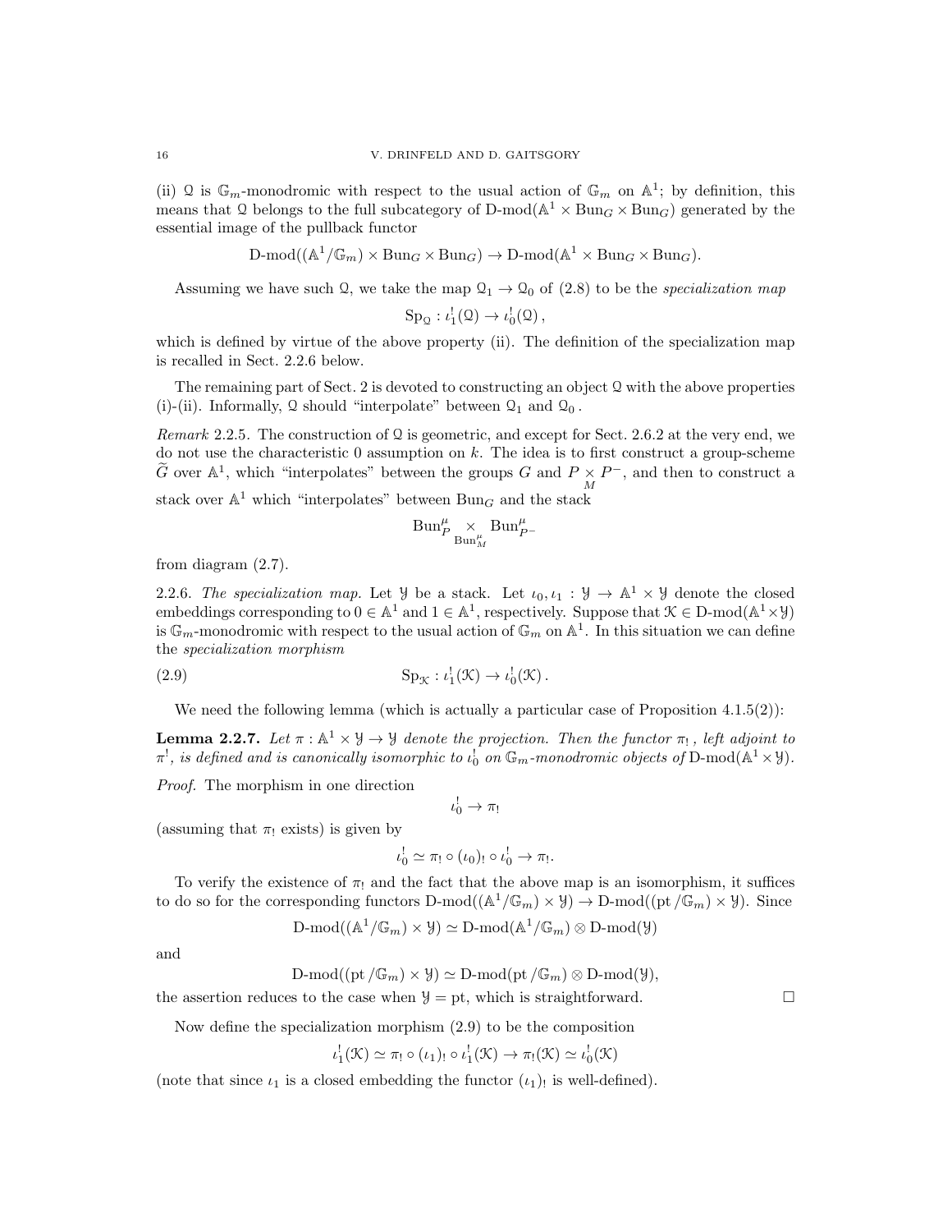(ii) $\mathcal{Q}$ is $\mathbb{G}_m$-monodromic with respect to the usual action of $\mathbb{G}_m$ on $\mathbb{A}^1$; by definition, this means that $\mathcal{Q}$ belongs to the full subcategory of $\text{D-mod}(\mathbb{A}^1 \times \text{Bun}_G \times \text{Bun}_G)$ generated by the essential image of the pullback functor

$$\text{D-mod}((\mathbb{A}^1/\mathbb{G}_m) \times \text{Bun}_G \times \text{Bun}_G) \to \text{D-mod}(\mathbb{A}^1 \times \text{Bun}_G \times \text{Bun}_G).$$

Assuming we have such $\mathcal{Q}$, we take the map $\mathcal{Q}_1 \to \mathcal{Q}_0$ of (2.8) to be the *specialization map*

$$\text{Sp}_{\mathcal{Q}} : \iota_1^!(\mathcal{Q}) \to \iota_0^!(\mathcal{Q}),$$

which is defined by virtue of the above property (ii). The definition of the specialization map is recalled in Sect. 2.2.6 below.

The remaining part of Sect. 2 is devoted to constructing an object $\mathcal{Q}$ with the above properties (i)-(ii). Informally, $\mathcal{Q}$ should "interpolate" between $\mathcal{Q}_1$ and $\mathcal{Q}_0$.

*Remark* 2.2.5. The construction of $\mathcal{Q}$ is geometric, and except for Sect. 2.6.2 at the very end, we do not use the characteristic 0 assumption on $k$. The idea is to first construct a group-scheme $\widetilde{G}$ over $\mathbb{A}^1$, which "interpolates" between the groups $G$ and $P \underset{M}{\times} P^-$, and then to construct a stack over $\mathbb{A}^1$ which "interpolates" between $\text{Bun}_G$ and the stack

$$\text{Bun}_P^\mu \underset{\text{Bun}_M^\mu}{\times} \text{Bun}_{P^-}^\mu$$

from diagram (2.7).

2.2.6. *The specialization map.* Let $\mathcal{Y}$ be a stack. Let $\iota_0, \iota_1 : \mathcal{Y} \to \mathbb{A}^1 \times \mathcal{Y}$ denote the closed embeddings corresponding to $0 \in \mathbb{A}^1$ and $1 \in \mathbb{A}^1$, respectively. Suppose that $\mathcal{K} \in \text{D-mod}(\mathbb{A}^1 \times \mathcal{Y})$ is $\mathbb{G}_m$-monodromic with respect to the usual action of $\mathbb{G}_m$ on $\mathbb{A}^1$. In this situation we can define the *specialization morphism*

$$\text{Sp}_{\mathcal{K}} : \iota_1^!(\mathcal{K}) \to \iota_0^!(\mathcal{K}). \tag{2.9}$$

We need the following lemma (which is actually a particular case of Proposition 4.1.5(2)):

**Lemma 2.2.7.** *Let $\pi : \mathbb{A}^1 \times \mathcal{Y} \to \mathcal{Y}$ denote the projection. Then the functor $\pi_!$, left adjoint to $\pi^!$, is defined and is canonically isomorphic to $\iota_0^!$ on $\mathbb{G}_m$-monodromic objects of* $\text{D-mod}(\mathbb{A}^1 \times \mathcal{Y})$.

*Proof.* The morphism in one direction

$$\iota_0^! \to \pi_!$$

(assuming that $\pi_!$ exists) is given by

$$\iota_0^! \simeq \pi_! \circ (\iota_0)_! \circ \iota_0^! \to \pi_!.$$

To verify the existence of $\pi_!$ and the fact that the above map is an isomorphism, it suffices to do so for the corresponding functors $\text{D-mod}((\mathbb{A}^1/\mathbb{G}_m) \times \mathcal{Y}) \to \text{D-mod}((\text{pt}/\mathbb{G}_m) \times \mathcal{Y})$. Since

$$\text{D-mod}((\mathbb{A}^1/\mathbb{G}_m) \times \mathcal{Y}) \simeq \text{D-mod}(\mathbb{A}^1/\mathbb{G}_m) \otimes \text{D-mod}(\mathcal{Y})$$

and

$$\text{D-mod}((\text{pt}/\mathbb{G}_m) \times \mathcal{Y}) \simeq \text{D-mod}(\text{pt}/\mathbb{G}_m) \otimes \text{D-mod}(\mathcal{Y}),$$

the assertion reduces to the case when $\mathcal{Y} = \text{pt}$, which is straightforward. $\square$

Now define the specialization morphism (2.9) to be the composition

$$\iota_1^!(\mathcal{K}) \simeq \pi_! \circ (\iota_1)_! \circ \iota_1^!(\mathcal{K}) \to \pi_!(\mathcal{K}) \simeq \iota_0^!(\mathcal{K})$$

(note that since $\iota_1$ is a closed embedding the functor $(\iota_1)_!$ is well-defined).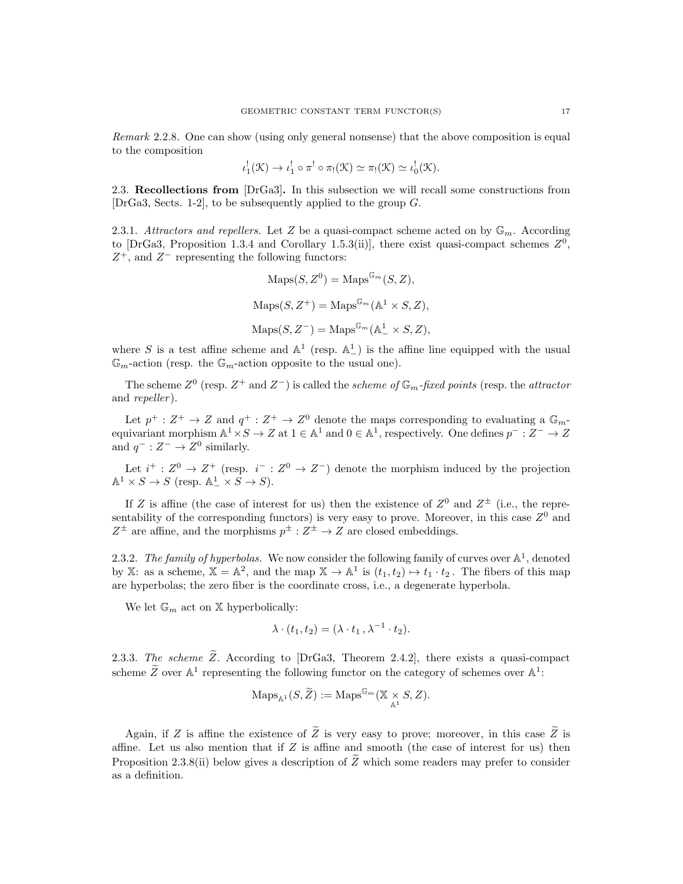*Remark* 2.2.8. One can show (using only general nonsense) that the above composition is equal to the composition

$$\iota_1^!(\mathcal{K}) \to \iota_1^! \circ \pi^! \circ \pi_!(\mathcal{K}) \simeq \pi_!(\mathcal{K}) \simeq \iota_0^!(\mathcal{K}).$$

2.3. **Recollections from** [DrGa3]**.** In this subsection we will recall some constructions from [DrGa3, Sects. 1-2], to be subsequently applied to the group $G$.

2.3.1. *Attractors and repellers.* Let $Z$ be a quasi-compact scheme acted on by $\mathbb{G}_m$. According to [DrGa3, Proposition 1.3.4 and Corollary 1.5.3(ii)], there exist quasi-compact schemes $Z^0$, $Z^+$, and $Z^-$ representing the following functors:

$$\mathrm{Maps}(S, Z^0) = \mathrm{Maps}^{\mathbb{G}_m}(S, Z),$$

$$\mathrm{Maps}(S, Z^+) = \mathrm{Maps}^{\mathbb{G}_m}(\mathbb{A}^1 \times S, Z),$$

$$\mathrm{Maps}(S, Z^-) = \mathrm{Maps}^{\mathbb{G}_m}(\mathbb{A}^1_- \times S, Z),$$

where $S$ is a test affine scheme and $\mathbb{A}^1$ (resp. $\mathbb{A}^1_-$) is the affine line equipped with the usual $\mathbb{G}_m$-action (resp. the $\mathbb{G}_m$-action opposite to the usual one).

The scheme $Z^0$ (resp. $Z^+$ and $Z^-$) is called the *scheme of* $\mathbb{G}_m$*-fixed points* (resp. the *attractor* and *repeller*).

Let $p^+ : Z^+ \to Z$ and $q^+ : Z^+ \to Z^0$ denote the maps corresponding to evaluating a $\mathbb{G}_m$-equivariant morphism $\mathbb{A}^1 \times S \to Z$ at $1 \in \mathbb{A}^1$ and $0 \in \mathbb{A}^1$, respectively. One defines $p^- : Z^- \to Z$ and $q^- : Z^- \to Z^0$ similarly.

Let $i^+ : Z^0 \to Z^+$ (resp. $i^- : Z^0 \to Z^-$) denote the morphism induced by the projection $\mathbb{A}^1 \times S \to S$ (resp. $\mathbb{A}^1_- \times S \to S$).

If $Z$ is affine (the case of interest for us) then the existence of $Z^0$ and $Z^\pm$ (i.e., the representability of the corresponding functors) is very easy to prove. Moreover, in this case $Z^0$ and $Z^\pm$ are affine, and the morphisms $p^\pm : Z^\pm \to Z$ are closed embeddings.

2.3.2. *The family of hyperbolas.* We now consider the following family of curves over $\mathbb{A}^1$, denoted by $\mathbb{X}$: as a scheme, $\mathbb{X} = \mathbb{A}^2$, and the map $\mathbb{X} \to \mathbb{A}^1$ is $(t_1, t_2) \mapsto t_1 \cdot t_2$. The fibers of this map are hyperbolas; the zero fiber is the coordinate cross, i.e., a degenerate hyperbola.

We let $\mathbb{G}_m$ act on $\mathbb{X}$ hyperbolically:

$$\lambda \cdot (t_1, t_2) = (\lambda \cdot t_1 \, , \lambda^{-1} \cdot t_2).$$

2.3.3. *The scheme* $\widetilde{Z}$. According to [DrGa3, Theorem 2.4.2], there exists a quasi-compact scheme $\widetilde{Z}$ over $\mathbb{A}^1$ representing the following functor on the category of schemes over $\mathbb{A}^1$:

$$\mathrm{Maps}_{\mathbb{A}^1}(S, \widetilde{Z}) := \mathrm{Maps}^{\mathbb{G}_m}(\mathbb{X} \underset{\mathbb{A}^1}{\times} S, Z).$$

Again, if $Z$ is affine the existence of $\widetilde{Z}$ is very easy to prove; moreover, in this case $\widetilde{Z}$ is affine. Let us also mention that if $Z$ is affine and smooth (the case of interest for us) then Proposition 2.3.8(ii) below gives a description of $\widetilde{Z}$ which some readers may prefer to consider as a definition.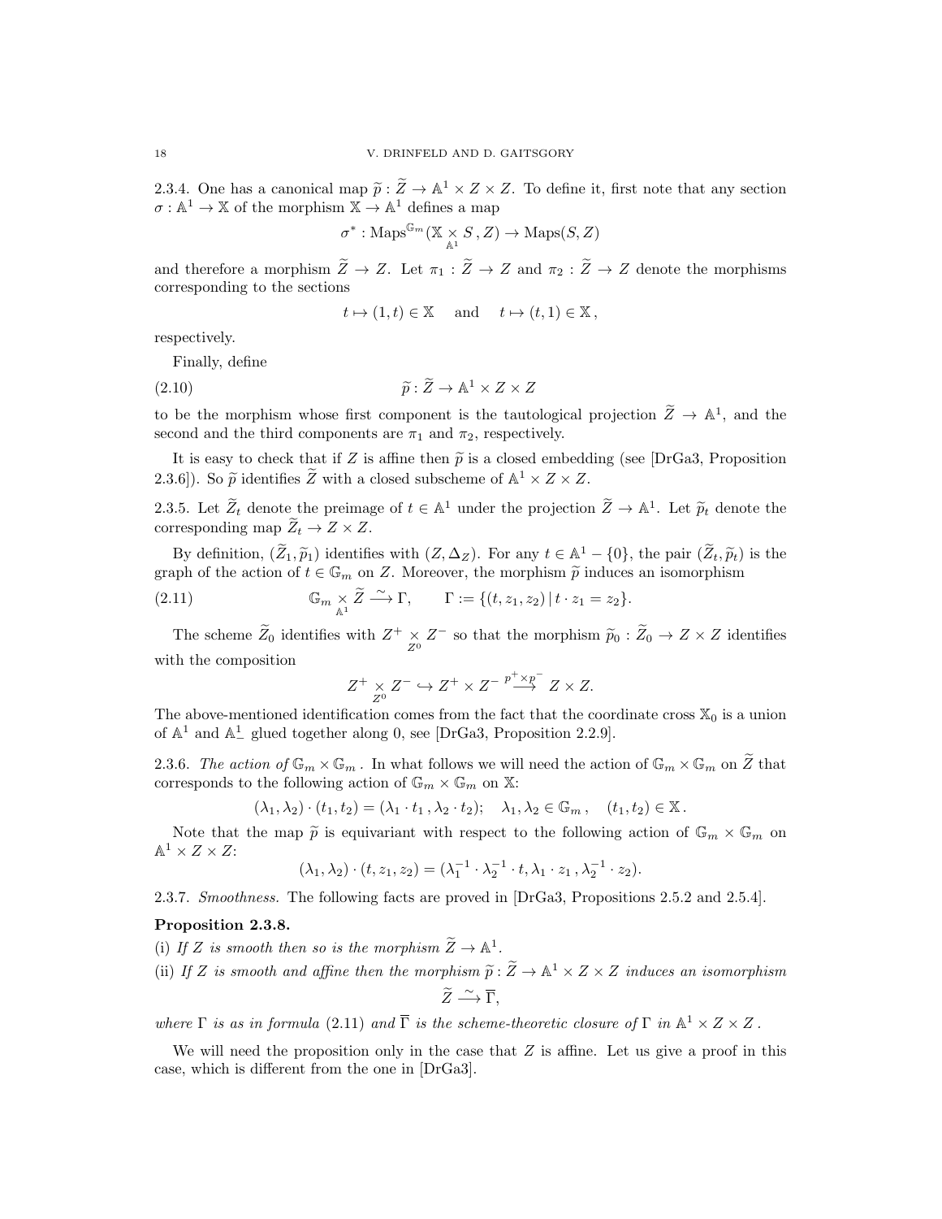2.3.4. One has a canonical map $\widetilde{p} : \widetilde{Z} \to \mathbb{A}^1 \times Z \times Z$. To define it, first note that any section $\sigma : \mathbb{A}^1 \to \mathbb{X}$ of the morphism $\mathbb{X} \to \mathbb{A}^1$ defines a map

$$\sigma^* : \mathrm{Maps}^{\mathbb{G}_m}(\mathbb{X} \underset{\mathbb{A}^1}{\times} S, Z) \to \mathrm{Maps}(S, Z)$$

and therefore a morphism $\widetilde{Z} \to Z$. Let $\pi_1 : \widetilde{Z} \to Z$ and $\pi_2 : \widetilde{Z} \to Z$ denote the morphisms corresponding to the sections

$$t \mapsto (1, t) \in \mathbb{X} \quad \text{ and } \quad t \mapsto (t, 1) \in \mathbb{X}\,,$$

respectively.

Finally, define

$$\widetilde{p} : \widetilde{Z} \to \mathbb{A}^1 \times Z \times Z \tag{2.10}$$

to be the morphism whose first component is the tautological projection $\widetilde{Z} \to \mathbb{A}^1$, and the second and the third components are $\pi_1$ and $\pi_2$, respectively.

It is easy to check that if $Z$ is affine then $\widetilde{p}$ is a closed embedding (see [DrGa3, Proposition 2.3.6]). So $\widetilde{p}$ identifies $\widetilde{Z}$ with a closed subscheme of $\mathbb{A}^1 \times Z \times Z$.

2.3.5. Let $\widetilde{Z}_t$ denote the preimage of $t \in \mathbb{A}^1$ under the projection $\widetilde{Z} \to \mathbb{A}^1$. Let $\widetilde{p}_t$ denote the corresponding map $\widetilde{Z}_t \to Z \times Z$.

By definition, $(\widetilde{Z}_1, \widetilde{p}_1)$ identifies with $(Z, \Delta_Z)$. For any $t \in \mathbb{A}^1 - \{0\}$, the pair $(\widetilde{Z}_t, \widetilde{p}_t)$ is the graph of the action of $t \in \mathbb{G}_m$ on $Z$. Moreover, the morphism $\widetilde{p}$ induces an isomorphism

$$\mathbb{G}_m \underset{\mathbb{A}^1}{\times} \widetilde{Z} \xrightarrow{\sim} \Gamma, \qquad \Gamma := \{(t, z_1, z_2) \,|\, t \cdot z_1 = z_2\}. \tag{2.11}$$

The scheme $\widetilde{Z}_0$ identifies with $Z^+ \underset{Z^0}{\times} Z^-$ so that the morphism $\widetilde{p}_0 : \widetilde{Z}_0 \to Z \times Z$ identifies with the composition

$$Z^+ \underset{Z^0}{\times} Z^- \hookrightarrow Z^+ \times Z^- \overset{p^+ \times p^-}{\longrightarrow} Z \times Z.$$

The above-mentioned identification comes from the fact that the coordinate cross $\mathbb{X}_0$ is a union of $\mathbb{A}^1$ and $\mathbb{A}^1_-$ glued together along 0, see [DrGa3, Proposition 2.2.9].

2.3.6. *The action of* $\mathbb{G}_m \times \mathbb{G}_m$. In what follows we will need the action of $\mathbb{G}_m \times \mathbb{G}_m$ on $\widetilde{Z}$ that corresponds to the following action of $\mathbb{G}_m \times \mathbb{G}_m$ on $\mathbb{X}$:

$$(\lambda_1, \lambda_2) \cdot (t_1, t_2) = (\lambda_1 \cdot t_1 \,, \lambda_2 \cdot t_2); \quad \lambda_1, \lambda_2 \in \mathbb{G}_m \,, \quad (t_1, t_2) \in \mathbb{X}\,.$$

Note that the map $\widetilde{p}$ is equivariant with respect to the following action of $\mathbb{G}_m \times \mathbb{G}_m$ on $\mathbb{A}^1 \times Z \times Z$:

$$(\lambda_1, \lambda_2) \cdot (t, z_1, z_2) = (\lambda_1^{-1} \cdot \lambda_2^{-1} \cdot t, \lambda_1 \cdot z_1 \,, \lambda_2^{-1} \cdot z_2).$$

2.3.7. *Smoothness.* The following facts are proved in [DrGa3, Propositions 2.5.2 and 2.5.4].

**Proposition 2.3.8.**

(i) *If $Z$ is smooth then so is the morphism $\widetilde{Z} \to \mathbb{A}^1$.*

(ii) *If $Z$ is smooth and affine then the morphism $\widetilde{p} : \widetilde{Z} \to \mathbb{A}^1 \times Z \times Z$ induces an isomorphism*

$$\widetilde{Z} \xrightarrow{\sim} \overline{\Gamma},$$

*where $\Gamma$ is as in formula (2.11) and $\overline{\Gamma}$ is the scheme-theoretic closure of $\Gamma$ in $\mathbb{A}^1 \times Z \times Z$.*

We will need the proposition only in the case that $Z$ is affine. Let us give a proof in this case, which is different from the one in [DrGa3].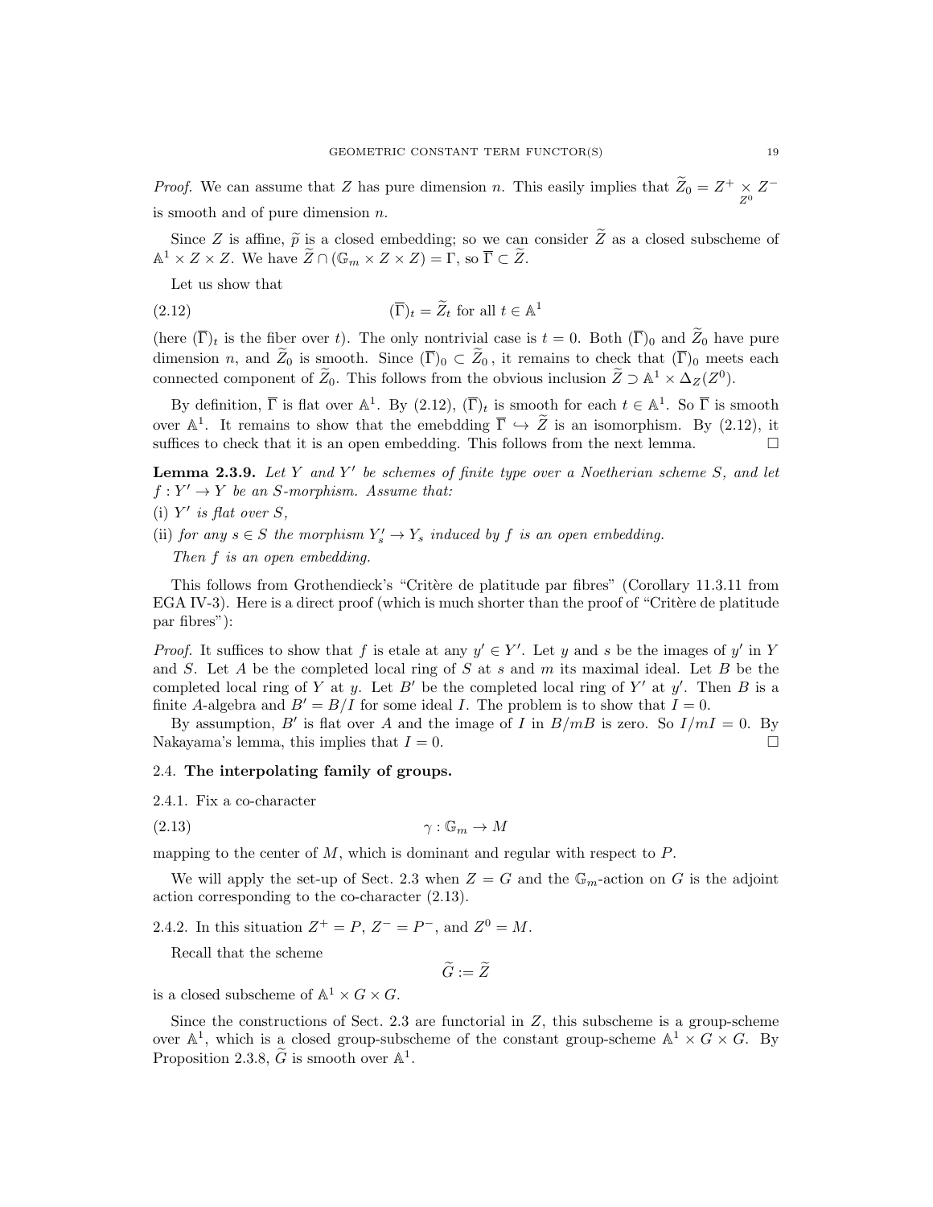*Proof.* We can assume that $Z$ has pure dimension $n$. This easily implies that $\widetilde{Z}_0 = Z^+ \underset{Z^0}{\times} Z^-$ is smooth and of pure dimension $n$.

Since $Z$ is affine, $\widetilde{p}$ is a closed embedding; so we can consider $\widetilde{Z}$ as a closed subscheme of $\mathbb{A}^1 \times Z \times Z$. We have $\widetilde{Z} \cap (\mathbb{G}_m \times Z \times Z) = \Gamma$, so $\overline{\Gamma} \subset \widetilde{Z}$.

Let us show that

$$(\overline{\Gamma})_t = \widetilde{Z}_t \text{ for all } t \in \mathbb{A}^1 \tag{2.12}$$

(here $(\overline{\Gamma})_t$ is the fiber over $t$). The only nontrivial case is $t = 0$. Both $(\overline{\Gamma})_0$ and $\widetilde{Z}_0$ have pure dimension $n$, and $\widetilde{Z}_0$ is smooth. Since $(\overline{\Gamma})_0 \subset \widetilde{Z}_0$, it remains to check that $(\overline{\Gamma})_0$ meets each connected component of $\widetilde{Z}_0$. This follows from the obvious inclusion $\widetilde{Z} \supset \mathbb{A}^1 \times \Delta_Z(Z^0)$.

By definition, $\overline{\Gamma}$ is flat over $\mathbb{A}^1$. By (2.12), $(\overline{\Gamma})_t$ is smooth for each $t \in \mathbb{A}^1$. So $\overline{\Gamma}$ is smooth over $\mathbb{A}^1$. It remains to show that the emebdding $\overline{\Gamma} \hookrightarrow \widetilde{Z}$ is an isomorphism. By (2.12), it suffices to check that it is an open embedding. This follows from the next lemma. $\square$

**Lemma 2.3.9.** *Let $Y$ and $Y'$ be schemes of finite type over a Noetherian scheme $S$, and let $f : Y' \to Y$ be an $S$-morphism. Assume that:*

*(i) $Y'$ is flat over $S$,*

*(ii) for any $s \in S$ the morphism $Y'_s \to Y_s$ induced by $f$ is an open embedding.*

*Then $f$ is an open embedding.*

This follows from Grothendieck's "Critère de platitude par fibres" (Corollary 11.3.11 from EGA IV-3). Here is a direct proof (which is much shorter than the proof of "Critère de platitude par fibres"):

*Proof.* It suffices to show that $f$ is etale at any $y' \in Y'$. Let $y$ and $s$ be the images of $y'$ in $Y$ and $S$. Let $A$ be the completed local ring of $S$ at $s$ and $m$ its maximal ideal. Let $B$ be the completed local ring of $Y$ at $y$. Let $B'$ be the completed local ring of $Y'$ at $y'$. Then $B$ is a finite $A$-algebra and $B' = B/I$ for some ideal $I$. The problem is to show that $I = 0$.

By assumption, $B'$ is flat over $A$ and the image of $I$ in $B/mB$ is zero. So $I/mI = 0$. By Nakayama's lemma, this implies that $I = 0$. $\square$

## 2.4. **The interpolating family of groups.**

2.4.1. Fix a co-character

$$\gamma : \mathbb{G}_m \to M \tag{2.13}$$

mapping to the center of $M$, which is dominant and regular with respect to $P$.

We will apply the set-up of Sect. 2.3 when $Z = G$ and the $\mathbb{G}_m$-action on $G$ is the adjoint action corresponding to the co-character (2.13).

2.4.2. In this situation $Z^+ = P$, $Z^- = P^-$, and $Z^0 = M$.

Recall that the scheme

$$\widetilde{G} := \widetilde{Z}$$

is a closed subscheme of $\mathbb{A}^1 \times G \times G$.

Since the constructions of Sect. 2.3 are functorial in $Z$, this subscheme is a group-scheme over $\mathbb{A}^1$, which is a closed group-subscheme of the constant group-scheme $\mathbb{A}^1 \times G \times G$. By Proposition 2.3.8, $\widetilde{G}$ is smooth over $\mathbb{A}^1$.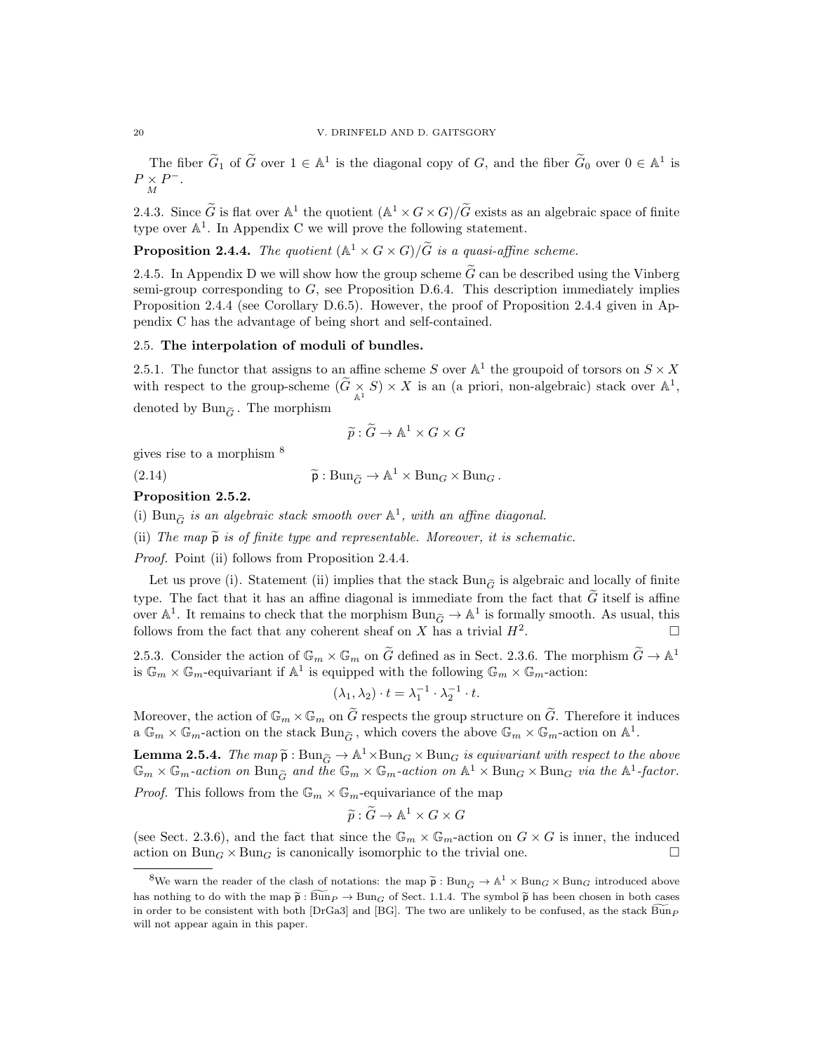The fiber $\widetilde{G}_1$ of $\widetilde{G}$ over $1 \in \mathbb{A}^1$ is the diagonal copy of $G$, and the fiber $\widetilde{G}_0$ over $0 \in \mathbb{A}^1$ is $P \underset{M}{\times} P^-$.

2.4.3. Since $\widetilde{G}$ is flat over $\mathbb{A}^1$ the quotient $(\mathbb{A}^1 \times G \times G)/\widetilde{G}$ exists as an algebraic space of finite type over $\mathbb{A}^1$. In Appendix C we will prove the following statement.

**Proposition 2.4.4.** *The quotient $(\mathbb{A}^1 \times G \times G)/\widetilde{G}$ is a quasi-affine scheme.*

2.4.5. In Appendix D we will show how the group scheme $\widetilde{G}$ can be described using the Vinberg semi-group corresponding to $G$, see Proposition D.6.4. This description immediately implies Proposition 2.4.4 (see Corollary D.6.5). However, the proof of Proposition 2.4.4 given in Appendix C has the advantage of being short and self-contained.

## 2.5. The interpolation of moduli of bundles.

2.5.1. The functor that assigns to an affine scheme $S$ over $\mathbb{A}^1$ the groupoid of torsors on $S \times X$ with respect to the group-scheme $(\widetilde{G} \underset{\mathbb{A}^1}{\times} S) \times X$ is an (a priori, non-algebraic) stack over $\mathbb{A}^1$, denoted by $\operatorname{Bun}_{\widetilde{G}}$. The morphism

$$\widetilde{p} : \widetilde{G} \to \mathbb{A}^1 \times G \times G$$

gives rise to a morphism [8]

$$\widetilde{\mathsf{p}} : \operatorname{Bun}_{\widetilde{G}} \to \mathbb{A}^1 \times \operatorname{Bun}_G \times \operatorname{Bun}_G . \tag{2.14}$$

**Proposition 2.5.2.**

(i) *$\operatorname{Bun}_{\widetilde{G}}$ is an algebraic stack smooth over $\mathbb{A}^1$, with an affine diagonal.*

(ii) *The map $\widetilde{\mathsf{p}}$ is of finite type and representable. Moreover, it is schematic.*

*Proof.* Point (ii) follows from Proposition 2.4.4.

Let us prove (i). Statement (ii) implies that the stack $\operatorname{Bun}_{\widetilde{G}}$ is algebraic and locally of finite type. The fact that it has an affine diagonal is immediate from the fact that $\widetilde{G}$ itself is affine over $\mathbb{A}^1$. It remains to check that the morphism $\operatorname{Bun}_{\widetilde{G}} \to \mathbb{A}^1$ is formally smooth. As usual, this follows from the fact that any coherent sheaf on $X$ has a trivial $H^2$. □

2.5.3. Consider the action of $\mathbb{G}_m \times \mathbb{G}_m$ on $\widetilde{G}$ defined as in Sect. 2.3.6. The morphism $\widetilde{G} \to \mathbb{A}^1$ is $\mathbb{G}_m \times \mathbb{G}_m$-equivariant if $\mathbb{A}^1$ is equipped with the following $\mathbb{G}_m \times \mathbb{G}_m$-action:

$$(\lambda_1, \lambda_2) \cdot t = \lambda_1^{-1} \cdot \lambda_2^{-1} \cdot t.$$

Moreover, the action of $\mathbb{G}_m \times \mathbb{G}_m$ on $\widetilde{G}$ respects the group structure on $\widetilde{G}$. Therefore it induces a $\mathbb{G}_m \times \mathbb{G}_m$-action on the stack $\operatorname{Bun}_{\widetilde{G}}$, which covers the above $\mathbb{G}_m \times \mathbb{G}_m$-action on $\mathbb{A}^1$.

**Lemma 2.5.4.** *The map $\widetilde{\mathsf{p}} : \operatorname{Bun}_{\widetilde{G}} \to \mathbb{A}^1 \times \operatorname{Bun}_G \times \operatorname{Bun}_G$ is equivariant with respect to the above $\mathbb{G}_m \times \mathbb{G}_m$-action on $\operatorname{Bun}_{\widetilde{G}}$ and the $\mathbb{G}_m \times \mathbb{G}_m$-action on $\mathbb{A}^1 \times \operatorname{Bun}_G \times \operatorname{Bun}_G$ via the $\mathbb{A}^1$-factor.*

*Proof.* This follows from the $\mathbb{G}_m \times \mathbb{G}_m$-equivariance of the map

$$\widetilde{p} : \widetilde{G} \to \mathbb{A}^1 \times G \times G$$

(see Sect. 2.3.6), and the fact that since the $\mathbb{G}_m \times \mathbb{G}_m$-action on $G \times G$ is inner, the induced action on $\operatorname{Bun}_G \times \operatorname{Bun}_G$ is canonically isomorphic to the trivial one. □

---

[8] We warn the reader of the clash of notations: the map $\widetilde{\mathsf{p}} : \operatorname{Bun}_{\widetilde{G}} \to \mathbb{A}^1 \times \operatorname{Bun}_G \times \operatorname{Bun}_G$ introduced above has nothing to do with the map $\widetilde{\mathsf{p}} : \widetilde{\operatorname{Bun}}_P \to \operatorname{Bun}_G$ of Sect. 1.1.4. The symbol $\widetilde{\mathsf{p}}$ has been chosen in both cases in order to be consistent with both [DrGa3] and [BG]. The two are unlikely to be confused, as the stack $\widetilde{\operatorname{Bun}}_P$ will not appear again in this paper.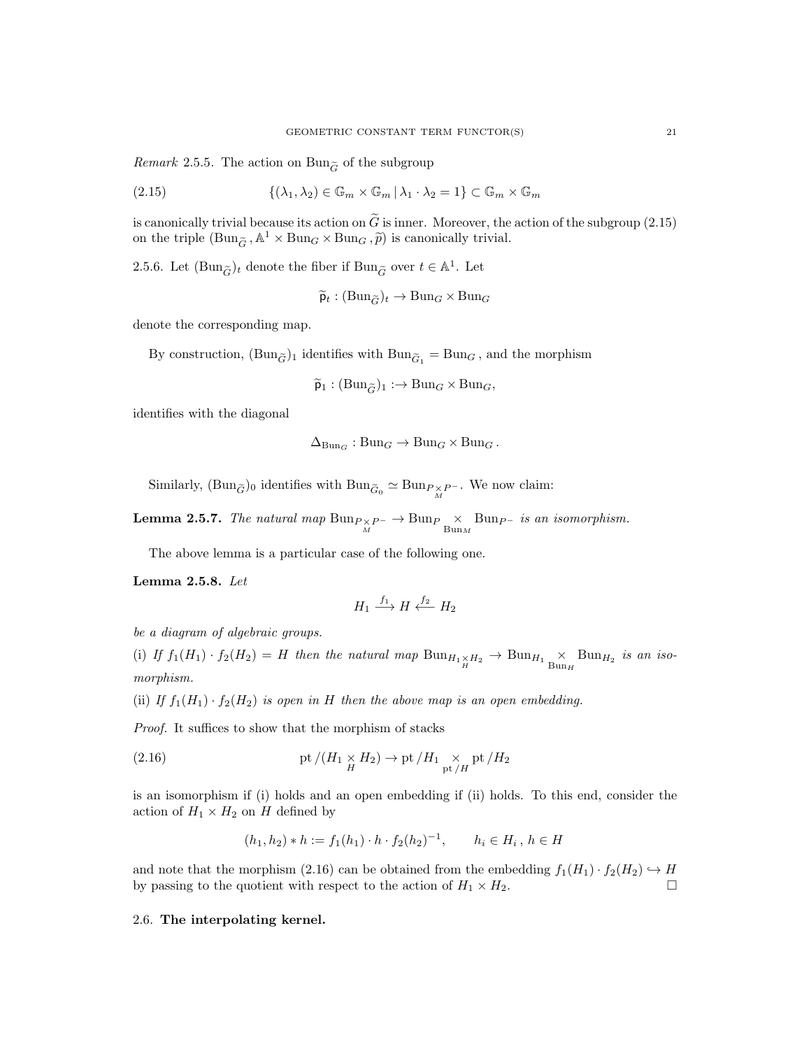*Remark* 2.5.5. The action on $\mathrm{Bun}_{\widetilde{G}}$ of the subgroup

$$\{(\lambda_1, \lambda_2) \in \mathbb{G}_m \times \mathbb{G}_m \,|\, \lambda_1 \cdot \lambda_2 = 1\} \subset \mathbb{G}_m \times \mathbb{G}_m \tag{2.15}$$

is canonically trivial because its action on $\widetilde{G}$ is inner. Moreover, the action of the subgroup (2.15) on the triple $(\mathrm{Bun}_{\widetilde{G}}, \mathbb{A}^1 \times \mathrm{Bun}_G \times \mathrm{Bun}_G, \widetilde{p})$ is canonically trivial.

2.5.6. Let $(\mathrm{Bun}_{\widetilde{G}})_t$ denote the fiber if $\mathrm{Bun}_{\widetilde{G}}$ over $t \in \mathbb{A}^1$. Let

$$\widetilde{\mathsf{p}}_t : (\mathrm{Bun}_{\widetilde{G}})_t \to \mathrm{Bun}_G \times \mathrm{Bun}_G$$

denote the corresponding map.

By construction, $(\mathrm{Bun}_{\widetilde{G}})_1$ identifies with $\mathrm{Bun}_{\widetilde{G}_1} = \mathrm{Bun}_G$, and the morphism

$$\widetilde{\mathsf{p}}_1 : (\mathrm{Bun}_{\widetilde{G}})_1 :\to \mathrm{Bun}_G \times \mathrm{Bun}_G,$$

identifies with the diagonal

$$\Delta_{\mathrm{Bun}_G} : \mathrm{Bun}_G \to \mathrm{Bun}_G \times \mathrm{Bun}_G .$$

Similarly, $(\mathrm{Bun}_{\widetilde{G}})_0$ identifies with $\mathrm{Bun}_{\widetilde{G}_0} \simeq \mathrm{Bun}_{P \underset{M}{\times} P^-}$. We now claim:

**Lemma 2.5.7.** *The natural map* $\mathrm{Bun}_{P \underset{M}{\times} P^-} \to \mathrm{Bun}_P \underset{\mathrm{Bun}_M}{\times} \mathrm{Bun}_{P^-}$ *is an isomorphism.*

The above lemma is a particular case of the following one.

**Lemma 2.5.8.** *Let*

$$H_1 \xrightarrow{f_1} H \xleftarrow{f_2} H_2$$

*be a diagram of algebraic groups.*

(i) *If* $f_1(H_1) \cdot f_2(H_2) = H$ *then the natural map* $\mathrm{Bun}_{H_1 \underset{H}{\times} H_2} \to \mathrm{Bun}_{H_1} \underset{\mathrm{Bun}_H}{\times} \mathrm{Bun}_{H_2}$ *is an isomorphism.*

(ii) *If* $f_1(H_1) \cdot f_2(H_2)$ *is open in* $H$ *then the above map is an open embedding.*

*Proof.* It suffices to show that the morphism of stacks

$$\mathrm{pt}/(H_1 \underset{H}{\times} H_2) \to \mathrm{pt}/H_1 \underset{\mathrm{pt}/H}{\times} \mathrm{pt}/H_2 \tag{2.16}$$

is an isomorphism if (i) holds and an open embedding if (ii) holds. To this end, consider the action of $H_1 \times H_2$ on $H$ defined by

$$(h_1, h_2) * h := f_1(h_1) \cdot h \cdot f_2(h_2)^{-1}, \qquad h_i \in H_i\,,\ h \in H$$

and note that the morphism (2.16) can be obtained from the embedding $f_1(H_1) \cdot f_2(H_2) \hookrightarrow H$ by passing to the quotient with respect to the action of $H_1 \times H_2$. $\square$

2.6. **The interpolating kernel.**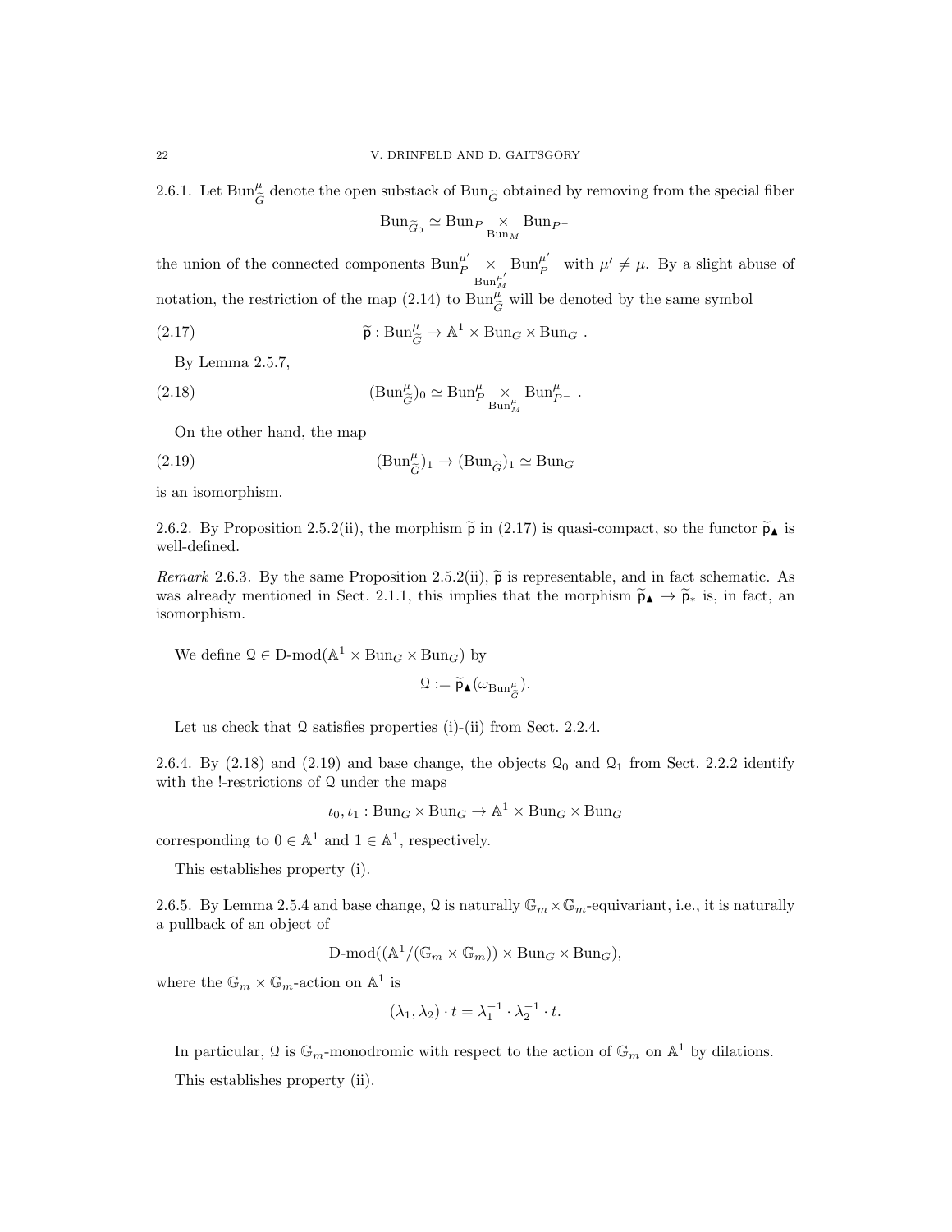2.6.1. Let $\mathrm{Bun}^{\mu}_{\widetilde{G}}$ denote the open substack of $\mathrm{Bun}_{\widetilde{G}}$ obtained by removing from the special fiber

$$\mathrm{Bun}_{\widetilde{G}_0} \simeq \mathrm{Bun}_P \underset{\mathrm{Bun}_M}{\times} \mathrm{Bun}_{P^-}$$

the union of the connected components $\mathrm{Bun}_P^{\mu'} \underset{\mathrm{Bun}_M^{\mu'}}{\times} \mathrm{Bun}_{P^-}^{\mu'}$ with $\mu' \neq \mu$. By a slight abuse of notation, the restriction of the map (2.14) to $\mathrm{Bun}^{\mu}_{\widetilde{G}}$ will be denoted by the same symbol

$$\widetilde{\mathsf{p}} : \mathrm{Bun}^{\mu}_{\widetilde{G}} \to \mathbb{A}^1 \times \mathrm{Bun}_G \times \mathrm{Bun}_G \,. \tag{2.17}$$

By Lemma 2.5.7,

$$(\mathrm{Bun}^{\mu}_{\widetilde{G}})_0 \simeq \mathrm{Bun}_P^{\mu} \underset{\mathrm{Bun}_M^{\mu}}{\times} \mathrm{Bun}_{P^-}^{\mu} \,. \tag{2.18}$$

On the other hand, the map

$$(\mathrm{Bun}^{\mu}_{\widetilde{G}})_1 \to (\mathrm{Bun}_{\widetilde{G}})_1 \simeq \mathrm{Bun}_G \tag{2.19}$$

is an isomorphism.

2.6.2. By Proposition 2.5.2(ii), the morphism $\widetilde{\mathsf{p}}$ in (2.17) is quasi-compact, so the functor $\widetilde{\mathsf{p}}_{\blacktriangle}$ is well-defined.

*Remark* 2.6.3. By the same Proposition 2.5.2(ii), $\widetilde{\mathsf{p}}$ is representable, and in fact schematic. As was already mentioned in Sect. 2.1.1, this implies that the morphism $\widetilde{\mathsf{p}}_{\blacktriangle} \to \widetilde{\mathsf{p}}_*$ is, in fact, an isomorphism.

We define $\mathcal{Q} \in \mathrm{D\text{-}mod}(\mathbb{A}^1 \times \mathrm{Bun}_G \times \mathrm{Bun}_G)$ by

$$\mathcal{Q} := \widetilde{\mathsf{p}}_{\blacktriangle}(\omega_{\mathrm{Bun}^{\mu}_{\widetilde{G}}}).$$

Let us check that $\mathcal{Q}$ satisfies properties (i)-(ii) from Sect. 2.2.4.

2.6.4. By (2.18) and (2.19) and base change, the objects $\mathcal{Q}_0$ and $\mathcal{Q}_1$ from Sect. 2.2.2 identify with the !-restrictions of $\mathcal{Q}$ under the maps

$$\iota_0, \iota_1 : \mathrm{Bun}_G \times \mathrm{Bun}_G \to \mathbb{A}^1 \times \mathrm{Bun}_G \times \mathrm{Bun}_G$$

corresponding to $0 \in \mathbb{A}^1$ and $1 \in \mathbb{A}^1$, respectively.

This establishes property (i).

2.6.5. By Lemma 2.5.4 and base change, $\mathcal{Q}$ is naturally $\mathbb{G}_m \times \mathbb{G}_m$-equivariant, i.e., it is naturally a pullback of an object of

$$\mathrm{D\text{-}mod}((\mathbb{A}^1/(\mathbb{G}_m \times \mathbb{G}_m)) \times \mathrm{Bun}_G \times \mathrm{Bun}_G),$$

where the $\mathbb{G}_m \times \mathbb{G}_m$-action on $\mathbb{A}^1$ is

$$(\lambda_1, \lambda_2) \cdot t = \lambda_1^{-1} \cdot \lambda_2^{-1} \cdot t.$$

In particular, $\mathcal{Q}$ is $\mathbb{G}_m$-monodromic with respect to the action of $\mathbb{G}_m$ on $\mathbb{A}^1$ by dilations.

This establishes property (ii).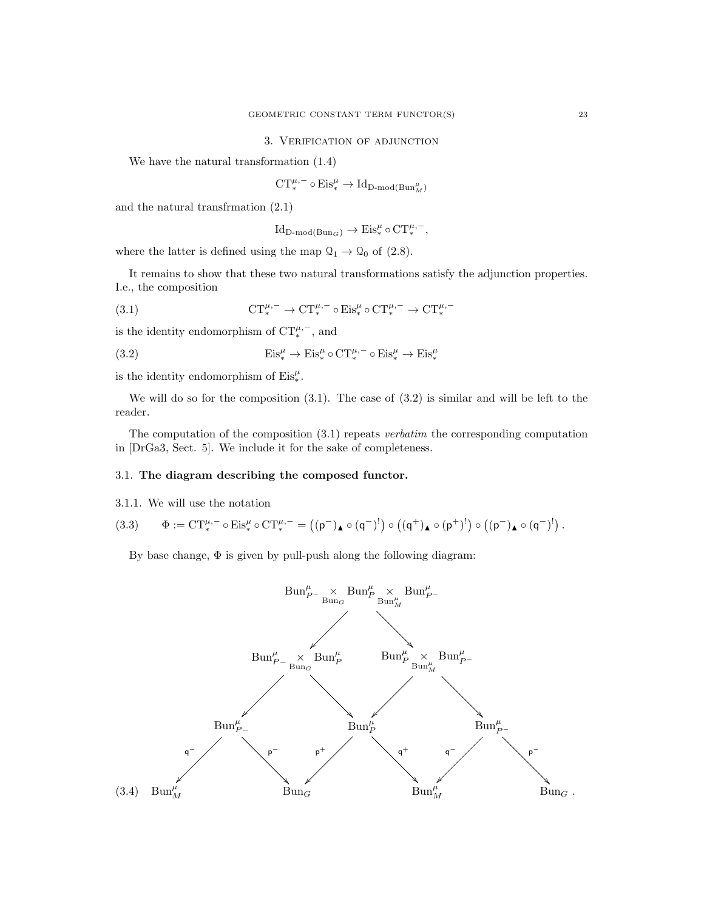## 3. Verification of adjunction

We have the natural transformation (1.4)

$$\mathrm{CT}^{\mu,-}_* \circ \mathrm{Eis}^\mu_* \to \mathrm{Id}_{\text{D-mod}(\mathrm{Bun}^\mu_M)}$$

and the natural transfrmation (2.1)

$$\mathrm{Id}_{\text{D-mod}(\mathrm{Bun}_G)} \to \mathrm{Eis}^\mu_* \circ \mathrm{CT}^{\mu,-}_*,$$

where the latter is defined using the map $\mathcal{Q}_1 \to \mathcal{Q}_0$ of (2.8).

It remains to show that these two natural transformations satisfy the adjunction properties. I.e., the composition

$$\mathrm{CT}^{\mu,-}_* \to \mathrm{CT}^{\mu,-}_* \circ \mathrm{Eis}^\mu_* \circ \mathrm{CT}^{\mu,-}_* \to \mathrm{CT}^{\mu,-}_* \tag{3.1}$$

is the identity endomorphism of $\mathrm{CT}^{\mu,-}_*$, and

$$\mathrm{Eis}^\mu_* \to \mathrm{Eis}^\mu_* \circ \mathrm{CT}^{\mu,-}_* \circ \mathrm{Eis}^\mu_* \to \mathrm{Eis}^\mu_* \tag{3.2}$$

is the identity endomorphism of $\mathrm{Eis}^\mu_*$.

We will do so for the composition (3.1). The case of (3.2) is similar and will be left to the reader.

The computation of the composition (3.1) repeats *verbatim* the corresponding computation in [DrGa3, Sect. 5]. We include it for the sake of completeness.

### 3.1. **The diagram describing the composed functor.**

3.1.1. We will use the notation

$$\Phi := \mathrm{CT}^{\mu,-}_* \circ \mathrm{Eis}^\mu_* \circ \mathrm{CT}^{\mu,-}_* = \left((\mathsf{p}^-)_\blacktriangle \circ (\mathsf{q}^-)^!\right) \circ \left((\mathsf{q}^+)_\blacktriangle \circ (\mathsf{p}^+)^!\right) \circ \left((\mathsf{p}^-)_\blacktriangle \circ (\mathsf{q}^-)^!\right). \tag{3.3}$$

By base change, $\Phi$ is given by pull-push along the following diagram:

$$\begin{array}{ccccccc}
 & & & \mathrm{Bun}^\mu_{P^-} \underset{\mathrm{Bun}_G}{\times} \mathrm{Bun}^\mu_P \underset{\mathrm{Bun}^\mu_M}{\times} \mathrm{Bun}^\mu_{P^-} & & & \\
 & & \swarrow & & \searrow & & \\
 & \mathrm{Bun}^\mu_{P^-} \underset{\mathrm{Bun}_G}{\times} \mathrm{Bun}^\mu_P & & & & \mathrm{Bun}^\mu_P \underset{\mathrm{Bun}^\mu_M}{\times} \mathrm{Bun}^\mu_{P^-} & \\
 \swarrow & & \searrow & & \swarrow & & \searrow \\
\mathrm{Bun}^\mu_{P^-} & & & \mathrm{Bun}^\mu_P & & & \mathrm{Bun}^\mu_{P^-} \\
\end{array}$$

$$\mathrm{Bun}^\mu_M \xleftarrow{\mathsf{q}^-} \mathrm{Bun}^\mu_{P^-} \xrightarrow{\mathsf{p}^-} \mathrm{Bun}_G \xleftarrow{\mathsf{p}^+} \mathrm{Bun}^\mu_P \xrightarrow{\mathsf{q}^+} \mathrm{Bun}^\mu_M \xleftarrow{\mathsf{q}^-} \mathrm{Bun}^\mu_{P^-} \xrightarrow{\mathsf{p}^-} \mathrm{Bun}_G\,. \tag{3.4}$$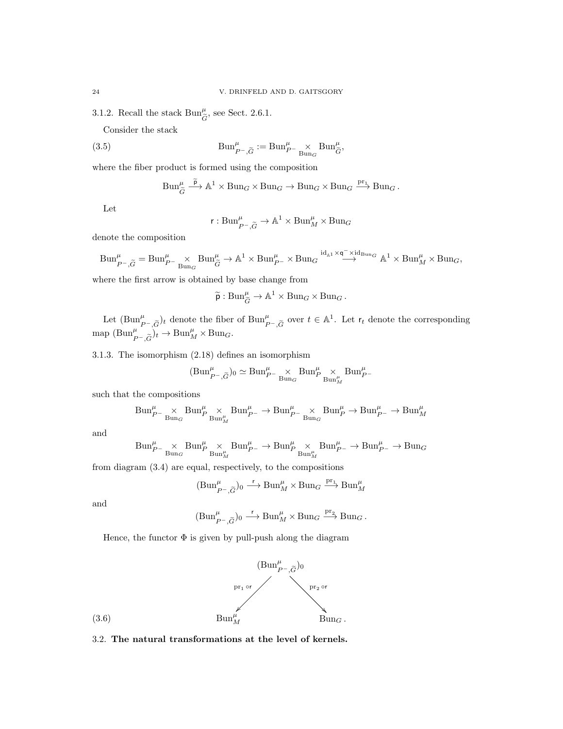3.1.2. Recall the stack $\mathrm{Bun}^\mu_{\widetilde{G}}$, see Sect. 2.6.1.

Consider the stack

$$\mathrm{Bun}^\mu_{P^-,\widetilde{G}} := \mathrm{Bun}^\mu_{P^-} \underset{\mathrm{Bun}_G}{\times} \mathrm{Bun}^\mu_{\widetilde{G}}, \tag{3.5}$$

where the fiber product is formed using the composition

$$\mathrm{Bun}^\mu_{\widetilde{G}} \xrightarrow{\widetilde{\mathsf{p}}} \mathbb{A}^1 \times \mathrm{Bun}_G \times \mathrm{Bun}_G \to \mathrm{Bun}_G \times \mathrm{Bun}_G \xrightarrow{\mathrm{pr}_1} \mathrm{Bun}_G .$$

Let

$$\mathsf{r} : \mathrm{Bun}^\mu_{P^-,\widetilde{G}} \to \mathbb{A}^1 \times \mathrm{Bun}^\mu_M \times \mathrm{Bun}_G$$

denote the composition

$$\mathrm{Bun}^\mu_{P^-,\widetilde{G}} = \mathrm{Bun}^\mu_{P^-} \underset{\mathrm{Bun}_G}{\times} \mathrm{Bun}^\mu_{\widetilde{G}} \to \mathbb{A}^1 \times \mathrm{Bun}^\mu_{P^-} \times \mathrm{Bun}_G \overset{\mathrm{id}_{\mathbb{A}^1} \times \mathsf{q}^- \times \mathrm{id}_{\mathrm{Bun}_G}}{\longrightarrow} \mathbb{A}^1 \times \mathrm{Bun}^\mu_M \times \mathrm{Bun}_G,$$

where the first arrow is obtained by base change from

$$\widetilde{\mathsf{p}} : \mathrm{Bun}^\mu_{\widetilde{G}} \to \mathbb{A}^1 \times \mathrm{Bun}_G \times \mathrm{Bun}_G .$$

Let $(\mathrm{Bun}^\mu_{P^-,\widetilde{G}})_t$ denote the fiber of $\mathrm{Bun}^\mu_{P^-,\widetilde{G}}$ over $t \in \mathbb{A}^1$. Let $\mathsf{r}_t$ denote the corresponding map $(\mathrm{Bun}^\mu_{P^-,\widetilde{G}})_t \to \mathrm{Bun}^\mu_M \times \mathrm{Bun}_G$.

3.1.3. The isomorphism (2.18) defines an isomorphism

$$(\mathrm{Bun}^\mu_{P^-,\widetilde{G}})_0 \simeq \mathrm{Bun}^\mu_{P^-} \underset{\mathrm{Bun}_G}{\times} \mathrm{Bun}^\mu_P \underset{\mathrm{Bun}^\mu_M}{\times} \mathrm{Bun}^\mu_{P^-}$$

such that the compositions

$$\mathrm{Bun}^\mu_{P^-} \underset{\mathrm{Bun}_G}{\times} \mathrm{Bun}^\mu_P \underset{\mathrm{Bun}^\mu_M}{\times} \mathrm{Bun}^\mu_{P^-} \to \mathrm{Bun}^\mu_{P^-} \underset{\mathrm{Bun}_G}{\times} \mathrm{Bun}^\mu_P \to \mathrm{Bun}^\mu_{P^-} \to \mathrm{Bun}^\mu_M$$

and

$$\mathrm{Bun}^\mu_{P^-} \underset{\mathrm{Bun}_G}{\times} \mathrm{Bun}^\mu_P \underset{\mathrm{Bun}^\mu_M}{\times} \mathrm{Bun}^\mu_{P^-} \to \mathrm{Bun}^\mu_P \underset{\mathrm{Bun}^\mu_M}{\times} \mathrm{Bun}^\mu_{P^-} \to \mathrm{Bun}^\mu_{P^-} \to \mathrm{Bun}_G$$

from diagram (3.4) are equal, respectively, to the compositions

$$(\mathrm{Bun}^\mu_{P^-,\widetilde{G}})_0 \xrightarrow{\mathsf{r}} \mathrm{Bun}^\mu_M \times \mathrm{Bun}_G \xrightarrow{\mathrm{pr}_1} \mathrm{Bun}^\mu_M$$

and

$$(\mathrm{Bun}^\mu_{P^-,\widetilde{G}})_0 \xrightarrow{\mathsf{r}} \mathrm{Bun}^\mu_M \times \mathrm{Bun}_G \xrightarrow{\mathrm{pr}_2} \mathrm{Bun}_G .$$

Hence, the functor $\Phi$ is given by pull-push along the diagram

$$\begin{array}{ccccc} & & (\mathrm{Bun}^\mu_{P^-,\widetilde{G}})_0 & & \\ & \swarrow^{\mathrm{pr}_1 \circ \mathsf{r}} & & \searrow^{\mathrm{pr}_2 \circ \mathsf{r}} & \\ \mathrm{Bun}^\mu_M & & & & \mathrm{Bun}_G . \end{array} \tag{3.6}$$

### 3.2. The natural transformations at the level of kernels.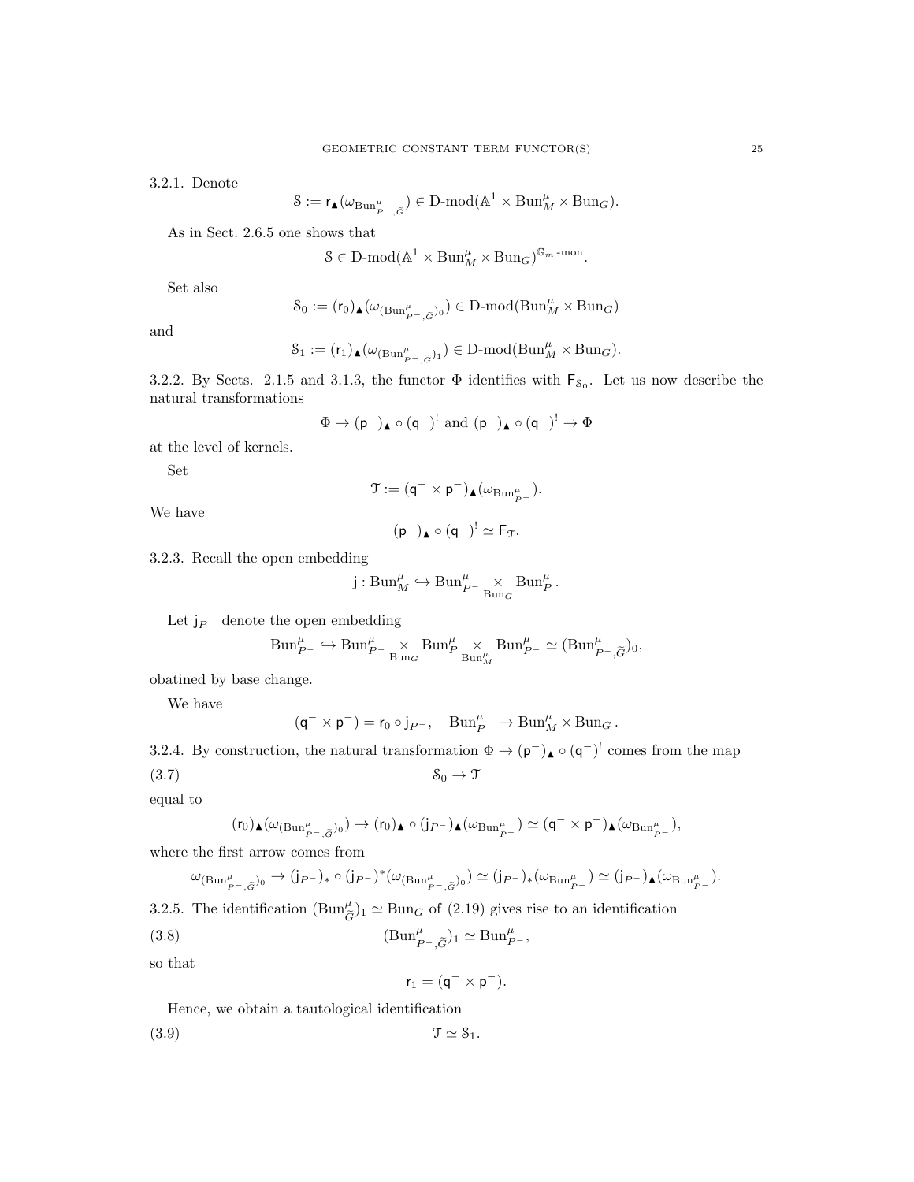3.2.1. Denote

$$\mathcal{S} := \mathsf{r}_\blacktriangle(\omega_{\mathrm{Bun}^\mu_{P^-,\widetilde{G}}}) \in \text{D-mod}(\mathbb{A}^1 \times \mathrm{Bun}^\mu_M \times \mathrm{Bun}_G).$$

As in Sect. 2.6.5 one shows that

$$\mathcal{S} \in \text{D-mod}(\mathbb{A}^1 \times \mathrm{Bun}^\mu_M \times \mathrm{Bun}_G)^{\mathbb{G}_m\text{-mon}}.$$

Set also

$$\mathcal{S}_0 := (\mathsf{r}_0)_\blacktriangle(\omega_{(\mathrm{Bun}^\mu_{P^-,\widetilde{G}})_0}) \in \text{D-mod}(\mathrm{Bun}^\mu_M \times \mathrm{Bun}_G)$$

and

$$\mathcal{S}_1 := (\mathsf{r}_1)_\blacktriangle(\omega_{(\mathrm{Bun}^\mu_{P^-,\widetilde{G}})_1}) \in \text{D-mod}(\mathrm{Bun}^\mu_M \times \mathrm{Bun}_G).$$

3.2.2. By Sects. 2.1.5 and 3.1.3, the functor $\Phi$ identifies with $\mathsf{F}_{\mathcal{S}_0}$. Let us now describe the natural transformations

$$\Phi \to (\mathsf{p}^-)_\blacktriangle \circ (\mathsf{q}^-)^! \text{ and } (\mathsf{p}^-)_\blacktriangle \circ (\mathsf{q}^-)^! \to \Phi$$

at the level of kernels.

Set

$$\mathcal{T} := (\mathsf{q}^- \times \mathsf{p}^-)_\blacktriangle(\omega_{\mathrm{Bun}^\mu_{P^-}}).$$

We have

$$(\mathsf{p}^-)_\blacktriangle \circ (\mathsf{q}^-)^! \simeq \mathsf{F}_{\mathcal{T}}.$$

3.2.3. Recall the open embedding

$$\mathsf{j} : \mathrm{Bun}^\mu_M \hookrightarrow \mathrm{Bun}^\mu_{P^-} \underset{\mathrm{Bun}_G}{\times} \mathrm{Bun}^\mu_P.$$

Let $\mathsf{j}_{P^-}$ denote the open embedding

$$\mathrm{Bun}^\mu_{P^-} \hookrightarrow \mathrm{Bun}^\mu_{P^-} \underset{\mathrm{Bun}_G}{\times} \mathrm{Bun}^\mu_P \underset{\mathrm{Bun}^\mu_M}{\times} \mathrm{Bun}^\mu_{P^-} \simeq (\mathrm{Bun}^\mu_{P^-,\widetilde{G}})_0,$$

obatined by base change.

We have

$$(\mathsf{q}^- \times \mathsf{p}^-) = \mathsf{r}_0 \circ \mathsf{j}_{P^-}, \quad \mathrm{Bun}^\mu_{P^-} \to \mathrm{Bun}^\mu_M \times \mathrm{Bun}_G.$$

3.2.4. By construction, the natural transformation $\Phi \to (\mathsf{p}^-)_\blacktriangle \circ (\mathsf{q}^-)^!$ comes from the map

$$\mathcal{S}_0 \to \mathcal{T} \tag{3.7}$$

equal to

$$(\mathsf{r}_0)_\blacktriangle(\omega_{(\mathrm{Bun}^\mu_{P^-,\widetilde{G}})_0}) \to (\mathsf{r}_0)_\blacktriangle \circ (\mathsf{j}_{P^-})_\blacktriangle(\omega_{\mathrm{Bun}^\mu_{P^-}}) \simeq (\mathsf{q}^- \times \mathsf{p}^-)_\blacktriangle(\omega_{\mathrm{Bun}^\mu_{P^-}}),$$

where the first arrow comes from

$$\omega_{(\mathrm{Bun}^\mu_{P^-,\widetilde{G}})_0} \to (\mathsf{j}_{P^-})_* \circ (\mathsf{j}_{P^-})^*(\omega_{(\mathrm{Bun}^\mu_{P^-,\widetilde{G}})_0}) \simeq (\mathsf{j}_{P^-})_*(\omega_{\mathrm{Bun}^\mu_{P^-}}) \simeq (\mathsf{j}_{P^-})_\blacktriangle(\omega_{\mathrm{Bun}^\mu_{P^-}}).$$

3.2.5. The identification $(\mathrm{Bun}^\mu_{\widetilde{G}})_1 \simeq \mathrm{Bun}_G$ of (2.19) gives rise to an identification

$$(\mathrm{Bun}^\mu_{P^-,\widetilde{G}})_1 \simeq \mathrm{Bun}^\mu_{P^-}, \tag{3.8}$$

so that

$$\mathsf{r}_1 = (\mathsf{q}^- \times \mathsf{p}^-).$$

Hence, we obtain a tautological identification

$$\mathcal{T} \simeq \mathcal{S}_1. \tag{3.9}$$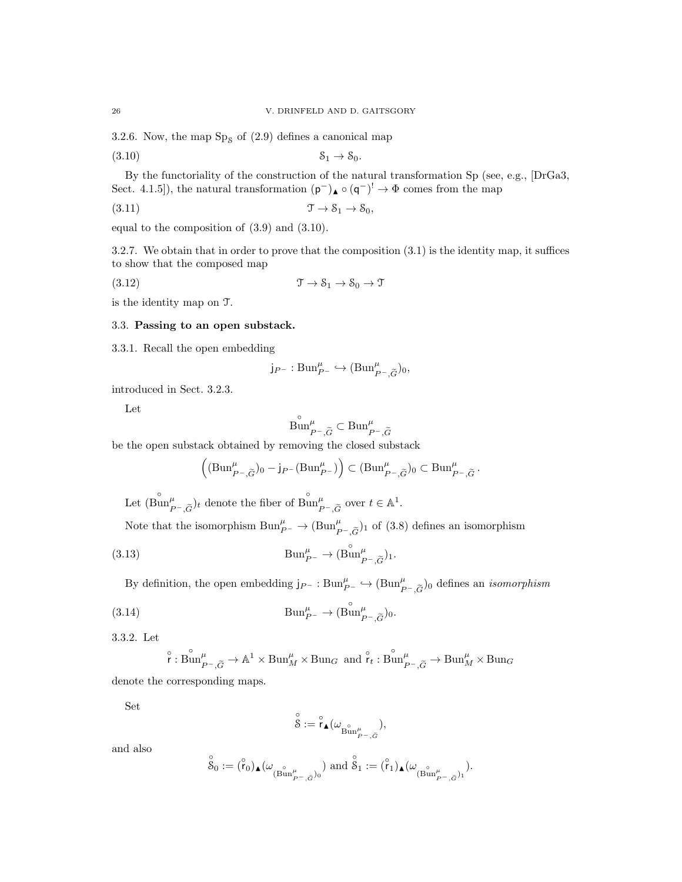3.2.6. Now, the map $\mathrm{Sp}_{\mathcal{S}}$ of (2.9) defines a canonical map

$$\mathcal{S}_1 \to \mathcal{S}_0. \tag{3.10}$$

By the functoriality of the construction of the natural transformation Sp (see, e.g., [DrGa3, Sect. 4.1.5]), the natural transformation $(\mathsf{p}^-)_\blacktriangle \circ (\mathsf{q}^-)^! \to \Phi$ comes from the map

$$\mathcal{T} \to \mathcal{S}_1 \to \mathcal{S}_0, \tag{3.11}$$

equal to the composition of (3.9) and (3.10).

3.2.7. We obtain that in order to prove that the composition (3.1) is the identity map, it suffices to show that the composed map

$$\mathcal{T} \to \mathcal{S}_1 \to \mathcal{S}_0 \to \mathcal{T} \tag{3.12}$$

is the identity map on $\mathcal{T}$.

## 3.3. Passing to an open substack.

3.3.1. Recall the open embedding

$$\mathsf{j}_{P^-} : \mathrm{Bun}_{P^-}^\mu \hookrightarrow (\mathrm{Bun}_{P^-,\widetilde{G}}^\mu)_0,$$

introduced in Sect. 3.2.3.

Let

$$\overset{\circ}{\mathrm{Bun}}{}_{P^-,\widetilde{G}}^\mu \subset \mathrm{Bun}_{P^-,\widetilde{G}}^\mu$$

be the open substack obtained by removing the closed substack

$$\left( (\mathrm{Bun}_{P^-,\widetilde{G}}^\mu)_0 - \mathsf{j}_{P^-}(\mathrm{Bun}_{P^-}^\mu) \right) \subset (\mathrm{Bun}_{P^-,\widetilde{G}}^\mu)_0 \subset \mathrm{Bun}_{P^-,\widetilde{G}}^\mu .$$

Let $(\overset{\circ}{\mathrm{Bun}}{}_{P^-,\widetilde{G}}^\mu)_t$ denote the fiber of $\overset{\circ}{\mathrm{Bun}}{}_{P^-,\widetilde{G}}^\mu$ over $t \in \mathbb{A}^1$.

Note that the isomorphism $\mathrm{Bun}_{P^-}^\mu \to (\mathrm{Bun}_{P^-,\widetilde{G}}^\mu)_1$ of (3.8) defines an isomorphism

$$\mathrm{Bun}_{P^-}^\mu \to (\overset{\circ}{\mathrm{Bun}}{}_{P^-,\widetilde{G}}^\mu)_1. \tag{3.13}$$

By definition, the open embedding $\mathsf{j}_{P^-} : \mathrm{Bun}_{P^-}^\mu \hookrightarrow (\mathrm{Bun}_{P^-,\widetilde{G}}^\mu)_0$ defines an *isomorphism*

$$\mathrm{Bun}_{P^-}^\mu \to (\overset{\circ}{\mathrm{Bun}}{}_{P^-,\widetilde{G}}^\mu)_0. \tag{3.14}$$

3.3.2. Let

$$\overset{\circ}{\mathsf{r}} : \overset{\circ}{\mathrm{Bun}}{}_{P^-,\widetilde{G}}^\mu \to \mathbb{A}^1 \times \mathrm{Bun}_M^\mu \times \mathrm{Bun}_G \text{ and } \overset{\circ}{\mathsf{r}}_t : \overset{\circ}{\mathrm{Bun}}{}_{P^-,\widetilde{G}}^\mu \to \mathrm{Bun}_M^\mu \times \mathrm{Bun}_G$$

denote the corresponding maps.

Set

$$\overset{\circ}{\mathcal{S}} := \overset{\circ}{\mathsf{r}}_\blacktriangle(\omega_{\overset{\circ}{\mathrm{Bun}}{}_{P^-,\widetilde{G}}^\mu}),$$

and also

$$\overset{\circ}{\mathcal{S}}_0 := (\overset{\circ}{\mathsf{r}}_0)_\blacktriangle(\omega_{(\overset{\circ}{\mathrm{Bun}}{}_{P^-,\widetilde{G}}^\mu)_0}) \text{ and } \overset{\circ}{\mathcal{S}}_1 := (\overset{\circ}{\mathsf{r}}_1)_\blacktriangle(\omega_{(\overset{\circ}{\mathrm{Bun}}{}_{P^-,\widetilde{G}}^\mu)_1}).$$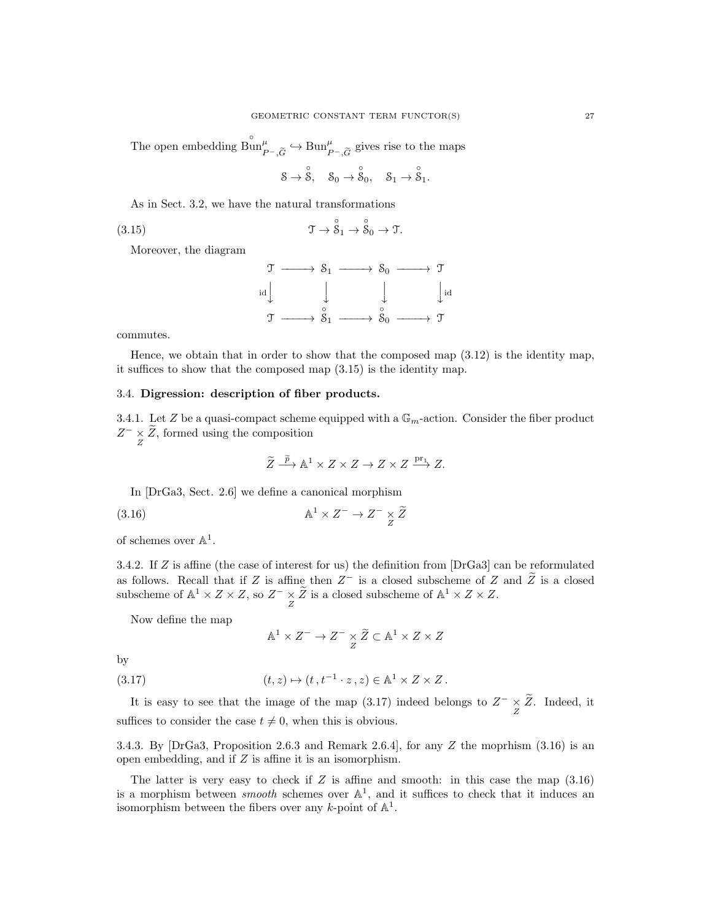The open embedding $\overset{\circ}{\mathrm{Bun}}{}^{\mu}_{P^-,\widetilde{G}} \hookrightarrow \mathrm{Bun}^{\mu}_{P^-,\widetilde{G}}$ gives rise to the maps

$$\mathcal{S} \to \overset{\circ}{\mathcal{S}}, \quad \mathcal{S}_0 \to \overset{\circ}{\mathcal{S}}_0, \quad \mathcal{S}_1 \to \overset{\circ}{\mathcal{S}}_1.$$

As in Sect. 3.2, we have the natural transformations

$$\mathcal{T} \to \overset{\circ}{\mathcal{S}}_1 \to \overset{\circ}{\mathcal{S}}_0 \to \mathcal{T}. \tag{3.15}$$

Moreover, the diagram

$$\begin{array}{ccccccc}
\mathcal{T} & \longrightarrow & \mathcal{S}_1 & \longrightarrow & \mathcal{S}_0 & \longrightarrow & \mathcal{T} \\
{\scriptstyle \mathrm{id}}\downarrow & & \downarrow & & \downarrow & & \downarrow{\scriptstyle \mathrm{id}} \\
\mathcal{T} & \longrightarrow & \overset{\circ}{\mathcal{S}}_1 & \longrightarrow & \overset{\circ}{\mathcal{S}}_0 & \longrightarrow & \mathcal{T}
\end{array}$$

commutes.

Hence, we obtain that in order to show that the composed map (3.12) is the identity map, it suffices to show that the composed map (3.15) is the identity map.

## 3.4. **Digression: description of fiber products.**

3.4.1. Let $Z$ be a quasi-compact scheme equipped with a $\mathbb{G}_m$-action. Consider the fiber product $Z^- \underset{Z}{\times} \widetilde{Z}$, formed using the composition

$$\widetilde{Z} \xrightarrow{\widetilde{p}} \mathbb{A}^1 \times Z \times Z \to Z \times Z \xrightarrow{\mathrm{pr}_1} Z.$$

In [DrGa3, Sect. 2.6] we define a canonical morphism

$$\mathbb{A}^1 \times Z^- \to Z^- \underset{Z}{\times} \widetilde{Z} \tag{3.16}$$

of schemes over $\mathbb{A}^1$.

3.4.2. If $Z$ is affine (the case of interest for us) the definition from [DrGa3] can be reformulated as follows. Recall that if $Z$ is affine then $Z^-$ is a closed subscheme of $Z$ and $\widetilde{Z}$ is a closed subscheme of $\mathbb{A}^1 \times Z \times Z$, so $Z^- \underset{Z}{\times} \widetilde{Z}$ is a closed subscheme of $\mathbb{A}^1 \times Z \times Z$.

Now define the map

$$\mathbb{A}^1 \times Z^- \to Z^- \underset{Z}{\times} \widetilde{Z} \subset \mathbb{A}^1 \times Z \times Z$$

by

$$(t, z) \mapsto (t\,, t^{-1} \cdot z\,, z) \in \mathbb{A}^1 \times Z \times Z\,. \tag{3.17}$$

It is easy to see that the image of the map (3.17) indeed belongs to $Z^- \underset{Z}{\times} \widetilde{Z}$. Indeed, it suffices to consider the case $t \neq 0$, when this is obvious.

3.4.3. By [DrGa3, Proposition 2.6.3 and Remark 2.6.4], for any $Z$ the moprhism (3.16) is an open embedding, and if $Z$ is affine it is an isomorphism.

The latter is very easy to check if $Z$ is affine and smooth: in this case the map (3.16) is a morphism between *smooth* schemes over $\mathbb{A}^1$, and it suffices to check that it induces an isomorphism between the fibers over any $k$-point of $\mathbb{A}^1$.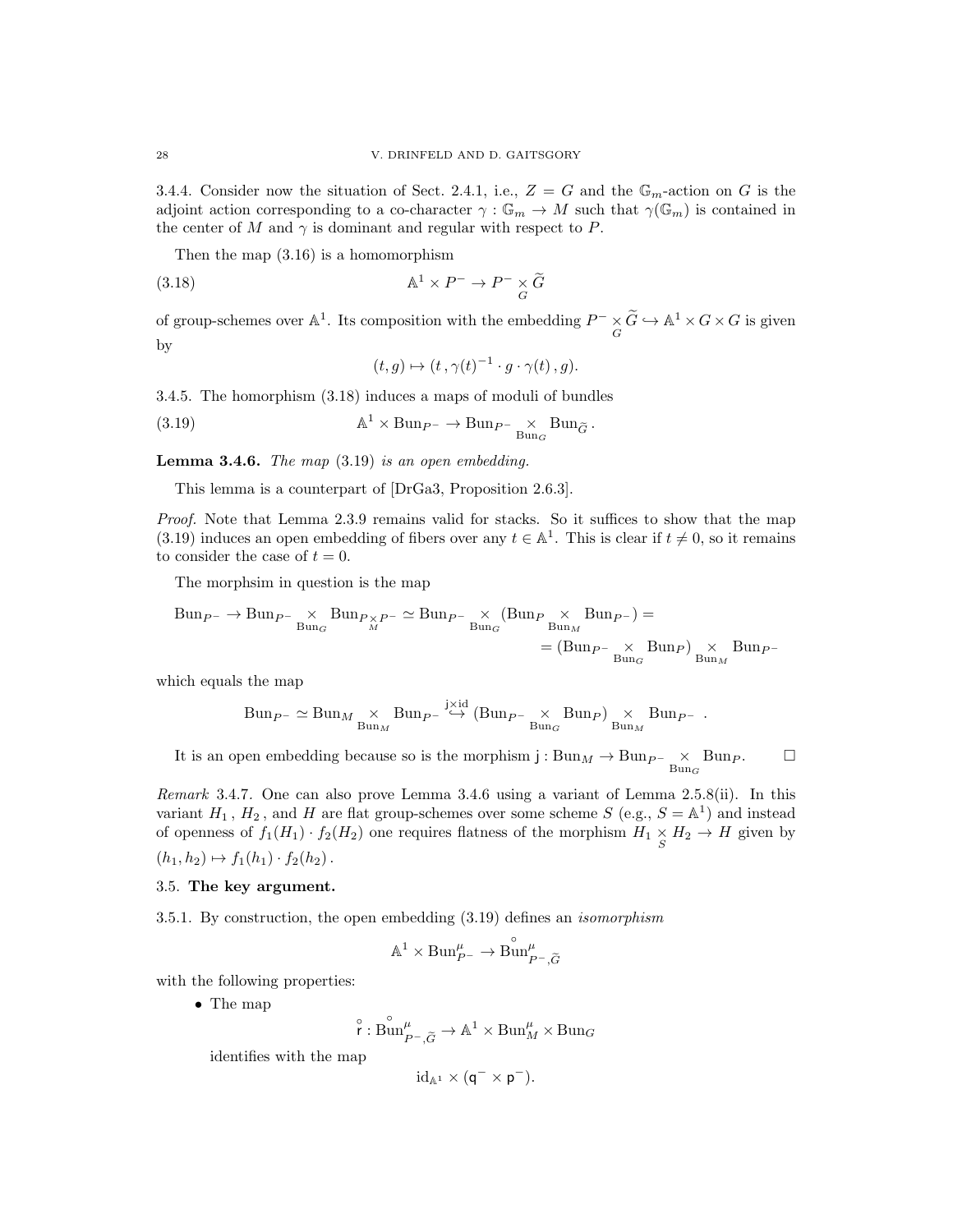3.4.4. Consider now the situation of Sect. 2.4.1, i.e., $Z = G$ and the $\mathbb{G}_m$-action on $G$ is the adjoint action corresponding to a co-character $\gamma : \mathbb{G}_m \to M$ such that $\gamma(\mathbb{G}_m)$ is contained in the center of $M$ and $\gamma$ is dominant and regular with respect to $P$.

Then the map (3.16) is a homomorphism

$$\mathbb{A}^1 \times P^- \to P^- \underset{G}{\times} \widetilde{G} \tag{3.18}$$

of group-schemes over $\mathbb{A}^1$. Its composition with the embedding $P^- \underset{G}{\times} \widetilde{G} \hookrightarrow \mathbb{A}^1 \times G \times G$ is given by

$$(t, g) \mapsto (t\,, \gamma(t)^{-1} \cdot g \cdot \gamma(t)\,, g).$$

3.4.5. The homorphism (3.18) induces a maps of moduli of bundles

$$\mathbb{A}^1 \times \mathrm{Bun}_{P^-} \to \mathrm{Bun}_{P^-} \underset{\mathrm{Bun}_G}{\times} \mathrm{Bun}_{\widetilde{G}}\,. \tag{3.19}$$

**Lemma 3.4.6.** *The map* (3.19) *is an open embedding.*

This lemma is a counterpart of [DrGa3, Proposition 2.6.3].

*Proof.* Note that Lemma 2.3.9 remains valid for stacks. So it suffices to show that the map (3.19) induces an open embedding of fibers over any $t \in \mathbb{A}^1$. This is clear if $t \neq 0$, so it remains to consider the case of $t = 0$.

The morphsim in question is the map

$$\mathrm{Bun}_{P^-} \to \mathrm{Bun}_{P^-} \underset{\mathrm{Bun}_G}{\times} \mathrm{Bun}_{P \underset{M}{\times} P^-} \simeq \mathrm{Bun}_{P^-} \underset{\mathrm{Bun}_G}{\times} (\mathrm{Bun}_P \underset{\mathrm{Bun}_M}{\times} \mathrm{Bun}_{P^-}) =$$
$$= (\mathrm{Bun}_{P^-} \underset{\mathrm{Bun}_G}{\times} \mathrm{Bun}_P) \underset{\mathrm{Bun}_M}{\times} \mathrm{Bun}_{P^-}$$

which equals the map

$$\mathrm{Bun}_{P^-} \simeq \mathrm{Bun}_M \underset{\mathrm{Bun}_M}{\times} \mathrm{Bun}_{P^-} \overset{\mathsf{j} \times \mathrm{id}}{\hookrightarrow} (\mathrm{Bun}_{P^-} \underset{\mathrm{Bun}_G}{\times} \mathrm{Bun}_P) \underset{\mathrm{Bun}_M}{\times} \mathrm{Bun}_{P^-}\ .$$

It is an open embedding because so is the morphism $\mathsf{j} : \mathrm{Bun}_M \to \mathrm{Bun}_{P^-} \underset{\mathrm{Bun}_G}{\times} \mathrm{Bun}_P$. $\square$

*Remark* 3.4.7. One can also prove Lemma 3.4.6 using a variant of Lemma 2.5.8(ii). In this variant $H_1$, $H_2$, and $H$ are flat group-schemes over some scheme $S$ (e.g., $S = \mathbb{A}^1$) and instead of openness of $f_1(H_1) \cdot f_2(H_2)$ one requires flatness of the morphism $H_1 \underset{S}{\times} H_2 \to H$ given by $(h_1, h_2) \mapsto f_1(h_1) \cdot f_2(h_2)$.

## 3.5. The key argument.

3.5.1. By construction, the open embedding (3.19) defines an *isomorphism*

$$\mathbb{A}^1 \times \mathrm{Bun}^{\mu}_{P^-} \to \overset{\circ}{\mathrm{Bun}}{}^{\mu}_{P^-,\widetilde{G}}$$

with the following properties:

- The map
$$\overset{\circ}{\mathsf{r}} : \overset{\circ}{\mathrm{Bun}}{}^{\mu}_{P^-,\widetilde{G}} \to \mathbb{A}^1 \times \mathrm{Bun}^{\mu}_M \times \mathrm{Bun}_G$$
identifies with the map
$$\mathrm{id}_{\mathbb{A}^1} \times (\mathsf{q}^- \times \mathsf{p}^-).$$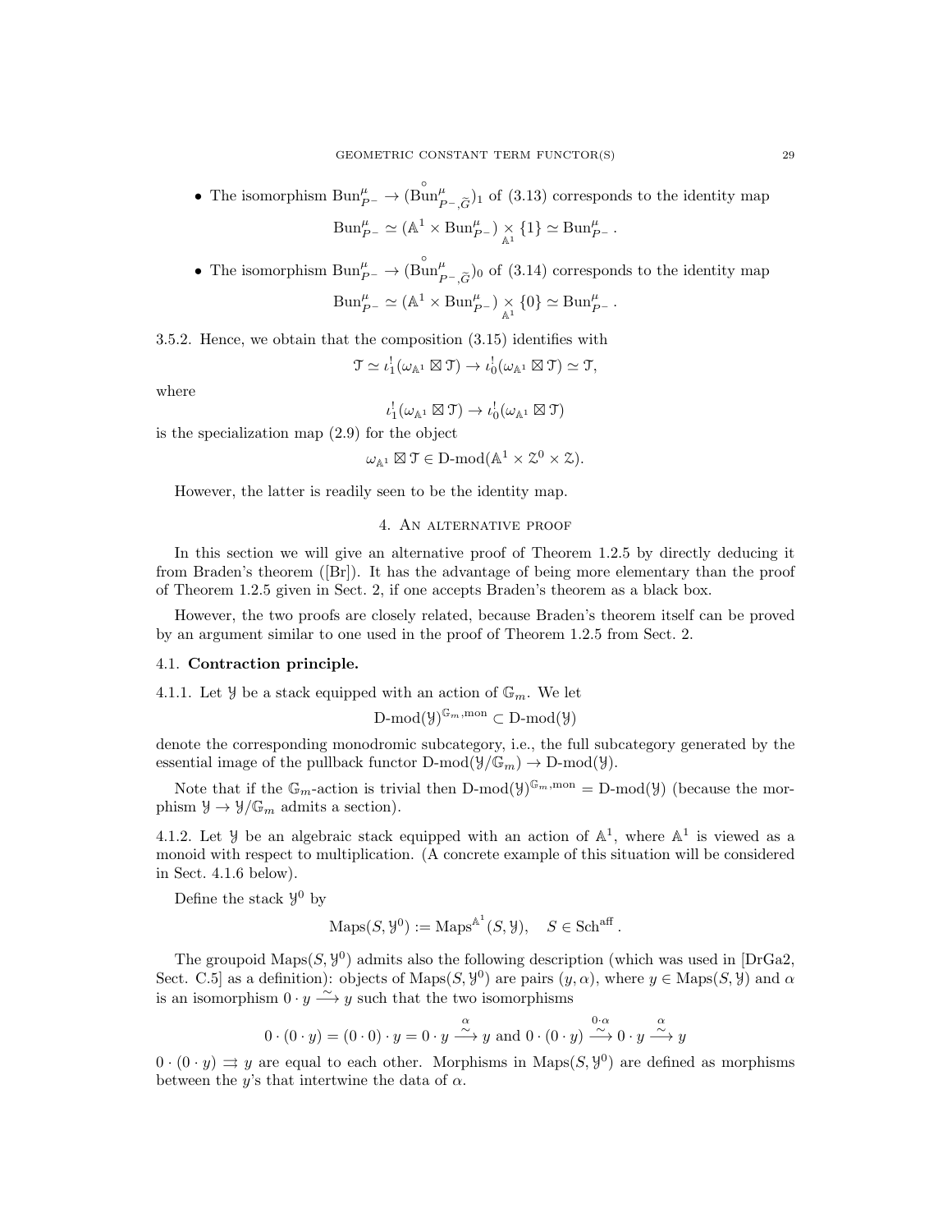- The isomorphism $\mathrm{Bun}_{P^-}^{\mu} \to (\overset{\circ}{\mathrm{Bun}}{}^{\mu}_{P^-,\widetilde{G}})_1$ of (3.13) corresponds to the identity map

$$\mathrm{Bun}_{P^-}^{\mu} \simeq (\mathbb{A}^1 \times \mathrm{Bun}_{P^-}^{\mu}) \underset{\mathbb{A}^1}{\times} \{1\} \simeq \mathrm{Bun}_{P^-}^{\mu}.$$

- The isomorphism $\mathrm{Bun}_{P^-}^{\mu} \to (\overset{\circ}{\mathrm{Bun}}{}^{\mu}_{P^-,\widetilde{G}})_0$ of (3.14) corresponds to the identity map

$$\mathrm{Bun}_{P^-}^{\mu} \simeq (\mathbb{A}^1 \times \mathrm{Bun}_{P^-}^{\mu}) \underset{\mathbb{A}^1}{\times} \{0\} \simeq \mathrm{Bun}_{P^-}^{\mu}.$$

3.5.2. Hence, we obtain that the composition (3.15) identifies with

$$\mathcal{T} \simeq \iota_1^!(\omega_{\mathbb{A}^1} \boxtimes \mathcal{T}) \to \iota_0^!(\omega_{\mathbb{A}^1} \boxtimes \mathcal{T}) \simeq \mathcal{T},$$

where

$$\iota_1^!(\omega_{\mathbb{A}^1} \boxtimes \mathcal{T}) \to \iota_0^!(\omega_{\mathbb{A}^1} \boxtimes \mathcal{T})$$

is the specialization map (2.9) for the object

$$\omega_{\mathbb{A}^1} \boxtimes \mathcal{T} \in \text{D-mod}(\mathbb{A}^1 \times \mathcal{Z}^0 \times \mathcal{Z}).$$

However, the latter is readily seen to be the identity map.

# 4. An alternative proof

In this section we will give an alternative proof of Theorem 1.2.5 by directly deducing it from Braden's theorem ([Br]). It has the advantage of being more elementary than the proof of Theorem 1.2.5 given in Sect. 2, if one accepts Braden's theorem as a black box.

However, the two proofs are closely related, because Braden's theorem itself can be proved by an argument similar to one used in the proof of Theorem 1.2.5 from Sect. 2.

## 4.1. Contraction principle.

4.1.1. Let $\mathcal{Y}$ be a stack equipped with an action of $\mathbb{G}_m$. We let

$$\text{D-mod}(\mathcal{Y})^{\mathbb{G}_m,\text{mon}} \subset \text{D-mod}(\mathcal{Y})$$

denote the corresponding monodromic subcategory, i.e., the full subcategory generated by the essential image of the pullback functor $\text{D-mod}(\mathcal{Y}/\mathbb{G}_m) \to \text{D-mod}(\mathcal{Y})$.

Note that if the $\mathbb{G}_m$-action is trivial then $\text{D-mod}(\mathcal{Y})^{\mathbb{G}_m,\text{mon}} = \text{D-mod}(\mathcal{Y})$ (because the morphism $\mathcal{Y} \to \mathcal{Y}/\mathbb{G}_m$ admits a section).

4.1.2. Let $\mathcal{Y}$ be an algebraic stack equipped with an action of $\mathbb{A}^1$, where $\mathbb{A}^1$ is viewed as a monoid with respect to multiplication. (A concrete example of this situation will be considered in Sect. 4.1.6 below).

Define the stack $\mathcal{Y}^0$ by

$$\mathrm{Maps}(S, \mathcal{Y}^0) := \mathrm{Maps}^{\mathbb{A}^1}(S, \mathcal{Y}), \quad S \in \mathrm{Sch}^{\mathrm{aff}}.$$

The groupoid $\mathrm{Maps}(S, \mathcal{Y}^0)$ admits also the following description (which was used in [DrGa2, Sect. C.5] as a definition): objects of $\mathrm{Maps}(S, \mathcal{Y}^0)$ are pairs $(y, \alpha)$, where $y \in \mathrm{Maps}(S, \mathcal{Y})$ and $\alpha$ is an isomorphism $0 \cdot y \xrightarrow{\sim} y$ such that the two isomorphisms

$$0 \cdot (0 \cdot y) = (0 \cdot 0) \cdot y = 0 \cdot y \overset{\alpha}{\underset{\sim}{\longrightarrow}} y \text{ and } 0 \cdot (0 \cdot y) \overset{0 \cdot \alpha}{\underset{\sim}{\longrightarrow}} 0 \cdot y \overset{\alpha}{\underset{\sim}{\longrightarrow}} y$$

$0 \cdot (0 \cdot y) \rightrightarrows y$ are equal to each other. Morphisms in $\mathrm{Maps}(S, \mathcal{Y}^0)$ are defined as morphisms between the $y$'s that intertwine the data of $\alpha$.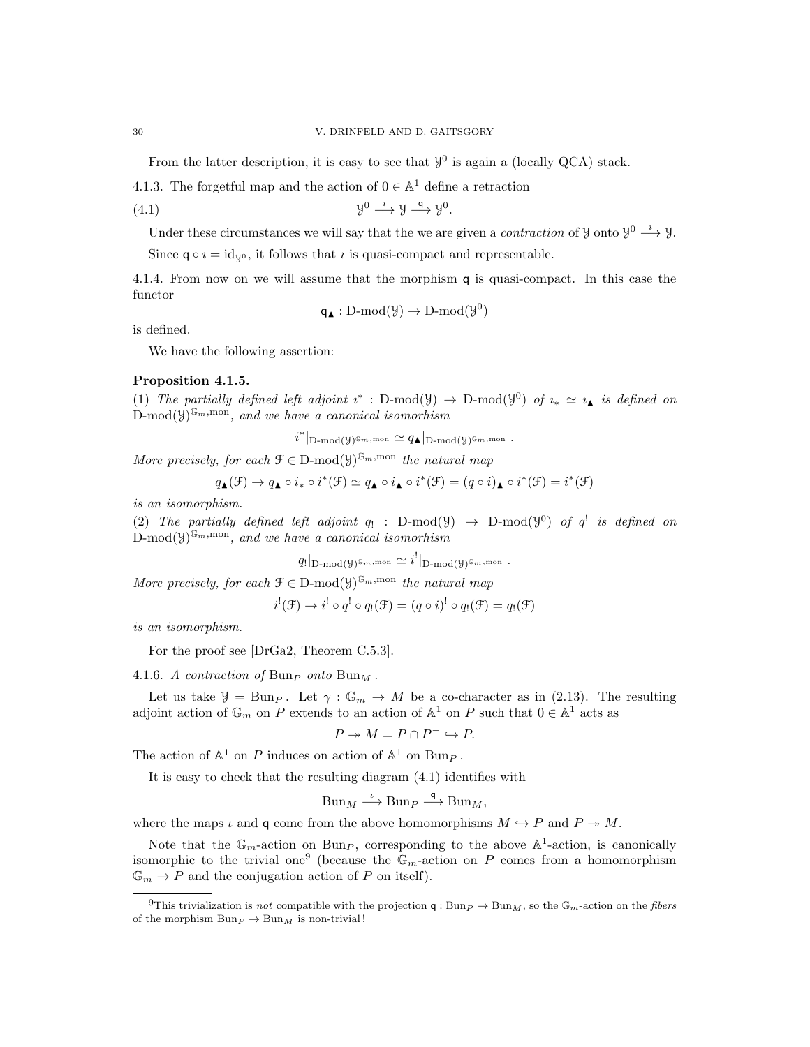From the latter description, it is easy to see that $\mathcal{Y}^0$ is again a (locally QCA) stack.

4.1.3. The forgetful map and the action of $0 \in \mathbb{A}^1$ define a retraction

$$\mathcal{Y}^0 \xrightarrow{\imath} \mathcal{Y} \xrightarrow{\mathsf{q}} \mathcal{Y}^0. \tag{4.1}$$

Under these circumstances we will say that the we are given a *contraction* of $\mathcal{Y}$ onto $\mathcal{Y}^0 \xrightarrow{\imath} \mathcal{Y}$.

Since $\mathsf{q} \circ \imath = \mathrm{id}_{\mathcal{Y}^0}$, it follows that $\imath$ is quasi-compact and representable.

4.1.4. From now on we will assume that the morphism $\mathsf{q}$ is quasi-compact. In this case the functor

$$\mathsf{q}_\blacktriangle : \text{D-mod}(\mathcal{Y}) \to \text{D-mod}(\mathcal{Y}^0)$$

is defined.

We have the following assertion:

**Proposition 4.1.5.**
(1) *The partially defined left adjoint $\imath^* : \text{D-mod}(\mathcal{Y}) \to \text{D-mod}(\mathcal{Y}^0)$ of $\imath_* \simeq \imath_\blacktriangle$ is defined on $\text{D-mod}(\mathcal{Y})^{\mathbb{G}_m,\text{mon}}$, and we have a canonical isomorhism*

$$i^*|_{\text{D-mod}(\mathcal{Y})^{\mathbb{G}_m,\text{mon}}} \simeq q_\blacktriangle|_{\text{D-mod}(\mathcal{Y})^{\mathbb{G}_m,\text{mon}}} .$$

*More precisely, for each $\mathcal{F} \in \text{D-mod}(\mathcal{Y})^{\mathbb{G}_m,\text{mon}}$ the natural map*

$$q_\blacktriangle(\mathcal{F}) \to q_\blacktriangle \circ i_* \circ i^*(\mathcal{F}) \simeq q_\blacktriangle \circ i_\blacktriangle \circ i^*(\mathcal{F}) = (q \circ i)_\blacktriangle \circ i^*(\mathcal{F}) = i^*(\mathcal{F})$$

*is an isomorphism.*
(2) *The partially defined left adjoint $q_! : \text{D-mod}(\mathcal{Y}) \to \text{D-mod}(\mathcal{Y}^0)$ of $q^!$ is defined on $\text{D-mod}(\mathcal{Y})^{\mathbb{G}_m,\text{mon}}$, and we have a canonical isomorhism*

$$q_!|_{\text{D-mod}(\mathcal{Y})^{\mathbb{G}_m,\text{mon}}} \simeq i^!|_{\text{D-mod}(\mathcal{Y})^{\mathbb{G}_m,\text{mon}}} .$$

*More precisely, for each $\mathcal{F} \in \text{D-mod}(\mathcal{Y})^{\mathbb{G}_m,\text{mon}}$ the natural map*

$$i^!(\mathcal{F}) \to i^! \circ q^! \circ q_!(\mathcal{F}) = (q \circ i)^! \circ q_!(\mathcal{F}) = q_!(\mathcal{F})$$

*is an isomorphism.*

For the proof see [DrGa2, Theorem C.5.3].

4.1.6. *A contraction of $\text{Bun}_P$ onto $\text{Bun}_M$.*

Let us take $\mathcal{Y} = \text{Bun}_P$. Let $\gamma : \mathbb{G}_m \to M$ be a co-character as in (2.13). The resulting adjoint action of $\mathbb{G}_m$ on $P$ extends to an action of $\mathbb{A}^1$ on $P$ such that $0 \in \mathbb{A}^1$ acts as

$$P \twoheadrightarrow M = P \cap P^- \hookrightarrow P.$$

The action of $\mathbb{A}^1$ on $P$ induces on action of $\mathbb{A}^1$ on $\text{Bun}_P$.

It is easy to check that the resulting diagram (4.1) identifies with

$$\text{Bun}_M \xrightarrow{\imath} \text{Bun}_P \xrightarrow{\mathsf{q}} \text{Bun}_M,$$

where the maps $\imath$ and $\mathsf{q}$ come from the above homomorphisms $M \hookrightarrow P$ and $P \twoheadrightarrow M$.

Note that the $\mathbb{G}_m$-action on $\text{Bun}_P$, corresponding to the above $\mathbb{A}^1$-action, is canonically isomorphic to the trivial one[9] (because the $\mathbb{G}_m$-action on $P$ comes from a homomorphism $\mathbb{G}_m \to P$ and the conjugation action of $P$ on itself).

[9]This trivialization is *not* compatible with the projection $\mathsf{q} : \text{Bun}_P \to \text{Bun}_M$, so the $\mathbb{G}_m$-action on the *fibers* of the morphism $\text{Bun}_P \to \text{Bun}_M$ is non-trivial!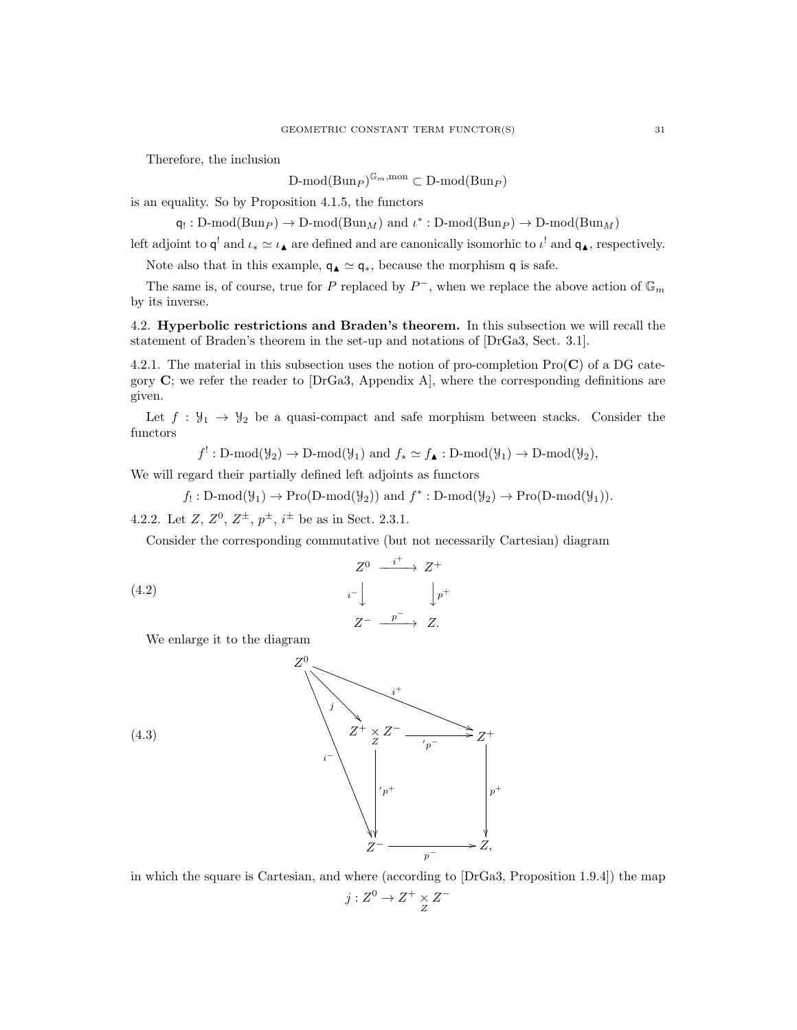Therefore, the inclusion

$$\text{D-mod}(\text{Bun}_P)^{\mathbb{G}_m,\text{mon}} \subset \text{D-mod}(\text{Bun}_P)$$

is an equality. So by Proposition 4.1.5, the functors

$$\mathsf{q}_! : \text{D-mod}(\text{Bun}_P) \to \text{D-mod}(\text{Bun}_M) \text{ and } \iota^* : \text{D-mod}(\text{Bun}_P) \to \text{D-mod}(\text{Bun}_M)$$

left adjoint to $\mathsf{q}^!$ and $\iota_* \simeq \iota_\blacktriangle$ are defined and are canonically isomorhic to $\iota^!$ and $\mathsf{q}_\blacktriangle$, respectively.

Note also that in this example, $\mathsf{q}_\blacktriangle \simeq \mathsf{q}_*$, because the morphism $\mathsf{q}$ is safe.

The same is, of course, true for $P$ replaced by $P^-$, when we replace the above action of $\mathbb{G}_m$ by its inverse.

## 4.2. Hyperbolic restrictions and Braden's theorem.

In this subsection we will recall the statement of Braden's theorem in the set-up and notations of [DrGa3, Sect. 3.1].

4.2.1. The material in this subsection uses the notion of pro-completion $\text{Pro}(\mathbf{C})$ of a DG category $\mathbf{C}$; we refer the reader to [DrGa3, Appendix A], where the corresponding definitions are given.

Let $f : \mathcal{Y}_1 \to \mathcal{Y}_2$ be a quasi-compact and safe morphism between stacks. Consider the functors

$$f^! : \text{D-mod}(\mathcal{Y}_2) \to \text{D-mod}(\mathcal{Y}_1) \text{ and } f_* \simeq f_\blacktriangle : \text{D-mod}(\mathcal{Y}_1) \to \text{D-mod}(\mathcal{Y}_2),$$

We will regard their partially defined left adjoints as functors

$$f_! : \text{D-mod}(\mathcal{Y}_1) \to \text{Pro}(\text{D-mod}(\mathcal{Y}_2)) \text{ and } f^* : \text{D-mod}(\mathcal{Y}_2) \to \text{Pro}(\text{D-mod}(\mathcal{Y}_1)).$$

4.2.2. Let $Z$, $Z^0$, $Z^\pm$, $p^\pm$, $i^\pm$ be as in Sect. 2.3.1.

Consider the corresponding commutative (but not necessarily Cartesian) diagram

$$\begin{array}{ccc} Z^0 & \xrightarrow{i^+} & Z^+ \\ {\scriptstyle i^-}\downarrow & & \downarrow{\scriptstyle p^+} \\ Z^- & \xrightarrow{p^-} & Z. \end{array} \tag{4.2}$$

We enlarge it to the diagram

$$\begin{array}{ccccc} Z^0 & & & & \\ & \searrow^{j} & & & \\ & & Z^+ \underset{Z}{\times} Z^- & \xrightarrow{'p^-} & Z^+ \\ & & \downarrow{\scriptstyle 'p^+} & & \downarrow{\scriptstyle p^+} \\ & & Z^- & \xrightarrow{p^-} & Z, \end{array} \tag{4.3}$$

(with additional arrows $i^+ : Z^0 \to Z^+$ and $i^- : Z^0 \to Z^-$), in which the square is Cartesian, and where (according to [DrGa3, Proposition 1.9.4]) the map

$$j : Z^0 \to Z^+ \underset{Z}{\times} Z^-$$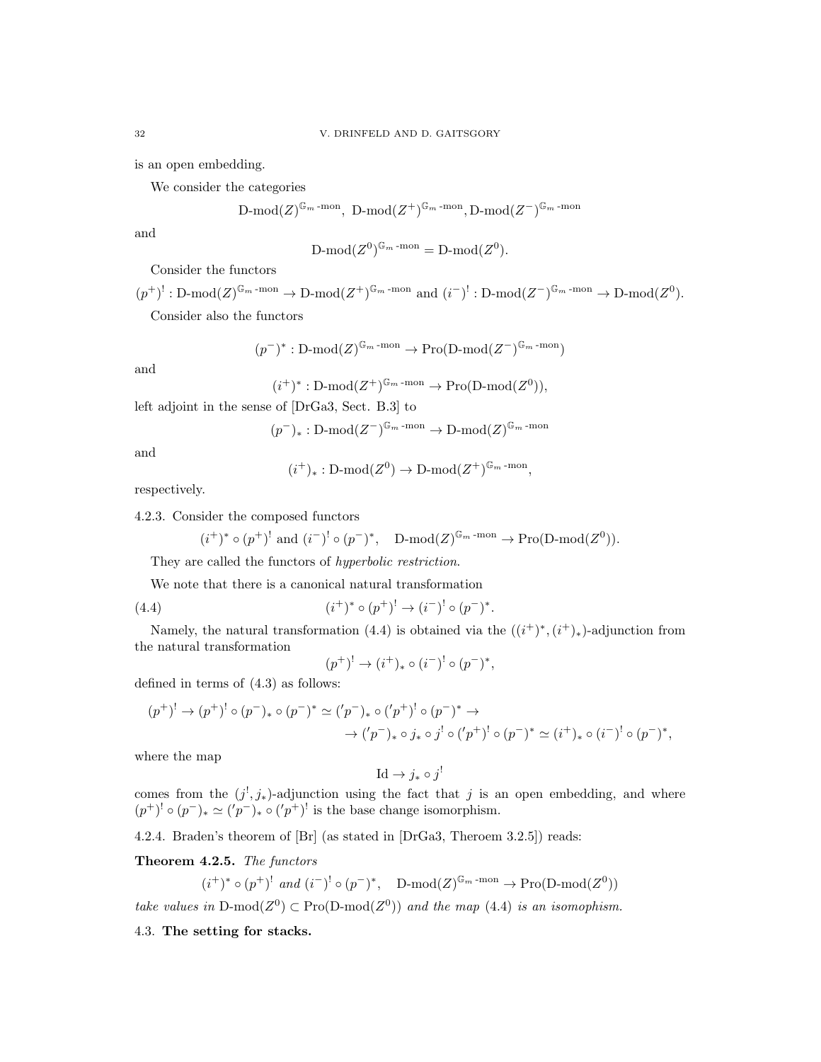is an open embedding.

We consider the categories

$$\text{D-mod}(Z)^{\mathbb{G}_m\text{-mon}},\ \text{D-mod}(Z^+)^{\mathbb{G}_m\text{-mon}}, \text{D-mod}(Z^-)^{\mathbb{G}_m\text{-mon}}$$

and

$$\text{D-mod}(Z^0)^{\mathbb{G}_m\text{-mon}} = \text{D-mod}(Z^0).$$

Consider the functors

$(p^+)^! : \text{D-mod}(Z)^{\mathbb{G}_m\text{-mon}} \to \text{D-mod}(Z^+)^{\mathbb{G}_m\text{-mon}}$ and $(i^-)^! : \text{D-mod}(Z^-)^{\mathbb{G}_m\text{-mon}} \to \text{D-mod}(Z^0)$.

Consider also the functors

$$(p^-)^* : \text{D-mod}(Z)^{\mathbb{G}_m\text{-mon}} \to \text{Pro}(\text{D-mod}(Z^-)^{\mathbb{G}_m\text{-mon}})$$

and

$$(i^+)^* : \text{D-mod}(Z^+)^{\mathbb{G}_m\text{-mon}} \to \text{Pro}(\text{D-mod}(Z^0)),$$

left adjoint in the sense of [DrGa3, Sect. B.3] to

$$(p^-)_* : \text{D-mod}(Z^-)^{\mathbb{G}_m\text{-mon}} \to \text{D-mod}(Z)^{\mathbb{G}_m\text{-mon}}$$

and

$$(i^+)_* : \text{D-mod}(Z^0) \to \text{D-mod}(Z^+)^{\mathbb{G}_m\text{-mon}},$$

respectively.

4.2.3. Consider the composed functors

$$(i^+)^* \circ (p^+)^! \text{ and } (i^-)^! \circ (p^-)^*, \quad \text{D-mod}(Z)^{\mathbb{G}_m\text{-mon}} \to \text{Pro}(\text{D-mod}(Z^0)).$$

They are called the functors of *hyperbolic restriction*.

We note that there is a canonical natural transformation

$$(i^+)^* \circ (p^+)^! \to (i^-)^! \circ (p^-)^*. \tag{4.4}$$

Namely, the natural transformation (4.4) is obtained via the $((i^+)^*, (i^+)_*)$-adjunction from the natural transformation

$$(p^+)^! \to (i^+)_* \circ (i^-)^! \circ (p^-)^*,$$

defined in terms of (4.3) as follows:

$$(p^+)^! \to (p^+)^! \circ (p^-)_* \circ (p^-)^* \simeq ({}'p^-)_* \circ ({}'p^+)^! \circ (p^-)^* \to$$
$$\to ({}'p^-)_* \circ j_* \circ j^! \circ ({}'p^+)^! \circ (p^-)^* \simeq (i^+)_* \circ (i^-)^! \circ (p^-)^*,$$

where the map

$$\text{Id} \to j_* \circ j^!$$

comes from the $(j^!, j_*)$-adjunction using the fact that $j$ is an open embedding, and where $(p^+)^! \circ (p^-)_* \simeq ({}'p^-)_* \circ ({}'p^+)^!$ is the base change isomorphism.

4.2.4. Braden's theorem of [Br] (as stated in [DrGa3, Theroem 3.2.5]) reads:

**Theorem 4.2.5.** *The functors*

$$(i^+)^* \circ (p^+)^! \text{ and } (i^-)^! \circ (p^-)^*, \quad \text{D-mod}(Z)^{\mathbb{G}_m\text{-mon}} \to \text{Pro}(\text{D-mod}(Z^0))$$

*take values in* $\text{D-mod}(Z^0) \subset \text{Pro}(\text{D-mod}(Z^0))$ *and the map* (4.4) *is an isomophism.*

### 4.3. **The setting for stacks.**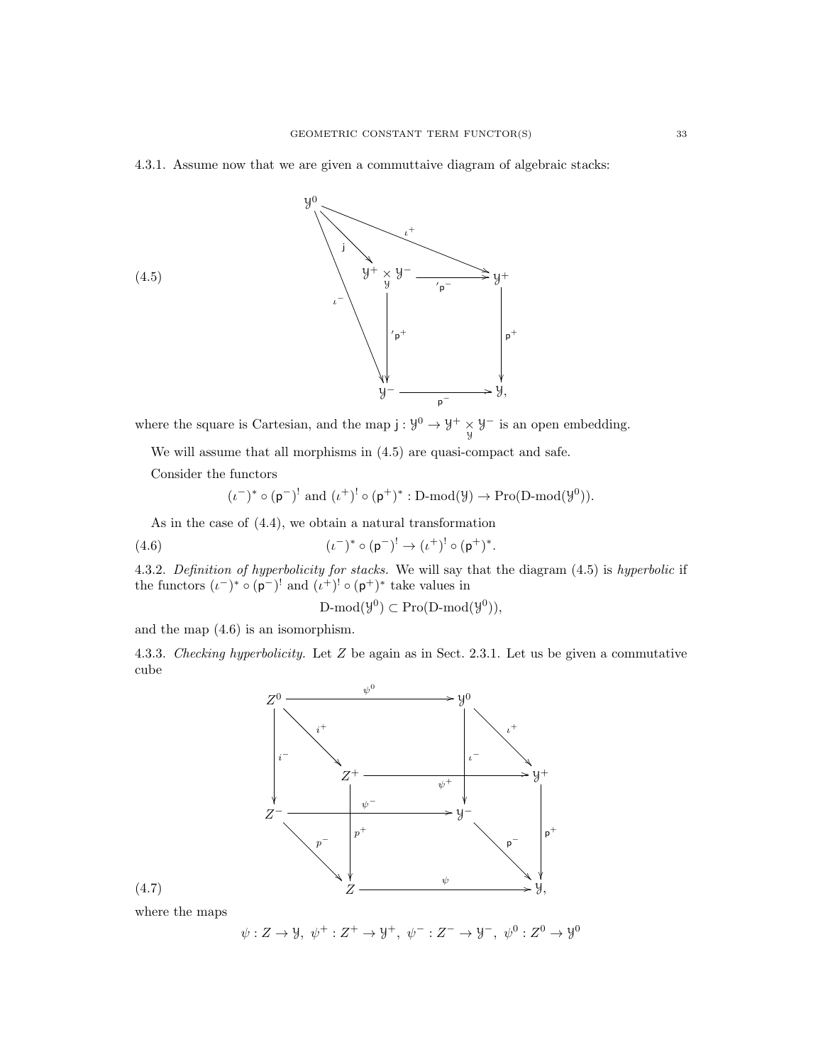4.3.1. Assume now that we are given a commuttaive diagram of algebraic stacks:

$$
\begin{array}{ccccc}
\mathcal{Y}^0 & & & & \\
& \overset{\mathsf{j}}{\searrow} & & \overset{\iota^+}{\searrow} & \\
& & \mathcal{Y}^+ \underset{\mathcal{Y}}{\times} \mathcal{Y}^- & \xrightarrow{\ {}'\mathsf{p}^-\ } & \mathcal{Y}^+ \\
& \iota^- \searrow & \downarrow {}'\mathsf{p}^+ & & \downarrow \mathsf{p}^+ \\
& & \mathcal{Y}^- & \xrightarrow{\ \mathsf{p}^-\ } & \mathcal{Y},
\end{array}
\tag{4.5}
$$

where the square is Cartesian, and the map $\mathsf{j} : \mathcal{Y}^0 \to \mathcal{Y}^+ \underset{\mathcal{Y}}{\times} \mathcal{Y}^-$ is an open embedding.

We will assume that all morphisms in (4.5) are quasi-compact and safe.

Consider the functors

$$(\iota^-)^* \circ (\mathsf{p}^-)^! \text{ and } (\iota^+)^! \circ (\mathsf{p}^+)^* : \text{D-mod}(\mathcal{Y}) \to \text{Pro}(\text{D-mod}(\mathcal{Y}^0)).$$

As in the case of (4.4), we obtain a natural transformation

$$(\iota^-)^* \circ (\mathsf{p}^-)^! \to (\iota^+)^! \circ (\mathsf{p}^+)^*. \tag{4.6}$$

4.3.2. *Definition of hyperbolicity for stacks.* We will say that the diagram (4.5) is *hyperbolic* if the functors $(\iota^-)^* \circ (\mathsf{p}^-)^!$ and $(\iota^+)^! \circ (\mathsf{p}^+)^*$ take values in

$$\text{D-mod}(\mathcal{Y}^0) \subset \text{Pro}(\text{D-mod}(\mathcal{Y}^0)),$$

and the map (4.6) is an isomorphism.

4.3.3. *Checking hyperbolicity.* Let $Z$ be again as in Sect. 2.3.1. Let us be given a commutative cube

$$
\begin{array}{ccc}
Z^0 & \xrightarrow{\psi^0} & \mathcal{Y}^0 \\
i^+ \searrow \ \downarrow i^- & & \iota^+ \searrow \ \downarrow \iota^- \\
Z^+ \xrightarrow{\psi^+} & & \mathcal{Y}^+ \\
Z^- & \xrightarrow{\psi^-} & \mathcal{Y}^- \\
p^- \searrow \ \downarrow p^+ & & \mathsf{p}^- \searrow \ \downarrow \mathsf{p}^+ \\
Z & \xrightarrow{\psi} & \mathcal{Y},
\end{array}
\tag{4.7}
$$

where the maps

$$\psi : Z \to \mathcal{Y}, \ \psi^+ : Z^+ \to \mathcal{Y}^+, \ \psi^- : Z^- \to \mathcal{Y}^-, \ \psi^0 : Z^0 \to \mathcal{Y}^0$$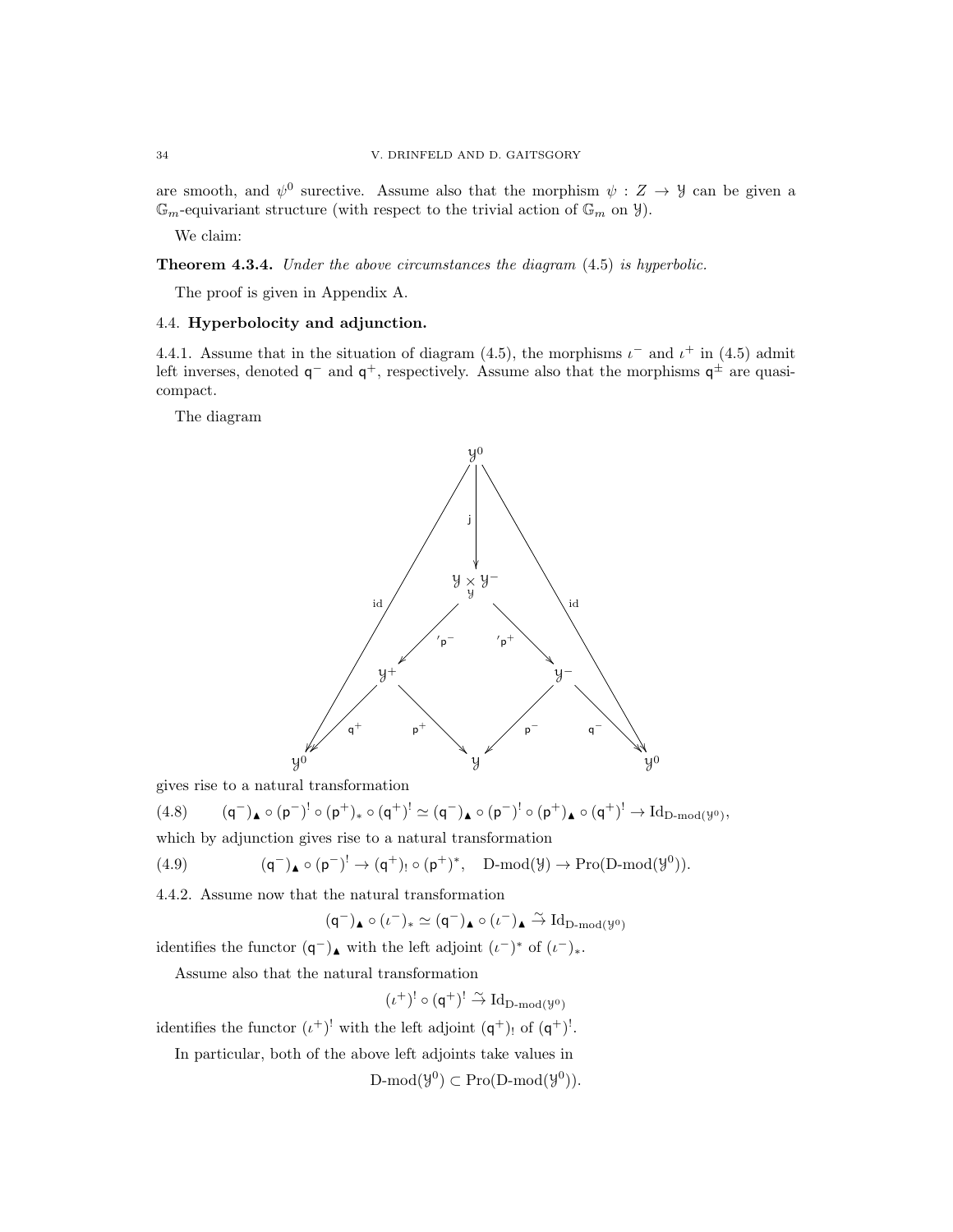are smooth, and $\psi^0$ surective. Assume also that the morphism $\psi : Z \to \mathcal{Y}$ can be given a $\mathbb{G}_m$-equivariant structure (with respect to the trivial action of $\mathbb{G}_m$ on $\mathcal{Y}$).

We claim:

**Theorem 4.3.4.** *Under the above circumstances the diagram* (4.5) *is hyperbolic.*

The proof is given in Appendix A.

## 4.4. Hyperbolocity and adjunction.

4.4.1. Assume that in the situation of diagram (4.5), the morphisms $\iota^-$ and $\iota^+$ in (4.5) admit left inverses, denoted $\mathsf{q}^-$ and $\mathsf{q}^+$, respectively. Assume also that the morphisms $\mathsf{q}^\pm$ are quasi-compact.

The diagram

$$
\begin{array}{ccccccc}
 & & & \mathcal{Y}^0 & & & \\
 & & \swarrow^{\mathrm{id}} & \downarrow^{\mathsf{j}} & \searrow^{\mathrm{id}} & & \\
 & & & \mathcal{Y} \underset{\mathcal{Y}}{\times} \mathcal{Y}^- & & & \\
 & & \swarrow^{'\mathsf{p}^-} & & \searrow^{'\mathsf{p}^+} & & \\
 & \mathcal{Y}^+ & & & & \mathcal{Y}^- & \\
 \swarrow^{\mathsf{q}^+} & & \searrow^{\mathsf{p}^+} & & \swarrow^{\mathsf{p}^-} & & \searrow^{\mathsf{q}^-} \\
\mathcal{Y}^0 & & & \mathcal{Y} & & & \mathcal{Y}^0
\end{array}
$$

gives rise to a natural transformation

$$
(4.8) \qquad (\mathsf{q}^-)_\blacktriangle \circ (\mathsf{p}^-)^! \circ (\mathsf{p}^+)_* \circ (\mathsf{q}^+)^! \simeq (\mathsf{q}^-)_\blacktriangle \circ (\mathsf{p}^-)^! \circ (\mathsf{p}^+)_\blacktriangle \circ (\mathsf{q}^+)^! \to \mathrm{Id}_{\text{D-mod}(\mathcal{Y}^0)},
$$

which by adjunction gives rise to a natural transformation

$$
(4.9) \qquad (\mathsf{q}^-)_\blacktriangle \circ (\mathsf{p}^-)^! \to (\mathsf{q}^+)_! \circ (\mathsf{p}^+)^*, \quad \text{D-mod}(\mathcal{Y}) \to \text{Pro}(\text{D-mod}(\mathcal{Y}^0)).
$$

4.4.2. Assume now that the natural transformation

$$
(\mathsf{q}^-)_\blacktriangle \circ (\iota^-)_* \simeq (\mathsf{q}^-)_\blacktriangle \circ (\iota^-)_\blacktriangle \overset{\sim}{\to} \mathrm{Id}_{\text{D-mod}(\mathcal{Y}^0)}
$$

identifies the functor $(\mathsf{q}^-)_\blacktriangle$ with the left adjoint $(\iota^-)^*$ of $(\iota^-)_*$.

Assume also that the natural transformation

$$
(\iota^+)^! \circ (\mathsf{q}^+)^! \overset{\sim}{\to} \mathrm{Id}_{\text{D-mod}(\mathcal{Y}^0)}
$$

identifies the functor $(\iota^+)^!$ with the left adjoint $(\mathsf{q}^+)_!$ of $(\mathsf{q}^+)^!$.

In particular, both of the above left adjoints take values in

$$
\text{D-mod}(\mathcal{Y}^0) \subset \text{Pro}(\text{D-mod}(\mathcal{Y}^0)).
$$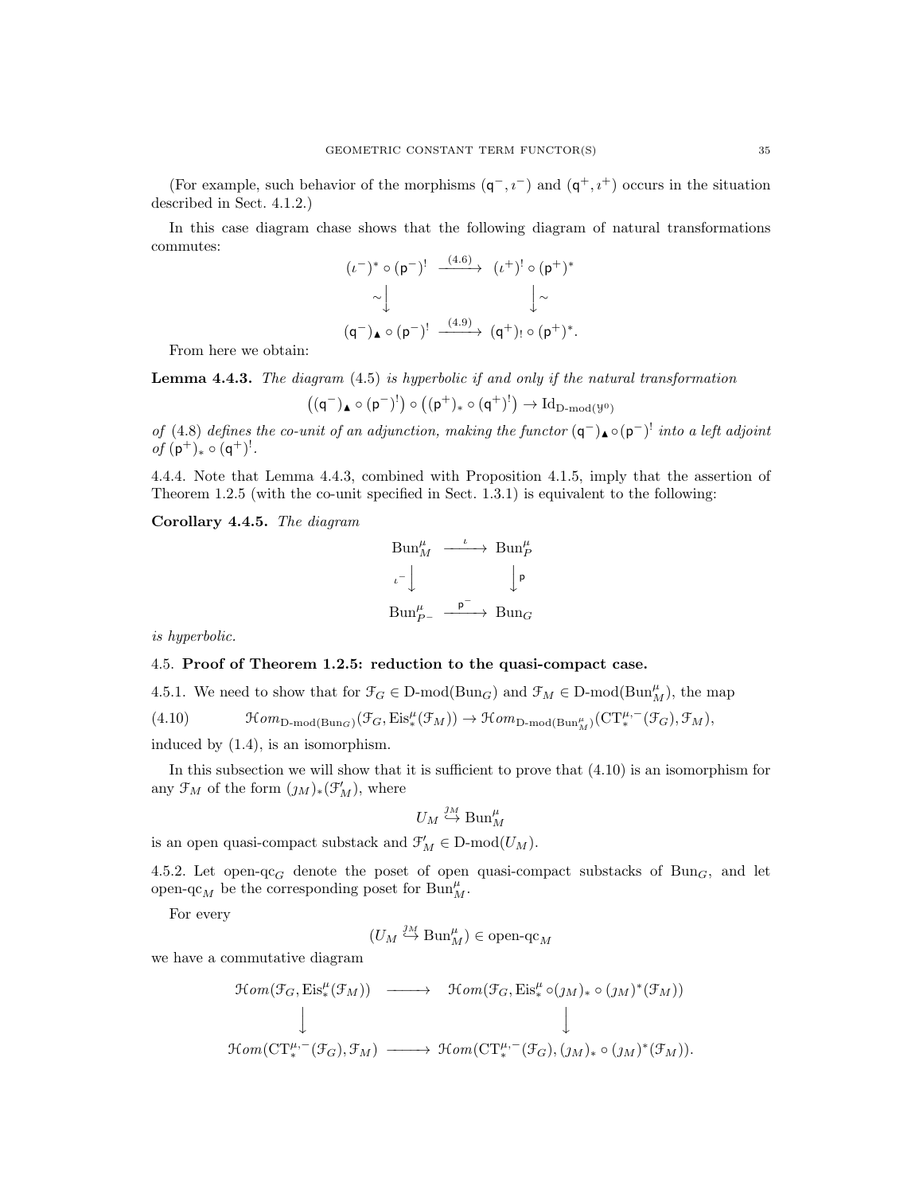(For example, such behavior of the morphisms $(\mathsf{q}^-, \imath^-)$ and $(\mathsf{q}^+, \imath^+)$ occurs in the situation described in Sect. 4.1.2.)

In this case diagram chase shows that the following diagram of natural transformations commutes:

$$\begin{array}{ccc} (\imath^-)^* \circ (\mathsf{p}^-)^! & \xrightarrow{(4.6)} & (\imath^+)^! \circ (\mathsf{p}^+)^* \\ \sim\downarrow & & \downarrow\sim \\ (\mathsf{q}^-)_\blacktriangle \circ (\mathsf{p}^-)^! & \xrightarrow{(4.9)} & (\mathsf{q}^+)_! \circ (\mathsf{p}^+)^*. \end{array}$$

From here we obtain:

**Lemma 4.4.3.** *The diagram* (4.5) *is hyperbolic if and only if the natural transformation*

$$\left((\mathsf{q}^-)_\blacktriangle \circ (\mathsf{p}^-)^!\right) \circ \left((\mathsf{p}^+)_* \circ (\mathsf{q}^+)^!\right) \to \mathrm{Id}_{\text{D-mod}(\mathcal{Y}^0)}$$

*of* (4.8) *defines the co-unit of an adjunction, making the functor* $(\mathsf{q}^-)_\blacktriangle \circ (\mathsf{p}^-)^!$ *into a left adjoint of* $(\mathsf{p}^+)_* \circ (\mathsf{q}^+)^!$.

4.4.4. Note that Lemma 4.4.3, combined with Proposition 4.1.5, imply that the assertion of Theorem 1.2.5 (with the co-unit specified in Sect. 1.3.1) is equivalent to the following:

**Corollary 4.4.5.** *The diagram*

$$\begin{array}{ccc} \mathrm{Bun}_M^\mu & \xrightarrow{\imath} & \mathrm{Bun}_P^\mu \\ \imath^-\downarrow & & \downarrow\mathsf{p} \\ \mathrm{Bun}_{P^-}^\mu & \xrightarrow{\mathsf{p}^-} & \mathrm{Bun}_G \end{array}$$

*is hyperbolic.*

## 4.5. Proof of Theorem 1.2.5: reduction to the quasi-compact case.

4.5.1. We need to show that for $\mathcal{F}_G \in \text{D-mod}(\mathrm{Bun}_G)$ and $\mathcal{F}_M \in \text{D-mod}(\mathrm{Bun}_M^\mu)$, the map

$$\mathcal{H}om_{\text{D-mod}(\mathrm{Bun}_G)}(\mathcal{F}_G, \mathrm{Eis}_*^\mu(\mathcal{F}_M)) \to \mathcal{H}om_{\text{D-mod}(\mathrm{Bun}_M^\mu)}(\mathrm{CT}_*^{\mu,-}(\mathcal{F}_G), \mathcal{F}_M), \tag{4.10}$$

induced by (1.4), is an isomorphism.

In this subsection we will show that it is sufficient to prove that (4.10) is an isomorphism for any $\mathcal{F}_M$ of the form $(\jmath_M)_*(\mathcal{F}'_M)$, where

$$U_M \overset{\jmath_M}{\hookrightarrow} \mathrm{Bun}_M^\mu$$

is an open quasi-compact substack and $\mathcal{F}'_M \in \text{D-mod}(U_M)$.

4.5.2. Let open-qc$_G$ denote the poset of open quasi-compact substacks of $\mathrm{Bun}_G$, and let open-qc$_M$ be the corresponding poset for $\mathrm{Bun}_M^\mu$.

For every

$$(U_M \overset{\jmath_M}{\hookrightarrow} \mathrm{Bun}_M^\mu) \in \text{open-qc}_M$$

we have a commutative diagram

$$\begin{array}{ccc} \mathcal{H}om(\mathcal{F}_G, \mathrm{Eis}_*^\mu(\mathcal{F}_M)) & \longrightarrow & \mathcal{H}om(\mathcal{F}_G, \mathrm{Eis}_*^\mu \circ (\jmath_M)_* \circ (\jmath_M)^*(\mathcal{F}_M)) \\ \downarrow & & \downarrow \\ \mathcal{H}om(\mathrm{CT}_*^{\mu,-}(\mathcal{F}_G), \mathcal{F}_M) & \longrightarrow & \mathcal{H}om(\mathrm{CT}_*^{\mu,-}(\mathcal{F}_G), (\jmath_M)_* \circ (\jmath_M)^*(\mathcal{F}_M)). \end{array}$$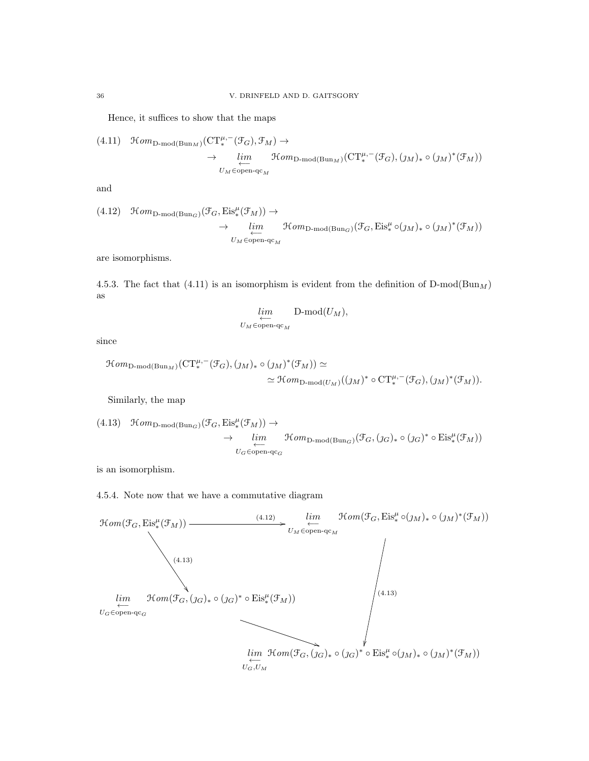Hence, it suffices to show that the maps

$$\text{(4.11)} \quad \mathcal{H}om_{\text{D-mod}(\text{Bun}_M)}(\text{CT}^{\mu,-}_*(\mathcal{F}_G), \mathcal{F}_M) \to \\ \to \underset{U_M \in \text{open-qc}_M}{\underset{\longleftarrow}{lim}} \mathcal{H}om_{\text{D-mod}(\text{Bun}_M)}(\text{CT}^{\mu,-}_*(\mathcal{F}_G), (\jmath_M)_* \circ (\jmath_M)^*(\mathcal{F}_M))$$

and

$$\text{(4.12)} \quad \mathcal{H}om_{\text{D-mod}(\text{Bun}_G)}(\mathcal{F}_G, \text{Eis}^\mu_*(\mathcal{F}_M)) \to \\ \to \underset{U_M \in \text{open-qc}_M}{\underset{\longleftarrow}{lim}} \mathcal{H}om_{\text{D-mod}(\text{Bun}_G)}(\mathcal{F}_G, \text{Eis}^\mu_* \circ (\jmath_M)_* \circ (\jmath_M)^*(\mathcal{F}_M))$$

are isomorphisms.

4.5.3. The fact that (4.11) is an isomorphism is evident from the definition of $\text{D-mod}(\text{Bun}_M)$ as

$$\underset{U_M \in \text{open-qc}_M}{\underset{\longleftarrow}{lim}} \text{D-mod}(U_M),$$

since

$$\mathcal{H}om_{\text{D-mod}(\text{Bun}_M)}(\text{CT}^{\mu,-}_*(\mathcal{F}_G), (\jmath_M)_* \circ (\jmath_M)^*(\mathcal{F}_M)) \simeq \\ \simeq \mathcal{H}om_{\text{D-mod}(U_M)}((\jmath_M)^* \circ \text{CT}^{\mu,-}_*(\mathcal{F}_G), (\jmath_M)^*(\mathcal{F}_M)).$$

Similarly, the map

$$\text{(4.13)} \quad \mathcal{H}om_{\text{D-mod}(\text{Bun}_G)}(\mathcal{F}_G, \text{Eis}^\mu_*(\mathcal{F}_M)) \to \\ \to \underset{U_G \in \text{open-qc}_G}{\underset{\longleftarrow}{lim}} \mathcal{H}om_{\text{D-mod}(\text{Bun}_G)}(\mathcal{F}_G, (\jmath_G)_* \circ (\jmath_G)^* \circ \text{Eis}^\mu_*(\mathcal{F}_M))$$

is an isomorphism.

4.5.4. Note now that we have a commutative diagram

$$\begin{array}{ccc}
\mathcal{H}om(\mathcal{F}_G, \text{Eis}^\mu_*(\mathcal{F}_M)) & \xrightarrow{(4.12)} & \underset{U_M \in \text{open-qc}_M}{\underset{\longleftarrow}{lim}} \mathcal{H}om(\mathcal{F}_G, \text{Eis}^\mu_* \circ (\jmath_M)_* \circ (\jmath_M)^*(\mathcal{F}_M)) \\
\downarrow{\scriptstyle (4.13)} & & \downarrow{\scriptstyle (4.13)} \\
\underset{U_G \in \text{open-qc}_G}{\underset{\longleftarrow}{lim}} \mathcal{H}om(\mathcal{F}_G, (\jmath_G)_* \circ (\jmath_G)^* \circ \text{Eis}^\mu_*(\mathcal{F}_M)) & \longrightarrow & \underset{U_G, U_M}{\underset{\longleftarrow}{lim}} \mathcal{H}om(\mathcal{F}_G, (\jmath_G)_* \circ (\jmath_G)^* \circ \text{Eis}^\mu_* \circ (\jmath_M)_* \circ (\jmath_M)^*(\mathcal{F}_M))
\end{array}$$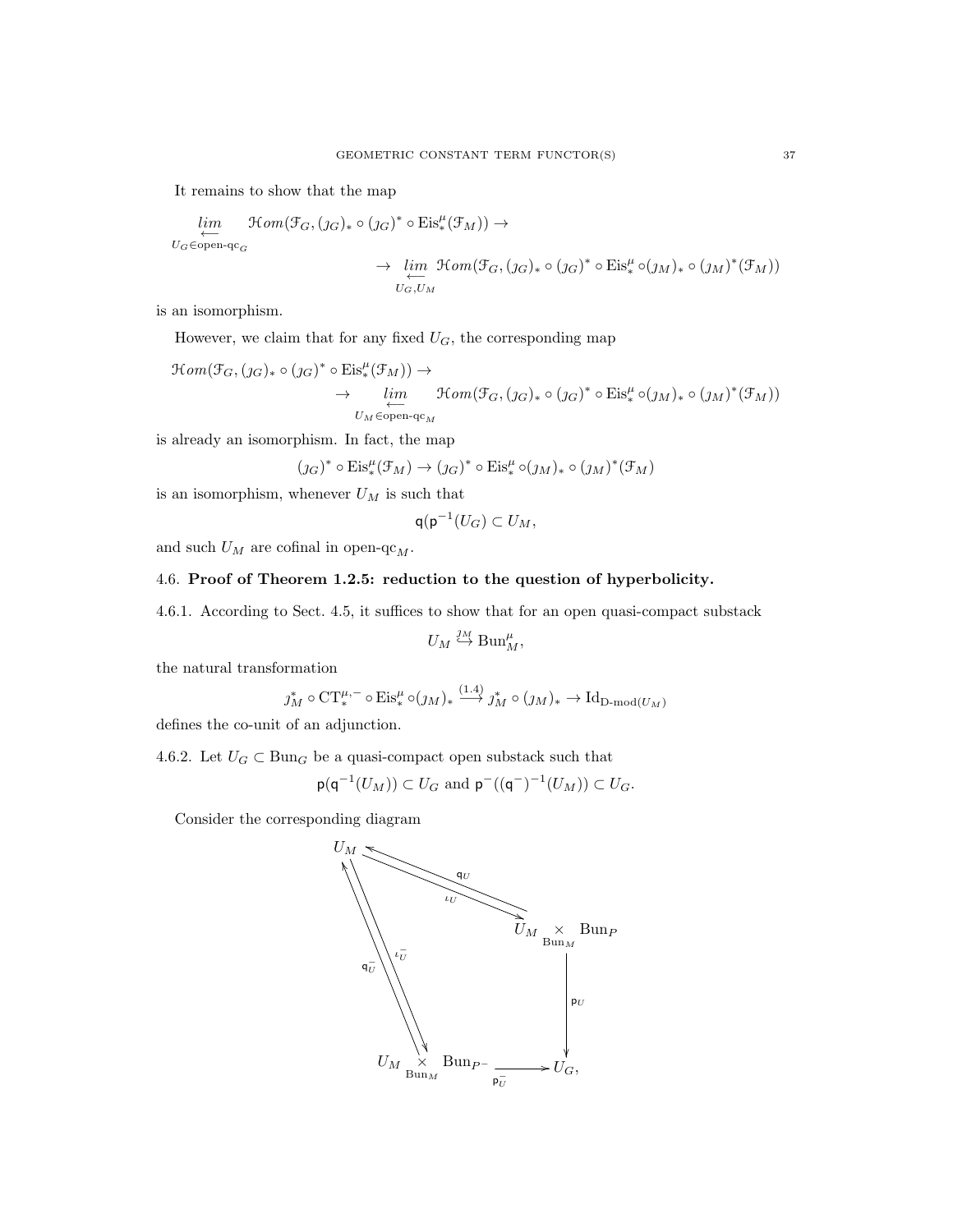It remains to show that the map

$$\underset{U_G \in \text{open-qc}_G}{\underset{\longleftarrow}{lim}} \mathcal{H}om(\mathcal{F}_G, (\jmath_G)_* \circ (\jmath_G)^* \circ \mathrm{Eis}^\mu_*(\mathcal{F}_M)) \to$$

$$\to \underset{U_G, U_M}{\underset{\longleftarrow}{lim}} \mathcal{H}om(\mathcal{F}_G, (\jmath_G)_* \circ (\jmath_G)^* \circ \mathrm{Eis}^\mu_* \circ (\jmath_M)_* \circ (\jmath_M)^*(\mathcal{F}_M))$$

is an isomorphism.

However, we claim that for any fixed $U_G$, the corresponding map

$$\mathcal{H}om(\mathcal{F}_G, (\jmath_G)_* \circ (\jmath_G)^* \circ \mathrm{Eis}^\mu_*(\mathcal{F}_M)) \to$$

$$\to \underset{U_M \in \text{open-qc}_M}{\underset{\longleftarrow}{lim}} \mathcal{H}om(\mathcal{F}_G, (\jmath_G)_* \circ (\jmath_G)^* \circ \mathrm{Eis}^\mu_* \circ (\jmath_M)_* \circ (\jmath_M)^*(\mathcal{F}_M))$$

is already an isomorphism. In fact, the map

$$(\jmath_G)^* \circ \mathrm{Eis}^\mu_*(\mathcal{F}_M) \to (\jmath_G)^* \circ \mathrm{Eis}^\mu_* \circ (\jmath_M)_* \circ (\jmath_M)^*(\mathcal{F}_M)$$

is an isomorphism, whenever $U_M$ is such that

$$\mathsf{q}(\mathsf{p}^{-1}(U_G) \subset U_M,$$

and such $U_M$ are cofinal in open-qc$_M$.

### 4.6. Proof of Theorem 1.2.5: reduction to the question of hyperbolicity.

4.6.1. According to Sect. 4.5, it suffices to show that for an open quasi-compact substack

$$U_M \overset{\jmath_M}{\hookrightarrow} \mathrm{Bun}^\mu_M,$$

the natural transformation

$$\jmath_M^* \circ \mathrm{CT}^{\mu,-}_* \circ \mathrm{Eis}^\mu_* \circ (\jmath_M)_* \overset{(1.4)}{\longrightarrow} \jmath_M^* \circ (\jmath_M)_* \to \mathrm{Id}_{\text{D-mod}(U_M)}$$

defines the co-unit of an adjunction.

4.6.2. Let $U_G \subset \mathrm{Bun}_G$ be a quasi-compact open substack such that

$$\mathsf{p}(\mathsf{q}^{-1}(U_M)) \subset U_G \text{ and } \mathsf{p}^-((\mathsf{q}^-)^{-1}(U_M)) \subset U_G.$$

Consider the corresponding diagram

$$\begin{array}{ccc}
U_M & \underset{\iota_U}{\overset{\mathsf{q}_U}{\leftrightarrows}} & U_M \underset{\mathrm{Bun}_M}{\times} \mathrm{Bun}_P \\
\mathsf{q}^-_U \uparrow\downarrow \iota^-_U & & \downarrow \mathsf{p}_U \\
U_M \underset{\mathrm{Bun}_M}{\times} \mathrm{Bun}_{P^-} & \xrightarrow{\mathsf{p}^-_U} & U_G,
\end{array}$$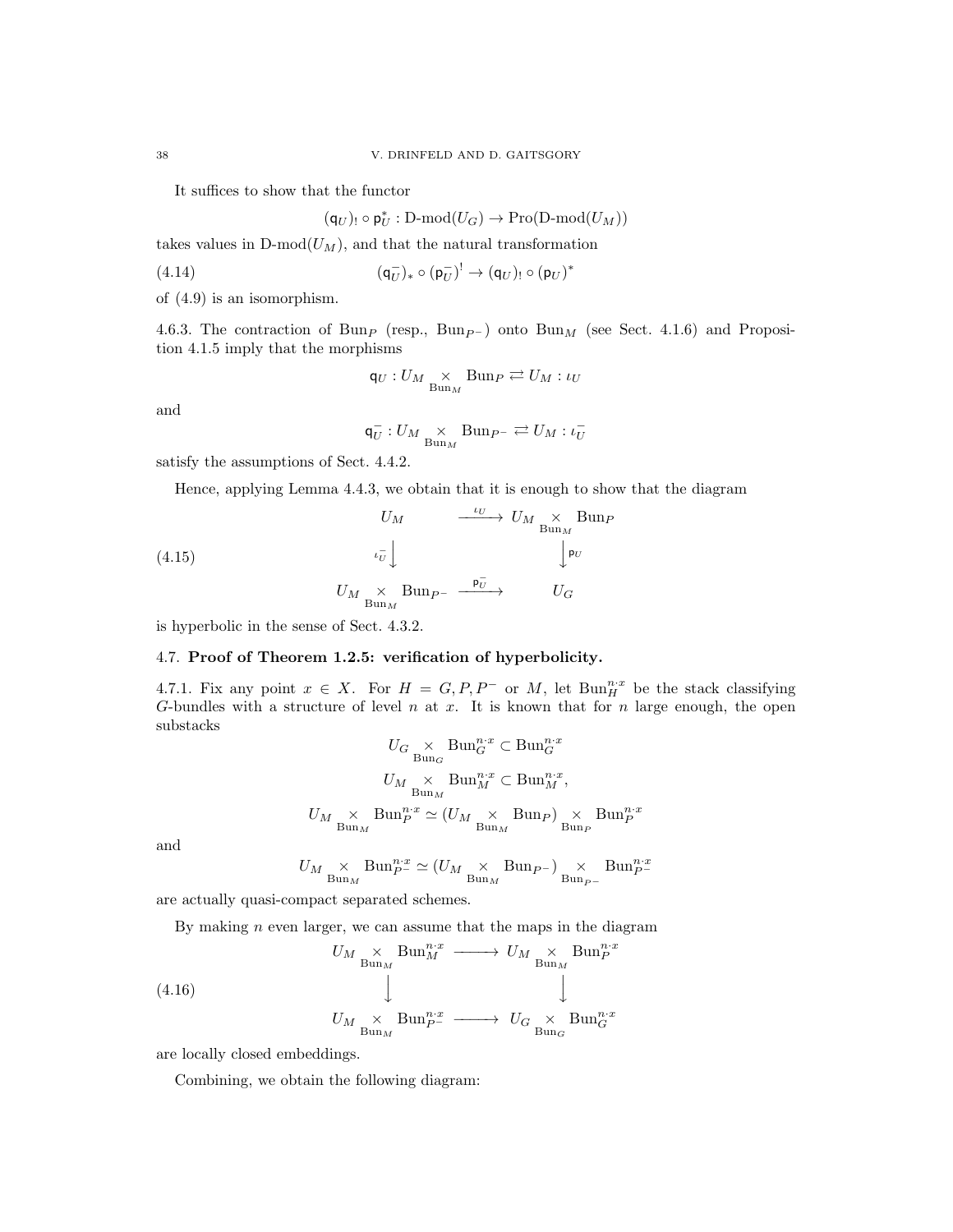It suffices to show that the functor

$$(\mathsf{q}_U)_! \circ \mathsf{p}_U^* : \text{D-mod}(U_G) \to \text{Pro}(\text{D-mod}(U_M))$$

takes values in $\text{D-mod}(U_M)$, and that the natural transformation

$$(\mathsf{q}_U^-)_* \circ (\mathsf{p}_U^-)^! \to (\mathsf{q}_U)_! \circ (\mathsf{p}_U)^* \tag{4.14}$$

of (4.9) is an isomorphism.

4.6.3. The contraction of $\text{Bun}_P$ (resp., $\text{Bun}_{P^-}$) onto $\text{Bun}_M$ (see Sect. 4.1.6) and Proposition 4.1.5 imply that the morphisms

$$\mathsf{q}_U : U_M \underset{\text{Bun}_M}{\times} \text{Bun}_P \rightleftarrows U_M : \iota_U$$

and

$$\mathsf{q}_U^- : U_M \underset{\text{Bun}_M}{\times} \text{Bun}_{P^-} \rightleftarrows U_M : \iota_U^-$$

satisfy the assumptions of Sect. 4.4.2.

Hence, applying Lemma 4.4.3, we obtain that it is enough to show that the diagram

$$\begin{array}{ccc} U_M & \xrightarrow{\iota_U} & U_M \underset{\text{Bun}_M}{\times} \text{Bun}_P \\ {\scriptstyle \iota_U^-}\downarrow & & \downarrow{\scriptstyle \mathsf{p}_U} \\ U_M \underset{\text{Bun}_M}{\times} \text{Bun}_{P^-} & \xrightarrow{\mathsf{p}_U^-} & U_G \end{array} \tag{4.15}$$

is hyperbolic in the sense of Sect. 4.3.2.

## 4.7. Proof of Theorem 1.2.5: verification of hyperbolicity.

4.7.1. Fix any point $x \in X$. For $H = G, P, P^-$ or $M$, let $\text{Bun}_H^{n \cdot x}$ be the stack classifying $G$-bundles with a structure of level $n$ at $x$. It is known that for $n$ large enough, the open substacks

$$U_G \underset{\text{Bun}_G}{\times} \text{Bun}_G^{n \cdot x} \subset \text{Bun}_G^{n \cdot x}$$

$$U_M \underset{\text{Bun}_M}{\times} \text{Bun}_M^{n \cdot x} \subset \text{Bun}_M^{n \cdot x},$$

$$U_M \underset{\text{Bun}_M}{\times} \text{Bun}_P^{n \cdot x} \simeq (U_M \underset{\text{Bun}_M}{\times} \text{Bun}_P) \underset{\text{Bun}_P}{\times} \text{Bun}_P^{n \cdot x}$$

and

$$U_M \underset{\text{Bun}_M}{\times} \text{Bun}_{P^-}^{n \cdot x} \simeq (U_M \underset{\text{Bun}_M}{\times} \text{Bun}_{P^-}) \underset{\text{Bun}_{P^-}}{\times} \text{Bun}_{P^-}^{n \cdot x}$$

are actually quasi-compact separated schemes.

By making $n$ even larger, we can assume that the maps in the diagram

$$\begin{array}{ccc} U_M \underset{\text{Bun}_M}{\times} \text{Bun}_M^{n \cdot x} & \longrightarrow & U_M \underset{\text{Bun}_M}{\times} \text{Bun}_P^{n \cdot x} \\ \downarrow & & \downarrow \\ U_M \underset{\text{Bun}_M}{\times} \text{Bun}_{P^-}^{n \cdot x} & \longrightarrow & U_G \underset{\text{Bun}_G}{\times} \text{Bun}_G^{n \cdot x} \end{array} \tag{4.16}$$

are locally closed embeddings.

Combining, we obtain the following diagram: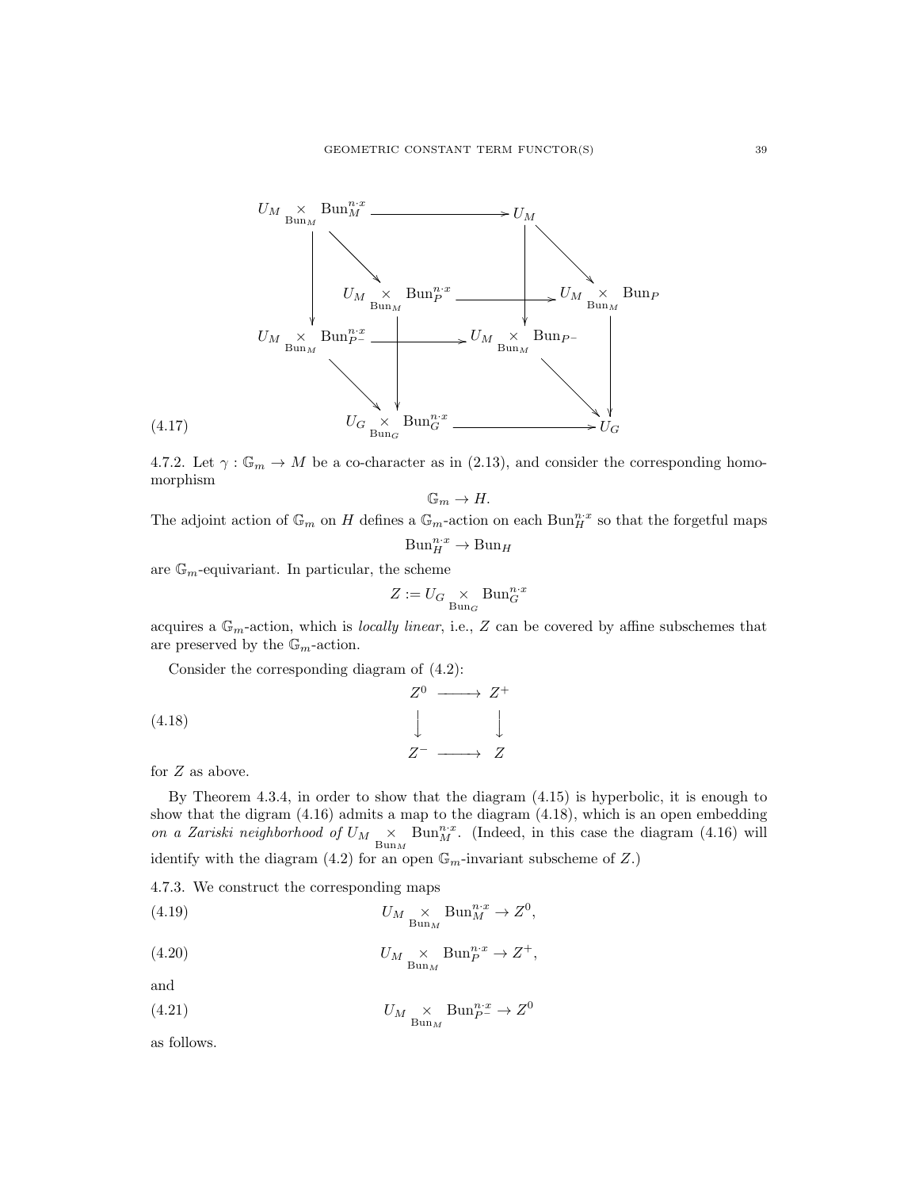$$
\begin{array}{ccccccc}
U_M \underset{\mathrm{Bun}_M}{\times} \mathrm{Bun}_M^{n\cdot x} & \longrightarrow & U_M & & & & \\
& \searrow & & \searrow & & & \\
& & U_M \underset{\mathrm{Bun}_M}{\times} \mathrm{Bun}_P^{n\cdot x} & \longrightarrow & U_M \underset{\mathrm{Bun}_M}{\times} \mathrm{Bun}_P & & \\
\downarrow & & \downarrow & & \downarrow & & \\
U_M \underset{\mathrm{Bun}_M}{\times} \mathrm{Bun}_{P^-}^{n\cdot x} & \longrightarrow & U_M \underset{\mathrm{Bun}_M}{\times} \mathrm{Bun}_{P^-} & & & & \\
& \searrow & & \searrow & & & \\
& & U_G \underset{\mathrm{Bun}_G}{\times} \mathrm{Bun}_G^{n\cdot x} & \longrightarrow & U_G & &
\end{array}
\tag{4.17}
$$

4.7.2. Let $\gamma : \mathbb{G}_m \to M$ be a co-character as in (2.13), and consider the corresponding homomorphism

$$\mathbb{G}_m \to H.$$

The adjoint action of $\mathbb{G}_m$ on $H$ defines a $\mathbb{G}_m$-action on each $\mathrm{Bun}_H^{n\cdot x}$ so that the forgetful maps

$$\mathrm{Bun}_H^{n\cdot x} \to \mathrm{Bun}_H$$

are $\mathbb{G}_m$-equivariant. In particular, the scheme

$$Z := U_G \underset{\mathrm{Bun}_G}{\times} \mathrm{Bun}_G^{n\cdot x}$$

acquires a $\mathbb{G}_m$-action, which is *locally linear*, i.e., $Z$ can be covered by affine subschemes that are preserved by the $\mathbb{G}_m$-action.

Consider the corresponding diagram of (4.2):

$$
\begin{array}{ccc}
Z^0 & \longrightarrow & Z^+ \\
\downarrow & & \downarrow \\
Z^- & \longrightarrow & Z
\end{array}
\tag{4.18}
$$

for $Z$ as above.

By Theorem 4.3.4, in order to show that the diagram (4.15) is hyperbolic, it is enough to show that the digram (4.16) admits a map to the diagram (4.18), which is an open embedding *on a Zariski neighborhood of* $U_M \underset{\mathrm{Bun}_M}{\times} \mathrm{Bun}_M^{n\cdot x}$. (Indeed, in this case the diagram (4.16) will identify with the diagram (4.2) for an open $\mathbb{G}_m$-invariant subscheme of $Z$.)

4.7.3. We construct the corresponding maps

$$U_M \underset{\mathrm{Bun}_M}{\times} \mathrm{Bun}_M^{n\cdot x} \to Z^0, \tag{4.19}$$

$$U_M \underset{\mathrm{Bun}_M}{\times} \mathrm{Bun}_P^{n\cdot x} \to Z^+, \tag{4.20}$$

and

$$U_M \underset{\mathrm{Bun}_M}{\times} \mathrm{Bun}_{P^-}^{n\cdot x} \to Z^0 \tag{4.21}$$

as follows.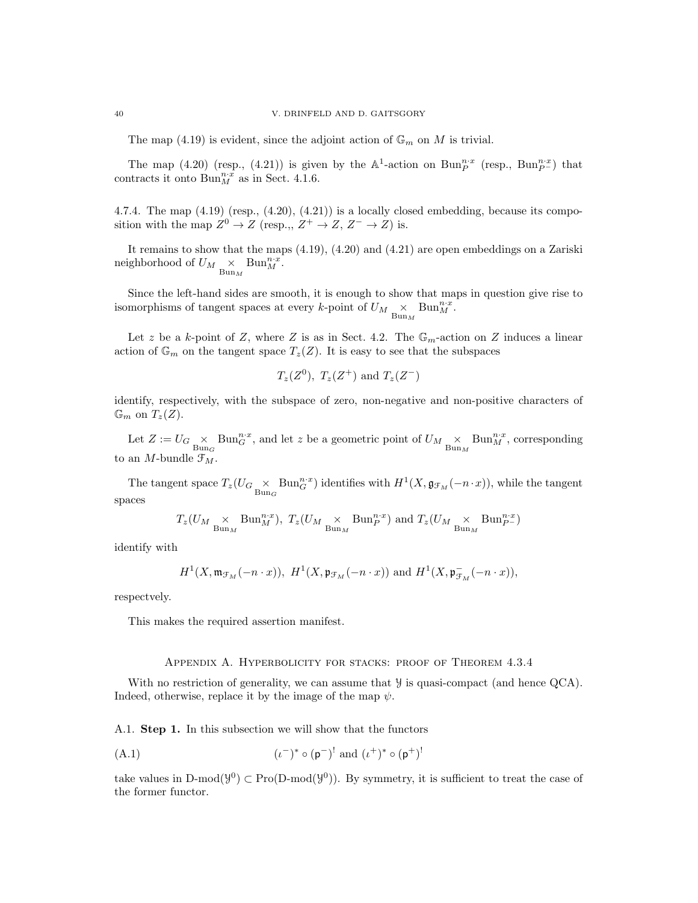The map (4.19) is evident, since the adjoint action of $\mathbb{G}_m$ on $M$ is trivial.

The map (4.20) (resp., (4.21)) is given by the $\mathbb{A}^1$-action on $\mathrm{Bun}_P^{n\cdot x}$ (resp., $\mathrm{Bun}_{P^-}^{n\cdot x}$) that contracts it onto $\mathrm{Bun}_M^{n\cdot x}$ as in Sect. 4.1.6.

4.7.4. The map (4.19) (resp., (4.20), (4.21)) is a locally closed embedding, because its composition with the map $Z^0 \to Z$ (resp.,, $Z^+ \to Z$, $Z^- \to Z$) is.

It remains to show that the maps (4.19), (4.20) and (4.21) are open embeddings on a Zariski neighborhood of $U_M \underset{\mathrm{Bun}_M}{\times} \mathrm{Bun}_M^{n\cdot x}$.

Since the left-hand sides are smooth, it is enough to show that maps in question give rise to isomorphisms of tangent spaces at every $k$-point of $U_M \underset{\mathrm{Bun}_M}{\times} \mathrm{Bun}_M^{n\cdot x}$.

Let $z$ be a $k$-point of $Z$, where $Z$ is as in Sect. 4.2. The $\mathbb{G}_m$-action on $Z$ induces a linear action of $\mathbb{G}_m$ on the tangent space $T_z(Z)$. It is easy to see that the subspaces

$$T_z(Z^0),\ T_z(Z^+) \text{ and } T_z(Z^-)$$

identify, respectively, with the subspace of zero, non-negative and non-positive characters of $\mathbb{G}_m$ on $T_z(Z)$.

Let $Z := U_G \underset{\mathrm{Bun}_G}{\times} \mathrm{Bun}_G^{n\cdot x}$, and let $z$ be a geometric point of $U_M \underset{\mathrm{Bun}_M}{\times} \mathrm{Bun}_M^{n\cdot x}$, corresponding to an $M$-bundle $\mathcal{F}_M$.

The tangent space $T_z(U_G \underset{\mathrm{Bun}_G}{\times} \mathrm{Bun}_G^{n\cdot x})$ identifies with $H^1(X, \mathfrak{g}_{\mathcal{F}_M}(-n\cdot x))$, while the tangent spaces

$$T_z(U_M \underset{\mathrm{Bun}_M}{\times} \mathrm{Bun}_M^{n\cdot x}),\ T_z(U_M \underset{\mathrm{Bun}_M}{\times} \mathrm{Bun}_P^{n\cdot x}) \text{ and } T_z(U_M \underset{\mathrm{Bun}_M}{\times} \mathrm{Bun}_{P^-}^{n\cdot x})$$

identify with

$$H^1(X, \mathfrak{m}_{\mathcal{F}_M}(-n\cdot x)),\ H^1(X, \mathfrak{p}_{\mathcal{F}_M}(-n\cdot x)) \text{ and } H^1(X, \mathfrak{p}^-_{\mathcal{F}_M}(-n\cdot x)),$$

respectvely.

This makes the required assertion manifest.

## Appendix A. Hyperbolicity for stacks: proof of Theorem 4.3.4

With no restriction of generality, we can assume that $\mathcal{Y}$ is quasi-compact (and hence QCA). Indeed, otherwise, replace it by the image of the map $\psi$.

A.1. **Step 1.** In this subsection we will show that the functors

$$(\iota^-)^* \circ (\mathsf{p}^-)^! \text{ and } (\iota^+)^* \circ (\mathsf{p}^+)^! \tag{A.1}$$

take values in $\text{D-mod}(\mathcal{Y}^0) \subset \text{Pro}(\text{D-mod}(\mathcal{Y}^0))$. By symmetry, it is sufficient to treat the case of the former functor.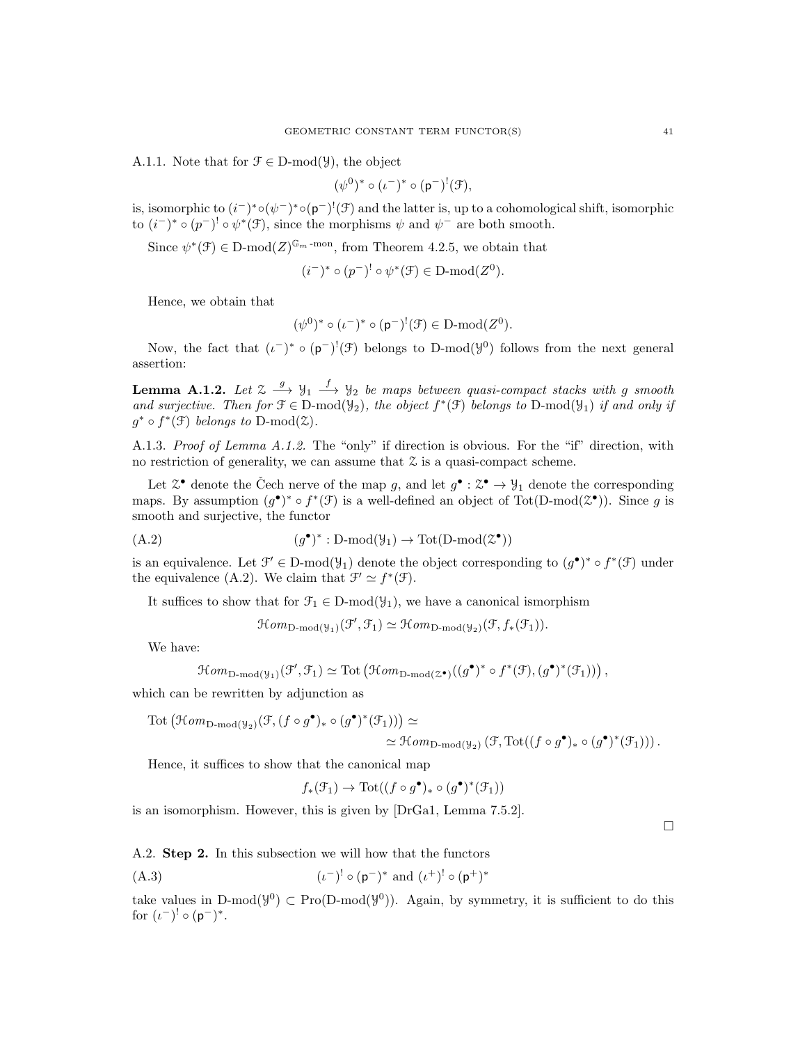A.1.1. Note that for $\mathcal{F} \in \text{D-mod}(\mathcal{Y})$, the object

$$(\psi^0)^* \circ (\iota^-)^* \circ (\mathsf{p}^-)^!(\mathcal{F}),$$

is, isomorphic to $(i^-)^* \circ (\psi^-)^* \circ (\mathsf{p}^-)^!(\mathcal{F})$ and the latter is, up to a cohomological shift, isomorphic to $(i^-)^* \circ (p^-)^! \circ \psi^*(\mathcal{F})$, since the morphisms $\psi$ and $\psi^-$ are both smooth.

Since $\psi^*(\mathcal{F}) \in \text{D-mod}(Z)^{\mathbb{G}_m\text{-mon}}$, from Theorem 4.2.5, we obtain that

$$(i^-)^* \circ (p^-)^! \circ \psi^*(\mathcal{F}) \in \text{D-mod}(Z^0).$$

Hence, we obtain that

$$(\psi^0)^* \circ (\iota^-)^* \circ (\mathsf{p}^-)^!(\mathcal{F}) \in \text{D-mod}(Z^0).$$

Now, the fact that $(\iota^-)^* \circ (\mathsf{p}^-)^!(\mathcal{F})$ belongs to $\text{D-mod}(\mathcal{Y}^0)$ follows from the next general assertion:

**Lemma A.1.2.** *Let $\mathcal{Z} \xrightarrow{g} \mathcal{Y}_1 \xrightarrow{f} \mathcal{Y}_2$ be maps between quasi-compact stacks with $g$ smooth and surjective. Then for $\mathcal{F} \in \text{D-mod}(\mathcal{Y}_2)$, the object $f^*(\mathcal{F})$ belongs to $\text{D-mod}(\mathcal{Y}_1)$ if and only if $g^* \circ f^*(\mathcal{F})$ belongs to $\text{D-mod}(\mathcal{Z})$.*

A.1.3. *Proof of Lemma A.1.2.* The "only" if direction is obvious. For the "if" direction, with no restriction of generality, we can assume that $\mathcal{Z}$ is a quasi-compact scheme.

Let $\mathcal{Z}^\bullet$ denote the Čech nerve of the map $g$, and let $g^\bullet : \mathcal{Z}^\bullet \to \mathcal{Y}_1$ denote the corresponding maps. By assumption $(g^\bullet)^* \circ f^*(\mathcal{F})$ is a well-defined an object of $\text{Tot}(\text{D-mod}(\mathcal{Z}^\bullet))$. Since $g$ is smooth and surjective, the functor

$$(g^\bullet)^* : \text{D-mod}(\mathcal{Y}_1) \to \text{Tot}(\text{D-mod}(\mathcal{Z}^\bullet)) \tag{A.2}$$

is an equivalence. Let $\mathcal{F}' \in \text{D-mod}(\mathcal{Y}_1)$ denote the object corresponding to $(g^\bullet)^* \circ f^*(\mathcal{F})$ under the equivalence (A.2). We claim that $\mathcal{F}' \simeq f^*(\mathcal{F})$.

It suffices to show that for $\mathcal{F}_1 \in \text{D-mod}(\mathcal{Y}_1)$, we have a canonical ismorphism

$$\mathcal{H}om_{\text{D-mod}(\mathcal{Y}_1)}(\mathcal{F}', \mathcal{F}_1) \simeq \mathcal{H}om_{\text{D-mod}(\mathcal{Y}_2)}(\mathcal{F}, f_*(\mathcal{F}_1)).$$

We have:

$$\mathcal{H}om_{\text{D-mod}(\mathcal{Y}_1)}(\mathcal{F}', \mathcal{F}_1) \simeq \text{Tot}\left(\mathcal{H}om_{\text{D-mod}(\mathcal{Z}^\bullet)}((g^\bullet)^* \circ f^*(\mathcal{F}), (g^\bullet)^*(\mathcal{F}_1))\right),$$

which can be rewritten by adjunction as

$$\text{Tot}\left(\mathcal{H}om_{\text{D-mod}(\mathcal{Y}_2)}(\mathcal{F}, (f \circ g^\bullet)_* \circ (g^\bullet)^*(\mathcal{F}_1))\right) \simeq$$
$$\simeq \mathcal{H}om_{\text{D-mod}(\mathcal{Y}_2)}\left(\mathcal{F}, \text{Tot}((f \circ g^\bullet)_* \circ (g^\bullet)^*(\mathcal{F}_1))\right).$$

Hence, it suffices to show that the canonical map

$$f_*(\mathcal{F}_1) \to \text{Tot}((f \circ g^\bullet)_* \circ (g^\bullet)^*(\mathcal{F}_1))$$

is an isomorphism. However, this is given by [DrGa1, Lemma 7.5.2].

□

A.2. **Step 2.** In this subsection we will how that the functors

$$(\iota^-)^! \circ (\mathsf{p}^-)^* \text{ and } (\iota^+)^! \circ (\mathsf{p}^+)^* \tag{A.3}$$

take values in $\text{D-mod}(\mathcal{Y}^0) \subset \text{Pro}(\text{D-mod}(\mathcal{Y}^0))$. Again, by symmetry, it is sufficient to do this for $(\iota^-)^! \circ (\mathsf{p}^-)^*$.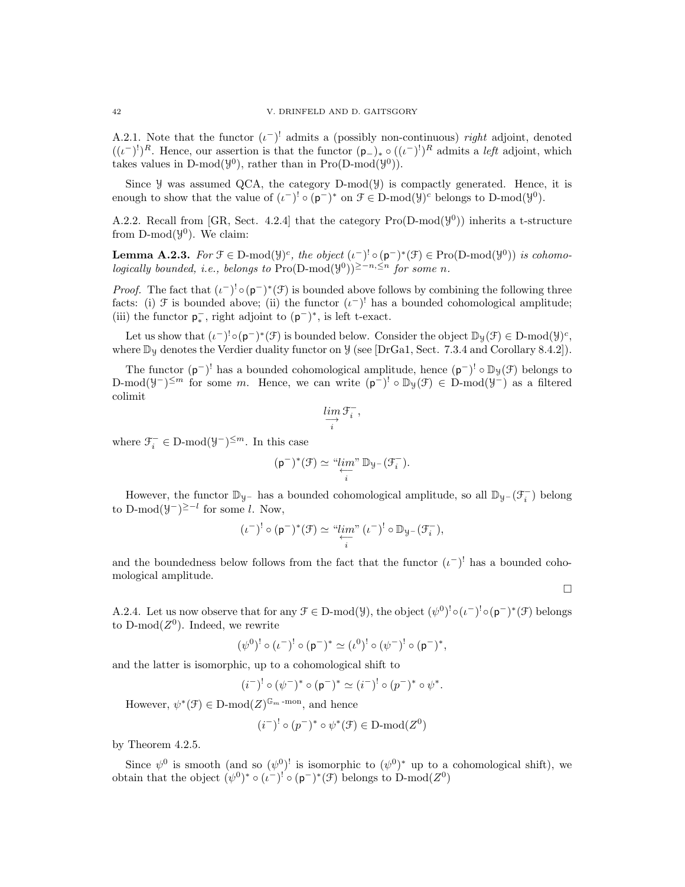A.2.1. Note that the functor $(\iota^-)^!$ admits a (possibly non-continuous) *right* adjoint, denoted $((\iota^-)^!)^R$. Hence, our assertion is that the functor $(\mathsf{p}_-)_* \circ ((\iota^-)^!)^R$ admits a *left* adjoint, which takes values in $\text{D-mod}(\mathcal{Y}^0)$, rather than in $\text{Pro}(\text{D-mod}(\mathcal{Y}^0))$.

Since $\mathcal{Y}$ was assumed QCA, the category $\text{D-mod}(\mathcal{Y})$ is compactly generated. Hence, it is enough to show that the value of $(\iota^-)^! \circ (\mathsf{p}^-)^*$ on $\mathcal{F} \in \text{D-mod}(\mathcal{Y})^c$ belongs to $\text{D-mod}(\mathcal{Y}^0)$.

A.2.2. Recall from [GR, Sect. 4.2.4] that the category $\text{Pro}(\text{D-mod}(\mathcal{Y}^0))$ inherits a t-structure from $\text{D-mod}(\mathcal{Y}^0)$. We claim:

**Lemma A.2.3.** *For $\mathcal{F} \in \text{D-mod}(\mathcal{Y})^c$, the object $(\iota^-)^! \circ (\mathsf{p}^-)^*(\mathcal{F}) \in \text{Pro}(\text{D-mod}(\mathcal{Y}^0))$ is cohomologically bounded, i.e., belongs to $\text{Pro}(\text{D-mod}(\mathcal{Y}^0))^{\geq -n, \leq n}$ for some $n$.*

*Proof.* The fact that $(\iota^-)^! \circ (\mathsf{p}^-)^*(\mathcal{F})$ is bounded above follows by combining the following three facts: (i) $\mathcal{F}$ is bounded above; (ii) the functor $(\iota^-)^!$ has a bounded cohomological amplitude; (iii) the functor $\mathsf{p}^-_*$, right adjoint to $(\mathsf{p}^-)^*$, is left t-exact.

Let us show that $(\iota^-)^! \circ (\mathsf{p}^-)^*(\mathcal{F})$ is bounded below. Consider the object $\mathbb{D}_{\mathcal{Y}}(\mathcal{F}) \in \text{D-mod}(\mathcal{Y})^c$, where $\mathbb{D}_{\mathcal{Y}}$ denotes the Verdier duality functor on $\mathcal{Y}$ (see [DrGa1, Sect. 7.3.4 and Corollary 8.4.2]).

The functor $(\mathsf{p}^-)^!$ has a bounded cohomological amplitude, hence $(\mathsf{p}^-)^! \circ \mathbb{D}_{\mathcal{Y}}(\mathcal{F})$ belongs to $\text{D-mod}(\mathcal{Y}^-)^{\leq m}$ for some $m$. Hence, we can write $(\mathsf{p}^-)^! \circ \mathbb{D}_{\mathcal{Y}}(\mathcal{F}) \in \text{D-mod}(\mathcal{Y}^-)$ as a filtered colimit

$$\underset{i}{\underrightarrow{lim}}\, \mathcal{F}_i^-,$$

where $\mathcal{F}_i^- \in \text{D-mod}(\mathcal{Y}^-)^{\leq m}$. In this case

$$(\mathsf{p}^-)^*(\mathcal{F}) \simeq \text{“}\underset{i}{\underleftarrow{lim}}\text{''}\, \mathbb{D}_{\mathcal{Y}^-}(\mathcal{F}_i^-).$$

However, the functor $\mathbb{D}_{\mathcal{Y}^-}$ has a bounded cohomological amplitude, so all $\mathbb{D}_{\mathcal{Y}^-}(\mathcal{F}_i^-)$ belong to $\text{D-mod}(\mathcal{Y}^-)^{\geq -l}$ for some $l$. Now,

$$(\iota^-)^! \circ (\mathsf{p}^-)^*(\mathcal{F}) \simeq \text{“}\underset{i}{\underleftarrow{lim}}\text{''}\, (\iota^-)^! \circ \mathbb{D}_{\mathcal{Y}^-}(\mathcal{F}_i^-),$$

and the boundedness below follows from the fact that the functor $(\iota^-)^!$ has a bounded cohomological amplitude.

$\square$

A.2.4. Let us now observe that for any $\mathcal{F} \in \text{D-mod}(\mathcal{Y})$, the object $(\psi^0)^! \circ (\iota^-)^! \circ (\mathsf{p}^-)^*(\mathcal{F})$ belongs to $\text{D-mod}(Z^0)$. Indeed, we rewrite

$$(\psi^0)^! \circ (\iota^-)^! \circ (\mathsf{p}^-)^* \simeq (\iota^0)^! \circ (\psi^-)^! \circ (\mathsf{p}^-)^*,$$

and the latter is isomorphic, up to a cohomological shift to

$$(i^-)^! \circ (\psi^-)^* \circ (\mathsf{p}^-)^* \simeq (i^-)^! \circ (p^-)^* \circ \psi^*.$$

However, $\psi^*(\mathcal{F}) \in \text{D-mod}(Z)^{\mathbb{G}_m\text{-mon}}$, and hence

$$(i^-)^! \circ (p^-)^* \circ \psi^*(\mathcal{F}) \in \text{D-mod}(Z^0)$$

by Theorem 4.2.5.

Since $\psi^0$ is smooth (and so $(\psi^0)^!$ is isomorphic to $(\psi^0)^*$ up to a cohomological shift), we obtain that the object $(\psi^0)^* \circ (\iota^-)^! \circ (\mathsf{p}^-)^*(\mathcal{F})$ belongs to $\text{D-mod}(Z^0)$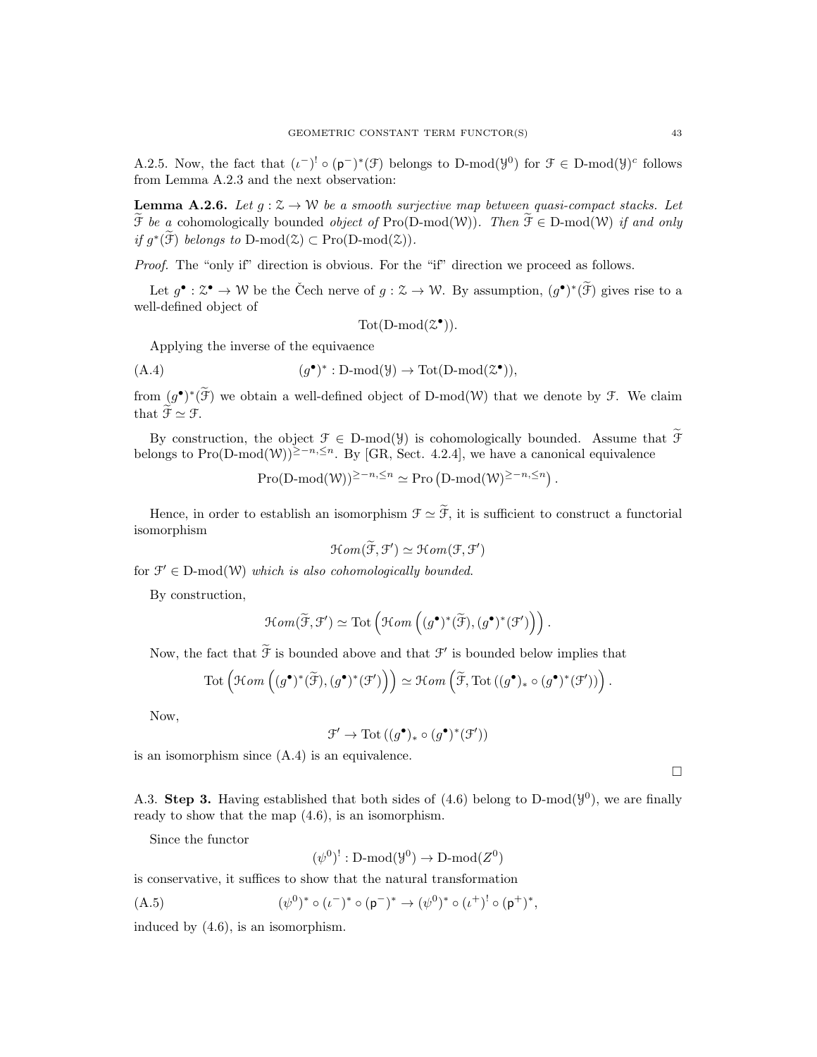A.2.5. Now, the fact that $(\iota^-)^! \circ (\mathsf{p}^-)^*(\mathcal{F})$ belongs to D-mod$(\mathcal{Y}^0)$ for $\mathcal{F} \in$ D-mod$(\mathcal{Y})^c$ follows from Lemma A.2.3 and the next observation:

**Lemma A.2.6.** *Let $g : \mathcal{Z} \to \mathcal{W}$ be a smooth surjective map between quasi-compact stacks. Let $\widetilde{\mathcal{F}}$ be a* cohomologically bounded *object of* Pro(D-mod$(\mathcal{W})$). *Then $\widetilde{\mathcal{F}} \in$ D-mod$(\mathcal{W})$ if and only if $g^*(\widetilde{\mathcal{F}})$ belongs to* D-mod$(\mathcal{Z}) \subset$ Pro(D-mod$(\mathcal{Z})$).

*Proof.* The "only if" direction is obvious. For the "if" direction we proceed as follows.

Let $g^\bullet : \mathcal{Z}^\bullet \to \mathcal{W}$ be the Čech nerve of $g : \mathcal{Z} \to \mathcal{W}$. By assumption, $(g^\bullet)^*(\widetilde{\mathcal{F}})$ gives rise to a well-defined object of

$$\text{Tot}(\text{D-mod}(\mathcal{Z}^\bullet)).$$

Applying the inverse of the equivaence

$$(g^\bullet)^* : \text{D-mod}(\mathcal{Y}) \to \text{Tot}(\text{D-mod}(\mathcal{Z}^\bullet)), \tag{A.4}$$

from $(g^\bullet)^*(\widetilde{\mathcal{F}})$ we obtain a well-defined object of D-mod$(\mathcal{W})$ that we denote by $\mathcal{F}$. We claim that $\widetilde{\mathcal{F}} \simeq \mathcal{F}$.

By construction, the object $\mathcal{F} \in$ D-mod$(\mathcal{Y})$ is cohomologically bounded. Assume that $\widetilde{\mathcal{F}}$ belongs to Pro(D-mod$(\mathcal{W})$)$^{\geq -n, \leq n}$. By [GR, Sect. 4.2.4], we have a canonical equivalence

$$\text{Pro}(\text{D-mod}(\mathcal{W}))^{\geq -n, \leq n} \simeq \text{Pro}\left(\text{D-mod}(\mathcal{W})^{\geq -n, \leq n}\right).$$

Hence, in order to establish an isomorphism $\mathcal{F} \simeq \widetilde{\mathcal{F}}$, it is sufficient to construct a functorial isomorphism

$$\mathcal{H}om(\widetilde{\mathcal{F}}, \mathcal{F}') \simeq \mathcal{H}om(\mathcal{F}, \mathcal{F}')$$

for $\mathcal{F}' \in$ D-mod$(\mathcal{W})$ *which is also cohomologically bounded*.

By construction,

$$\mathcal{H}om(\widetilde{\mathcal{F}}, \mathcal{F}') \simeq \text{Tot}\left(\mathcal{H}om\left((g^\bullet)^*(\widetilde{\mathcal{F}}), (g^\bullet)^*(\mathcal{F}')\right)\right).$$

Now, the fact that $\widetilde{\mathcal{F}}$ is bounded above and that $\mathcal{F}'$ is bounded below implies that

$$\text{Tot}\left(\mathcal{H}om\left((g^\bullet)^*(\widetilde{\mathcal{F}}), (g^\bullet)^*(\mathcal{F}')\right)\right) \simeq \mathcal{H}om\left(\widetilde{\mathcal{F}}, \text{Tot}\left((g^\bullet)_* \circ (g^\bullet)^*(\mathcal{F}')\right)\right).$$

Now,

$$\mathcal{F}' \to \text{Tot}\left((g^\bullet)_* \circ (g^\bullet)^*(\mathcal{F}')\right)$$

is an isomorphism since (A.4) is an equivalence.

□

A.3. **Step 3.** Having established that both sides of (4.6) belong to D-mod$(\mathcal{Y}^0)$, we are finally ready to show that the map (4.6), is an isomorphism.

Since the functor

$$(\psi^0)^! : \text{D-mod}(\mathcal{Y}^0) \to \text{D-mod}(Z^0)$$

is conservative, it suffices to show that the natural transformation

$$(\psi^0)^* \circ (\iota^-)^* \circ (\mathsf{p}^-)^* \to (\psi^0)^* \circ (\iota^+)^! \circ (\mathsf{p}^+)^*, \tag{A.5}$$

induced by (4.6), is an isomorphism.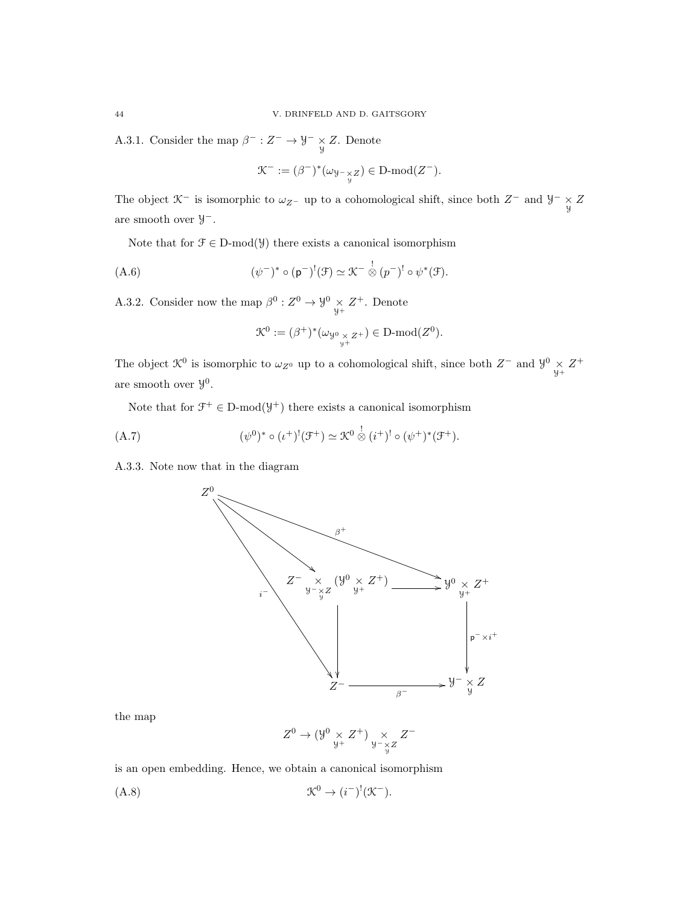A.3.1. Consider the map $\beta^- : Z^- \to \mathcal{Y}^- \underset{\mathcal{Y}}{\times} Z$. Denote

$$\mathcal{K}^- := (\beta^-)^*(\omega_{\mathcal{Y}^- \underset{\mathcal{Y}}{\times} Z}) \in \text{D-mod}(Z^-).$$

The object $\mathcal{K}^-$ is isomorphic to $\omega_{Z^-}$ up to a cohomological shift, since both $Z^-$ and $\mathcal{Y}^- \underset{\mathcal{Y}}{\times} Z$ are smooth over $\mathcal{Y}^-$.

Note that for $\mathcal{F} \in \text{D-mod}(\mathcal{Y})$ there exists a canonical isomorphism

$$(\psi^-)^* \circ (\mathsf{p}^-)^!(\mathcal{F}) \simeq \mathcal{K}^- \overset{!}{\otimes} (p^-)^! \circ \psi^*(\mathcal{F}). \tag{A.6}$$

A.3.2. Consider now the map $\beta^0 : Z^0 \to \mathcal{Y}^0 \underset{\mathcal{Y}^+}{\times} Z^+$. Denote

$$\mathcal{K}^0 := (\beta^+)^*(\omega_{\mathcal{Y}^0 \underset{\mathcal{Y}^+}{\times} Z^+}) \in \text{D-mod}(Z^0).$$

The object $\mathcal{K}^0$ is isomorphic to $\omega_{Z^0}$ up to a cohomological shift, since both $Z^-$ and $\mathcal{Y}^0 \underset{\mathcal{Y}^+}{\times} Z^+$ are smooth over $\mathcal{Y}^0$.

Note that for $\mathcal{F}^+ \in \text{D-mod}(\mathcal{Y}^+)$ there exists a canonical isomorphism

$$(\psi^0)^* \circ (\iota^+)^!(\mathcal{F}^+) \simeq \mathcal{K}^0 \overset{!}{\otimes} (i^+)^! \circ (\psi^+)^*(\mathcal{F}^+). \tag{A.7}$$

A.3.3. Note now that in the diagram

$$
\begin{array}{ccccc}
Z^0 & & & & \\
& \searrow & & \overset{\beta^+}{\searrow} & \\
& {\scriptstyle i^-}\searrow & Z^- \underset{\mathcal{Y}^- \underset{\mathcal{Y}}{\times} Z}{\times} (\mathcal{Y}^0 \underset{\mathcal{Y}^+}{\times} Z^+) & \longrightarrow & \mathcal{Y}^0 \underset{\mathcal{Y}^+}{\times} Z^+ \\
& & \downarrow & & \downarrow {\scriptstyle \mathsf{p}^- \times i^+} \\
& & Z^- & \xrightarrow{\beta^-} & \mathcal{Y}^- \underset{\mathcal{Y}}{\times} Z
\end{array}
$$

the map

$$Z^0 \to (\mathcal{Y}^0 \underset{\mathcal{Y}^+}{\times} Z^+) \underset{\mathcal{Y}^- \underset{\mathcal{Y}}{\times} Z}{\times} Z^-$$

is an open embedding. Hence, we obtain a canonical isomorphism

$$\mathcal{K}^0 \to (i^-)^!(\mathcal{K}^-). \tag{A.8}$$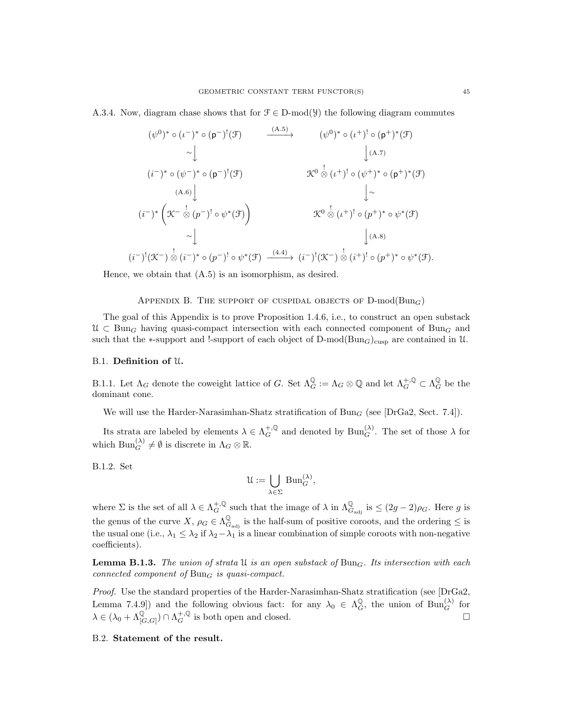A.3.4. Now, diagram chase shows that for $\mathcal{F} \in \text{D-mod}(\mathcal{Y})$ the following diagram commutes

$$
\begin{array}{ccc}
(\psi^0)^* \circ (\iota^-)^* \circ (\mathsf{p}^-)^!(\mathcal{F}) & \xrightarrow{\text{(A.5)}} & (\psi^0)^* \circ (\iota^+)^! \circ (\mathsf{p}^+)^*(\mathcal{F}) \\
\sim \Big\downarrow & & \Big\downarrow \text{(A.7)} \\
(i^-)^* \circ (\psi^-)^* \circ (\mathsf{p}^-)^!(\mathcal{F}) & & \mathcal{K}^0 \overset{!}{\otimes} (\iota^+)^! \circ (\psi^+)^* \circ (\mathsf{p}^+)^*(\mathcal{F}) \\
\text{(A.6)} \Big\downarrow & & \Big\downarrow \sim \\
(i^-)^* \left( \mathcal{K}^- \overset{!}{\otimes} (p^-)^! \circ \psi^*(\mathcal{F}) \right) & & \mathcal{K}^0 \overset{!}{\otimes} (\iota^+)^! \circ (p^+)^* \circ \psi^*(\mathcal{F}) \\
\sim \Big\downarrow & & \Big\downarrow \text{(A.8)} \\
(i^-)^!(\mathcal{K}^-) \overset{!}{\otimes} (i^-)^* \circ (p^-)^! \circ \psi^*(\mathcal{F}) & \xrightarrow{\text{(4.4)}} & (i^-)^!(\mathcal{K}^-) \overset{!}{\otimes} (i^+)^! \circ (p^+)^* \circ \psi^*(\mathcal{F}).
\end{array}
$$

Hence, we obtain that (A.5) is an isomorphism, as desired.

## Appendix B. The support of cuspidal objects of $\text{D-mod}(\text{Bun}_G)$

The goal of this Appendix is to prove Proposition 1.4.6, i.e., to construct an open substack $\mathcal{U} \subset \text{Bun}_G$ having quasi-compact intersection with each connected component of $\text{Bun}_G$ and such that the $*$-support and !-support of each object of $\text{D-mod}(\text{Bun}_G)_{\text{cusp}}$ are contained in $\mathcal{U}$.

### B.1. Definition of $\mathcal{U}$.

B.1.1. Let $\Lambda_G$ denote the coweight lattice of $G$. Set $\Lambda_G^{\mathbb{Q}} := \Lambda_G \otimes \mathbb{Q}$ and let $\Lambda_G^{+,\mathbb{Q}} \subset \Lambda_G^{\mathbb{Q}}$ be the dominant cone.

We will use the Harder-Narasimhan-Shatz stratification of $\text{Bun}_G$ (see [DrGa2, Sect. 7.4]).

Its strata are labeled by elements $\lambda \in \Lambda_G^{+,\mathbb{Q}}$ and denoted by $\text{Bun}_G^{(\lambda)}$. The set of those $\lambda$ for which $\text{Bun}_G^{(\lambda)} \neq \emptyset$ is discrete in $\Lambda_G \otimes \mathbb{R}$.

B.1.2. Set

$$
\mathcal{U} := \bigcup_{\lambda \in \Sigma} \text{Bun}_G^{(\lambda)},
$$

where $\Sigma$ is the set of all $\lambda \in \Lambda_G^{+,\mathbb{Q}}$ such that the image of $\lambda$ in $\Lambda_{G_{\text{adj}}}^{\mathbb{Q}}$ is $\leq (2g-2)\rho_G$. Here $g$ is the genus of the curve $X$, $\rho_G \in \Lambda_{G_{\text{adj}}}^{\mathbb{Q}}$ is the half-sum of positive coroots, and the ordering $\leq$ is the usual one (i.e., $\lambda_1 \leq \lambda_2$ if $\lambda_2 - \lambda_1$ is a linear combination of simple coroots with non-negative coefficients).

**Lemma B.1.3.** *The union of strata $\mathcal{U}$ is an open substack of $\text{Bun}_G$. Its intersection with each connected component of $\text{Bun}_G$ is quasi-compact.*

*Proof.* Use the standard properties of the Harder-Narasimhan-Shatz stratification (see [DrGa2, Lemma 7.4.9]) and the following obvious fact: for any $\lambda_0 \in \Lambda_G^{\mathbb{Q}}$, the union of $\text{Bun}_G^{(\lambda)}$ for $\lambda \in (\lambda_0 + \Lambda_{[G,G]}^{\mathbb{Q}}) \cap \Lambda_G^{+,\mathbb{Q}}$ is both open and closed. $\square$

### B.2. Statement of the result.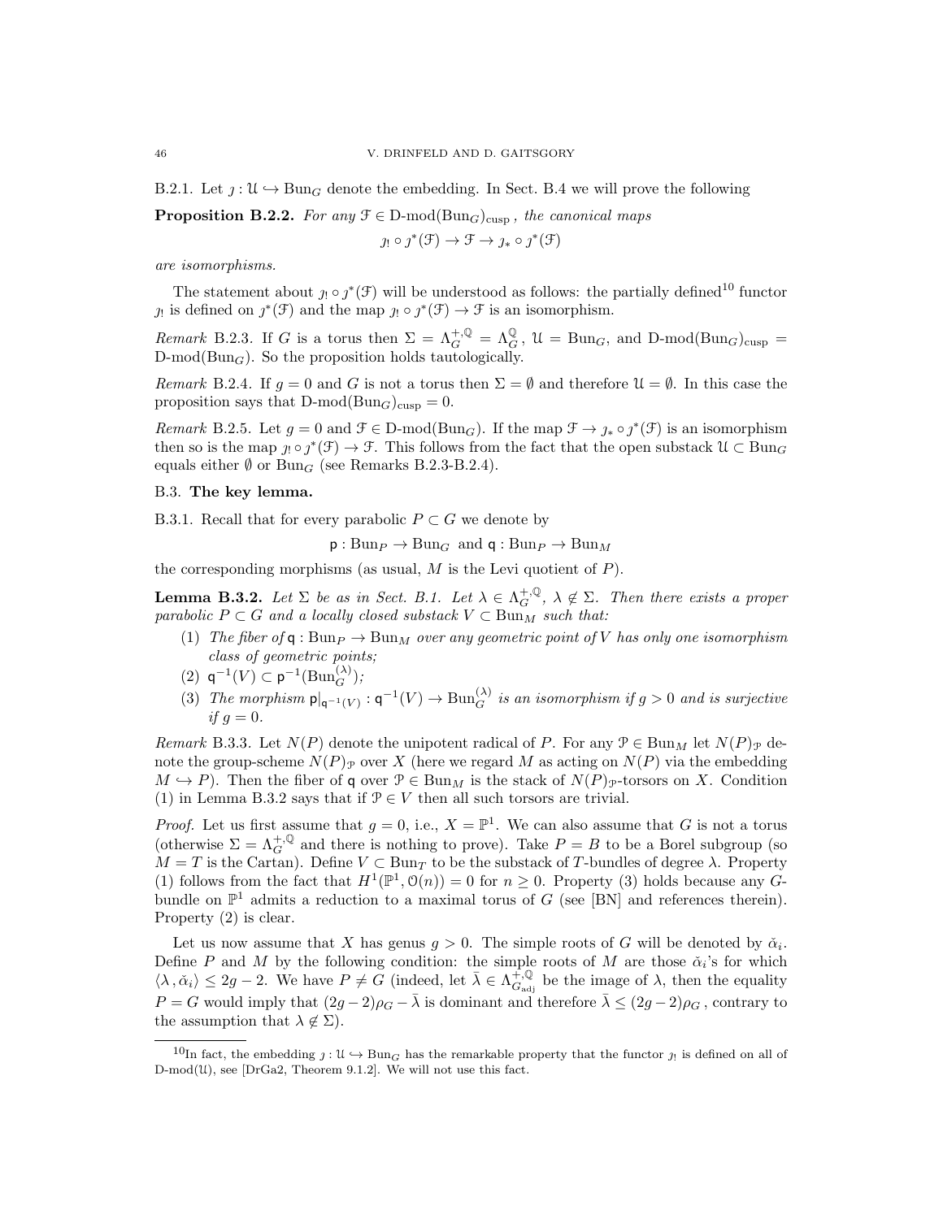B.2.1. Let $\jmath : \mathcal{U} \hookrightarrow \mathrm{Bun}_G$ denote the embedding. In Sect. B.4 we will prove the following

**Proposition B.2.2.** *For any $\mathcal{F} \in \text{D-mod}(\mathrm{Bun}_G)_{\mathrm{cusp}}$, the canonical maps*

$$\jmath_! \circ \jmath^*(\mathcal{F}) \to \mathcal{F} \to \jmath_* \circ \jmath^*(\mathcal{F})$$

*are isomorphisms.*

The statement about $\jmath_! \circ \jmath^*(\mathcal{F})$ will be understood as follows: the partially defined[10] functor $\jmath_!$ is defined on $\jmath^*(\mathcal{F})$ and the map $\jmath_! \circ \jmath^*(\mathcal{F}) \to \mathcal{F}$ is an isomorphism.

*Remark* B.2.3. If $G$ is a torus then $\Sigma = \Lambda_G^{+,\mathbb{Q}} = \Lambda_G^{\mathbb{Q}}$, $\mathcal{U} = \mathrm{Bun}_G$, and $\text{D-mod}(\mathrm{Bun}_G)_{\mathrm{cusp}} = \text{D-mod}(\mathrm{Bun}_G)$. So the proposition holds tautologically.

*Remark* B.2.4. If $g = 0$ and $G$ is not a torus then $\Sigma = \emptyset$ and therefore $\mathcal{U} = \emptyset$. In this case the proposition says that $\text{D-mod}(\mathrm{Bun}_G)_{\mathrm{cusp}} = 0$.

*Remark* B.2.5. Let $g = 0$ and $\mathcal{F} \in \text{D-mod}(\mathrm{Bun}_G)$. If the map $\mathcal{F} \to \jmath_* \circ \jmath^*(\mathcal{F})$ is an isomorphism then so is the map $\jmath_! \circ \jmath^*(\mathcal{F}) \to \mathcal{F}$. This follows from the fact that the open substack $\mathcal{U} \subset \mathrm{Bun}_G$ equals either $\emptyset$ or $\mathrm{Bun}_G$ (see Remarks B.2.3-B.2.4).

## B.3. The key lemma.

B.3.1. Recall that for every parabolic $P \subset G$ we denote by

$$\mathsf{p} : \mathrm{Bun}_P \to \mathrm{Bun}_G \text{ and } \mathsf{q} : \mathrm{Bun}_P \to \mathrm{Bun}_M$$

the corresponding morphisms (as usual, $M$ is the Levi quotient of $P$).

**Lemma B.3.2.** *Let $\Sigma$ be as in Sect. B.1. Let $\lambda \in \Lambda_G^{+,\mathbb{Q}}$, $\lambda \notin \Sigma$. Then there exists a proper parabolic $P \subset G$ and a locally closed substack $V \subset \mathrm{Bun}_M$ such that:*

1. *The fiber of $\mathsf{q} : \mathrm{Bun}_P \to \mathrm{Bun}_M$ over any geometric point of $V$ has only one isomorphism class of geometric points;*
2. $\mathsf{q}^{-1}(V) \subset \mathsf{p}^{-1}(\mathrm{Bun}_G^{(\lambda)})$*;*
3. *The morphism $\mathsf{p}|_{\mathsf{q}^{-1}(V)} : \mathsf{q}^{-1}(V) \to \mathrm{Bun}_G^{(\lambda)}$ is an isomorphism if $g > 0$ and is surjective if $g = 0$.*

*Remark* B.3.3. Let $N(P)$ denote the unipotent radical of $P$. For any $\mathcal{P} \in \mathrm{Bun}_M$ let $N(P)_{\mathcal{P}}$ denote the group-scheme $N(P)_{\mathcal{P}}$ over $X$ (here we regard $M$ as acting on $N(P)$ via the embedding $M \hookrightarrow P$). Then the fiber of $\mathsf{q}$ over $\mathcal{P} \in \mathrm{Bun}_M$ is the stack of $N(P)_{\mathcal{P}}$-torsors on $X$. Condition (1) in Lemma B.3.2 says that if $\mathcal{P} \in V$ then all such torsors are trivial.

*Proof.* Let us first assume that $g = 0$, i.e., $X = \mathbb{P}^1$. We can also assume that $G$ is not a torus (otherwise $\Sigma = \Lambda_G^{+,\mathbb{Q}}$ and there is nothing to prove). Take $P = B$ to be a Borel subgroup (so $M = T$ is the Cartan). Define $V \subset \mathrm{Bun}_T$ to be the substack of $T$-bundles of degree $\lambda$. Property (1) follows from the fact that $H^1(\mathbb{P}^1, \mathcal{O}(n)) = 0$ for $n \geq 0$. Property (3) holds because any $G$-bundle on $\mathbb{P}^1$ admits a reduction to a maximal torus of $G$ (see [BN] and references therein). Property (2) is clear.

Let us now assume that $X$ has genus $g > 0$. The simple roots of $G$ will be denoted by $\check{\alpha}_i$. Define $P$ and $M$ by the following condition: the simple roots of $M$ are those $\check{\alpha}_i$'s for which $\langle \lambda, \check{\alpha}_i \rangle \leq 2g - 2$. We have $P \neq G$ (indeed, let $\bar{\lambda} \in \Lambda_{G_{\mathrm{adj}}}^{+,\mathbb{Q}}$ be the image of $\lambda$, then the equality $P = G$ would imply that $(2g-2)\rho_G - \bar{\lambda}$ is dominant and therefore $\bar{\lambda} \leq (2g-2)\rho_G$, contrary to the assumption that $\lambda \notin \Sigma$).

---

[10] In fact, the embedding $\jmath : \mathcal{U} \hookrightarrow \mathrm{Bun}_G$ has the remarkable property that the functor $\jmath_!$ is defined on all of $\text{D-mod}(\mathcal{U})$, see [DrGa2, Theorem 9.1.2]. We will not use this fact.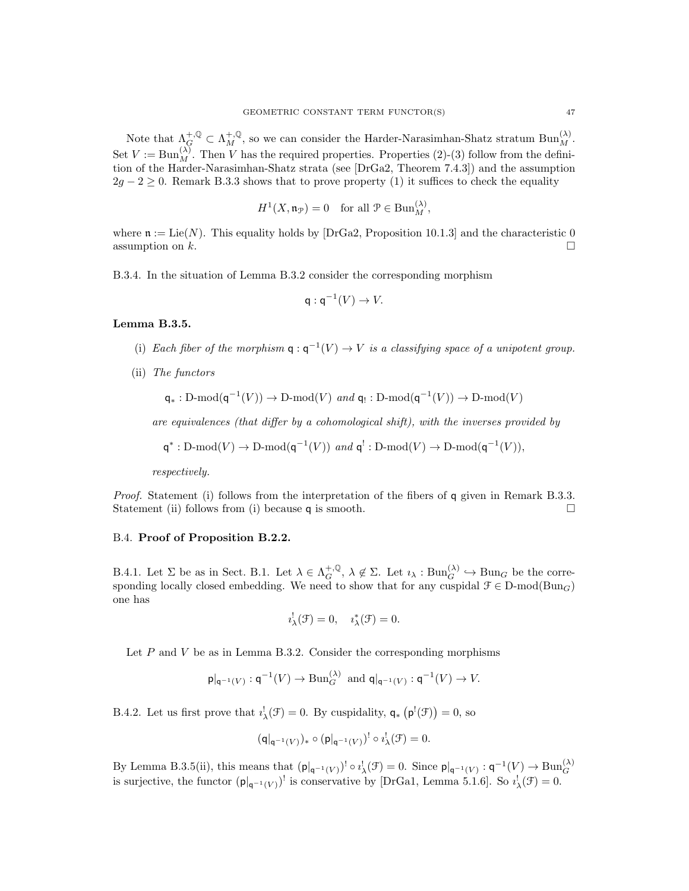Note that $\Lambda_G^{+,\mathbb{Q}} \subset \Lambda_M^{+,\mathbb{Q}}$, so we can consider the Harder-Narasimhan-Shatz stratum $\mathrm{Bun}_M^{(\lambda)}$. Set $V := \mathrm{Bun}_M^{(\lambda)}$. Then $V$ has the required properties. Properties (2)-(3) follow from the definition of the Harder-Narasimhan-Shatz strata (see [DrGa2, Theorem 7.4.3]) and the assumption $2g-2 \geq 0$. Remark B.3.3 shows that to prove property (1) it suffices to check the equality

$$H^1(X, \mathfrak{n}_{\mathcal{P}}) = 0 \quad \text{for all } \mathcal{P} \in \mathrm{Bun}_M^{(\lambda)},$$

where $\mathfrak{n} := \mathrm{Lie}(N)$. This equality holds by [DrGa2, Proposition 10.1.3] and the characteristic 0 assumption on $k$. □

B.3.4. In the situation of Lemma B.3.2 consider the corresponding morphism

$$\mathsf{q} : \mathsf{q}^{-1}(V) \to V.$$

**Lemma B.3.5.**

(i) *Each fiber of the morphism $\mathsf{q} : \mathsf{q}^{-1}(V) \to V$ is a classifying space of a unipotent group.*

(ii) *The functors*

$$\mathsf{q}_* : \text{D-mod}(\mathsf{q}^{-1}(V)) \to \text{D-mod}(V) \text{ and } \mathsf{q}_! : \text{D-mod}(\mathsf{q}^{-1}(V)) \to \text{D-mod}(V)$$

*are equivalences (that differ by a cohomological shift), with the inverses provided by*

$$\mathsf{q}^* : \text{D-mod}(V) \to \text{D-mod}(\mathsf{q}^{-1}(V)) \text{ and } \mathsf{q}^! : \text{D-mod}(V) \to \text{D-mod}(\mathsf{q}^{-1}(V)),$$

*respectively.*

*Proof.* Statement (i) follows from the interpretation of the fibers of $\mathsf{q}$ given in Remark B.3.3. Statement (ii) follows from (i) because $\mathsf{q}$ is smooth. □

## B.4. Proof of Proposition B.2.2.

B.4.1. Let $\Sigma$ be as in Sect. B.1. Let $\lambda \in \Lambda_G^{+,\mathbb{Q}}$, $\lambda \notin \Sigma$. Let $\imath_\lambda : \mathrm{Bun}_G^{(\lambda)} \hookrightarrow \mathrm{Bun}_G$ be the corresponding locally closed embedding. We need to show that for any cuspidal $\mathcal{F} \in \text{D-mod}(\mathrm{Bun}_G)$ one has

$$\imath_\lambda^!(\mathcal{F}) = 0, \quad \imath_\lambda^*(\mathcal{F}) = 0.$$

Let $P$ and $V$ be as in Lemma B.3.2. Consider the corresponding morphisms

$$\mathsf{p}|_{\mathsf{q}^{-1}(V)} : \mathsf{q}^{-1}(V) \to \mathrm{Bun}_G^{(\lambda)} \text{ and } \mathsf{q}|_{\mathsf{q}^{-1}(V)} : \mathsf{q}^{-1}(V) \to V.$$

B.4.2. Let us first prove that $\imath_\lambda^!(\mathcal{F}) = 0$. By cuspidality, $\mathsf{q}_*\left(\mathsf{p}^!(\mathcal{F})\right) = 0$, so

$$(\mathsf{q}|_{\mathsf{q}^{-1}(V)})_* \circ (\mathsf{p}|_{\mathsf{q}^{-1}(V)})^! \circ \imath_\lambda^!(\mathcal{F}) = 0.$$

By Lemma B.3.5(ii), this means that $(\mathsf{p}|_{\mathsf{q}^{-1}(V)})^! \circ \imath_\lambda^!(\mathcal{F}) = 0$. Since $\mathsf{p}|_{\mathsf{q}^{-1}(V)} : \mathsf{q}^{-1}(V) \to \mathrm{Bun}_G^{(\lambda)}$ is surjective, the functor $(\mathsf{p}|_{\mathsf{q}^{-1}(V)})^!$ is conservative by [DrGa1, Lemma 5.1.6]. So $\imath_\lambda^!(\mathcal{F}) = 0$.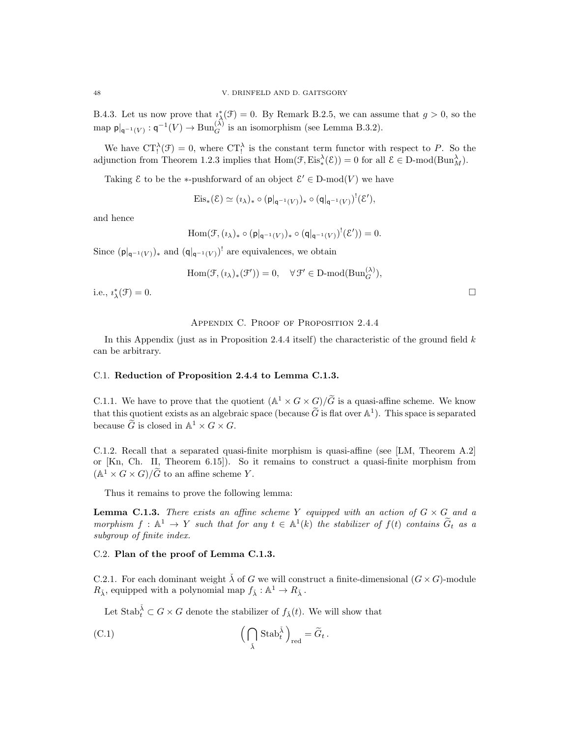B.4.3. Let us now prove that $\imath_\lambda^*(\mathcal{F}) = 0$. By Remark B.2.5, we can assume that $g > 0$, so the map $\mathsf{p}|_{\mathsf{q}^{-1}(V)} : \mathsf{q}^{-1}(V) \to \mathrm{Bun}_G^{(\lambda)}$ is an isomorphism (see Lemma B.3.2).

We have $\mathrm{CT}_!^\lambda(\mathcal{F}) = 0$, where $\mathrm{CT}_!^\lambda$ is the constant term functor with respect to $P$. So the adjunction from Theorem 1.2.3 implies that $\mathrm{Hom}(\mathcal{F}, \mathrm{Eis}_*^\lambda(\mathcal{E})) = 0$ for all $\mathcal{E} \in \text{D-mod}(\mathrm{Bun}_M^\lambda)$.

Taking $\mathcal{E}$ to be the $*$-pushforward of an object $\mathcal{E}' \in \text{D-mod}(V)$ we have

$$\mathrm{Eis}_*(\mathcal{E}) \simeq (\imath_\lambda)_* \circ (\mathsf{p}|_{\mathsf{q}^{-1}(V)})_* \circ (\mathsf{q}|_{\mathsf{q}^{-1}(V)})^!(\mathcal{E}'),$$

and hence

$$\mathrm{Hom}(\mathcal{F}, (\imath_\lambda)_* \circ (\mathsf{p}|_{\mathsf{q}^{-1}(V)})_* \circ (\mathsf{q}|_{\mathsf{q}^{-1}(V)})^!(\mathcal{E}')) = 0.$$

Since $(\mathsf{p}|_{\mathsf{q}^{-1}(V)})_*$ and $(\mathsf{q}|_{\mathsf{q}^{-1}(V)})^!$ are equivalences, we obtain

$$\mathrm{Hom}(\mathcal{F}, (\imath_\lambda)_*(\mathcal{F}')) = 0, \quad \forall\, \mathcal{F}' \in \text{D-mod}(\mathrm{Bun}_G^{(\lambda)}),$$

i.e., $\imath_\lambda^*(\mathcal{F}) = 0$. □

## Appendix C. Proof of Proposition 2.4.4

In this Appendix (just as in Proposition 2.4.4 itself) the characteristic of the ground field $k$ can be arbitrary.

### C.1. Reduction of Proposition 2.4.4 to Lemma C.1.3.

C.1.1. We have to prove that the quotient $(\mathbb{A}^1 \times G \times G)/\widetilde{G}$ is a quasi-affine scheme. We know that this quotient exists as an algebraic space (because $\widetilde{G}$ is flat over $\mathbb{A}^1$). This space is separated because $\widetilde{G}$ is closed in $\mathbb{A}^1 \times G \times G$.

C.1.2. Recall that a separated quasi-finite morphism is quasi-affine (see [LM, Theorem A.2] or [Kn, Ch. II, Theorem 6.15]). So it remains to construct a quasi-finite morphism from $(\mathbb{A}^1 \times G \times G)/\widetilde{G}$ to an affine scheme $Y$.

Thus it remains to prove the following lemma:

**Lemma C.1.3.** *There exists an affine scheme $Y$ equipped with an action of $G \times G$ and a morphism $f : \mathbb{A}^1 \to Y$ such that for any $t \in \mathbb{A}^1(k)$ the stabilizer of $f(t)$ contains $\widetilde{G}_t$ as a subgroup of finite index.*

### C.2. Plan of the proof of Lemma C.1.3.

C.2.1. For each dominant weight $\check{\lambda}$ of $G$ we will construct a finite-dimensional $(G \times G)$-module $R_{\check{\lambda}}$, equipped with a polynomial map $f_{\check{\lambda}} : \mathbb{A}^1 \to R_{\check{\lambda}}$.

Let $\mathrm{Stab}_t^{\check{\lambda}} \subset G \times G$ denote the stabilizer of $f_{\check{\lambda}}(t)$. We will show that

$$\Big( \bigcap_{\check{\lambda}} \mathrm{Stab}_t^{\check{\lambda}} \Big)_{\mathrm{red}} = \widetilde{G}_t\,. \tag{C.1}$$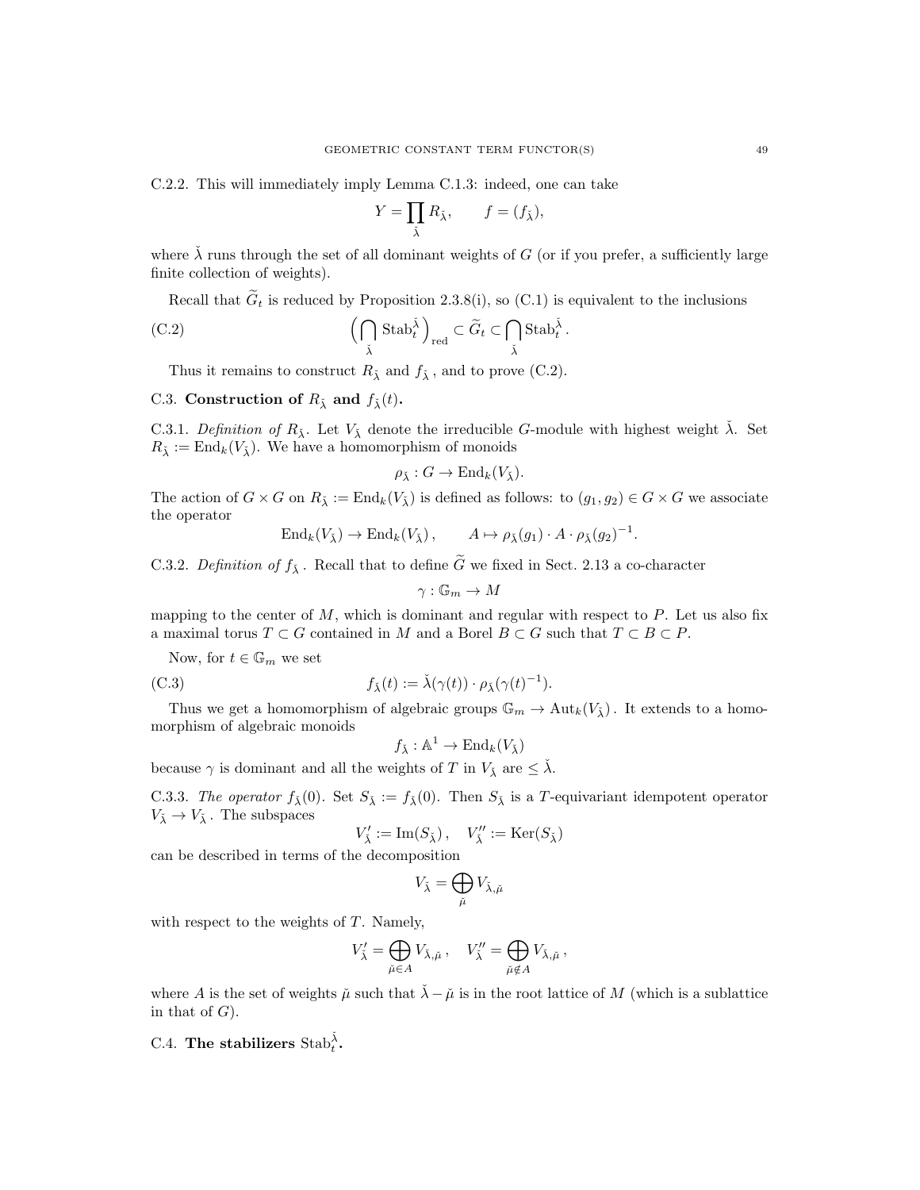C.2.2. This will immediately imply Lemma C.1.3: indeed, one can take

$$Y = \prod_{\check{\lambda}} R_{\check{\lambda}}, \qquad f = (f_{\check{\lambda}}),$$

where $\check{\lambda}$ runs through the set of all dominant weights of $G$ (or if you prefer, a sufficiently large finite collection of weights).

Recall that $\widetilde{G}_t$ is reduced by Proposition 2.3.8(i), so (C.1) is equivalent to the inclusions

$$\Big(\bigcap_{\check{\lambda}} \mathrm{Stab}_t^{\check{\lambda}}\Big)_{\mathrm{red}} \subset \widetilde{G}_t \subset \bigcap_{\check{\lambda}} \mathrm{Stab}_t^{\check{\lambda}}. \tag{C.2}$$

Thus it remains to construct $R_{\check{\lambda}}$ and $f_{\check{\lambda}}$, and to prove (C.2).

## C.3. Construction of $R_{\check{\lambda}}$ and $f_{\check{\lambda}}(t)$.

C.3.1. *Definition of* $R_{\check{\lambda}}$. Let $V_{\check{\lambda}}$ denote the irreducible $G$-module with highest weight $\check{\lambda}$. Set $R_{\check{\lambda}} := \mathrm{End}_k(V_{\check{\lambda}})$. We have a homomorphism of monoids

$$\rho_{\check{\lambda}} : G \to \mathrm{End}_k(V_{\check{\lambda}}).$$

The action of $G \times G$ on $R_{\check{\lambda}} := \mathrm{End}_k(V_{\check{\lambda}})$ is defined as follows: to $(g_1, g_2) \in G \times G$ we associate the operator

$$\mathrm{End}_k(V_{\check{\lambda}}) \to \mathrm{End}_k(V_{\check{\lambda}}), \qquad A \mapsto \rho_{\check{\lambda}}(g_1) \cdot A \cdot \rho_{\check{\lambda}}(g_2)^{-1}.$$

C.3.2. *Definition of* $f_{\check{\lambda}}$. Recall that to define $\widetilde{G}$ we fixed in Sect. 2.13 a co-character

$$\gamma : \mathbb{G}_m \to M$$

mapping to the center of $M$, which is dominant and regular with respect to $P$. Let us also fix a maximal torus $T \subset G$ contained in $M$ and a Borel $B \subset G$ such that $T \subset B \subset P$.

Now, for $t \in \mathbb{G}_m$ we set

$$f_{\check{\lambda}}(t) := \check{\lambda}(\gamma(t)) \cdot \rho_{\check{\lambda}}(\gamma(t)^{-1}). \tag{C.3}$$

Thus we get a homomorphism of algebraic groups $\mathbb{G}_m \to \mathrm{Aut}_k(V_{\check{\lambda}})$. It extends to a homomorphism of algebraic monoids

$$f_{\check{\lambda}} : \mathbb{A}^1 \to \mathrm{End}_k(V_{\check{\lambda}})$$

because $\gamma$ is dominant and all the weights of $T$ in $V_{\check{\lambda}}$ are $\leq \check{\lambda}$.

C.3.3. *The operator* $f_{\check{\lambda}}(0)$. Set $S_{\check{\lambda}} := f_{\check{\lambda}}(0)$. Then $S_{\check{\lambda}}$ is a $T$-equivariant idempotent operator $V_{\check{\lambda}} \to V_{\check{\lambda}}$. The subspaces

$$V'_{\check{\lambda}} := \mathrm{Im}(S_{\check{\lambda}}), \quad V''_{\check{\lambda}} := \mathrm{Ker}(S_{\check{\lambda}})$$

can be described in terms of the decomposition

$$V_{\check{\lambda}} = \bigoplus_{\check{\mu}} V_{\check{\lambda},\check{\mu}}$$

with respect to the weights of $T$. Namely,

$$V'_{\check{\lambda}} = \bigoplus_{\check{\mu} \in A} V_{\check{\lambda},\check{\mu}}, \quad V''_{\check{\lambda}} = \bigoplus_{\check{\mu} \notin A} V_{\check{\lambda},\check{\mu}},$$

where $A$ is the set of weights $\check{\mu}$ such that $\check{\lambda} - \check{\mu}$ is in the root lattice of $M$ (which is a sublattice in that of $G$).

## C.4. The stabilizers $\mathrm{Stab}_t^{\check{\lambda}}$.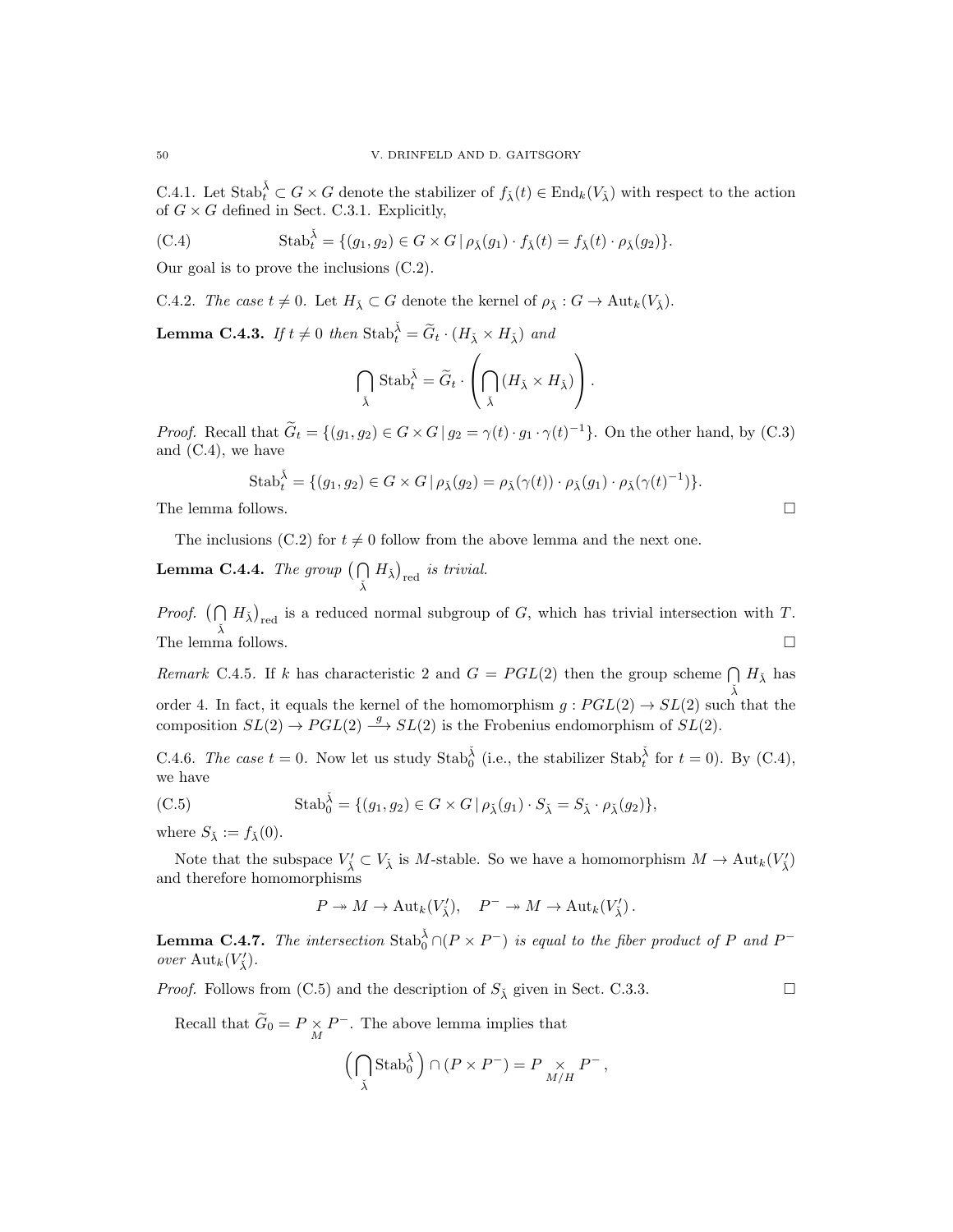C.4.1. Let $\mathrm{Stab}_t^{\check{\lambda}} \subset G \times G$ denote the stabilizer of $f_{\check{\lambda}}(t) \in \mathrm{End}_k(V_{\check{\lambda}})$ with respect to the action of $G \times G$ defined in Sect. C.3.1. Explicitly,

$$\mathrm{Stab}_t^{\check{\lambda}} = \{(g_1, g_2) \in G \times G \,|\, \rho_{\check{\lambda}}(g_1) \cdot f_{\check{\lambda}}(t) = f_{\check{\lambda}}(t) \cdot \rho_{\check{\lambda}}(g_2)\}. \tag{C.4}$$

Our goal is to prove the inclusions (C.2).

C.4.2. *The case $t \neq 0$.* Let $H_{\check{\lambda}} \subset G$ denote the kernel of $\rho_{\check{\lambda}} : G \to \mathrm{Aut}_k(V_{\check{\lambda}})$.

**Lemma C.4.3.** *If $t \neq 0$ then $\mathrm{Stab}_t^{\check{\lambda}} = \widetilde{G}_t \cdot (H_{\check{\lambda}} \times H_{\check{\lambda}})$ and*

$$\bigcap_{\check{\lambda}} \mathrm{Stab}_t^{\check{\lambda}} = \widetilde{G}_t \cdot \left( \bigcap_{\check{\lambda}} (H_{\check{\lambda}} \times H_{\check{\lambda}}) \right).$$

*Proof.* Recall that $\widetilde{G}_t = \{(g_1, g_2) \in G \times G \,|\, g_2 = \gamma(t) \cdot g_1 \cdot \gamma(t)^{-1}\}$. On the other hand, by (C.3) and (C.4), we have

$$\mathrm{Stab}_t^{\check{\lambda}} = \{(g_1, g_2) \in G \times G \,|\, \rho_{\check{\lambda}}(g_2) = \rho_{\check{\lambda}}(\gamma(t)) \cdot \rho_{\check{\lambda}}(g_1) \cdot \rho_{\check{\lambda}}(\gamma(t)^{-1})\}.$$

The lemma follows. $\square$

The inclusions (C.2) for $t \neq 0$ follow from the above lemma and the next one.

**Lemma C.4.4.** *The group $\big(\bigcap\limits_{\check{\lambda}} H_{\check{\lambda}}\big)_{\mathrm{red}}$ is trivial.*

*Proof.* $\big(\bigcap\limits_{\check{\lambda}} H_{\check{\lambda}}\big)_{\mathrm{red}}$ is a reduced normal subgroup of $G$, which has trivial intersection with $T$. The lemma follows. $\square$

*Remark* C.4.5. If $k$ has characteristic 2 and $G = PGL(2)$ then the group scheme $\bigcap\limits_{\check{\lambda}} H_{\check{\lambda}}$ has order 4. In fact, it equals the kernel of the homomorphism $g : PGL(2) \to SL(2)$ such that the composition $SL(2) \to PGL(2) \xrightarrow{g} SL(2)$ is the Frobenius endomorphism of $SL(2)$.

C.4.6. *The case $t = 0$.* Now let us study $\mathrm{Stab}_0^{\check{\lambda}}$ (i.e., the stabilizer $\mathrm{Stab}_t^{\check{\lambda}}$ for $t = 0$). By (C.4), we have

$$\mathrm{Stab}_0^{\check{\lambda}} = \{(g_1, g_2) \in G \times G \,|\, \rho_{\check{\lambda}}(g_1) \cdot S_{\check{\lambda}} = S_{\check{\lambda}} \cdot \rho_{\check{\lambda}}(g_2)\}, \tag{C.5}$$

where $S_{\check{\lambda}} := f_{\check{\lambda}}(0)$.

Note that the subspace $V'_{\check{\lambda}} \subset V_{\check{\lambda}}$ is $M$-stable. So we have a homomorphism $M \to \mathrm{Aut}_k(V'_{\check{\lambda}})$ and therefore homomorphisms

$$P \twoheadrightarrow M \to \mathrm{Aut}_k(V'_{\check{\lambda}}), \quad P^- \twoheadrightarrow M \to \mathrm{Aut}_k(V'_{\check{\lambda}}).$$

**Lemma C.4.7.** *The intersection $\mathrm{Stab}_0^{\check{\lambda}} \cap (P \times P^-)$ is equal to the fiber product of $P$ and $P^-$ over $\mathrm{Aut}_k(V'_{\check{\lambda}})$.*

*Proof.* Follows from (C.5) and the description of $S_{\check{\lambda}}$ given in Sect. C.3.3. $\square$

Recall that $\widetilde{G}_0 = P \underset{M}{\times} P^-$. The above lemma implies that

$$\Big(\bigcap_{\check{\lambda}} \mathrm{Stab}_0^{\check{\lambda}}\Big) \cap (P \times P^-) = P \underset{M/H}{\times} P^-,$$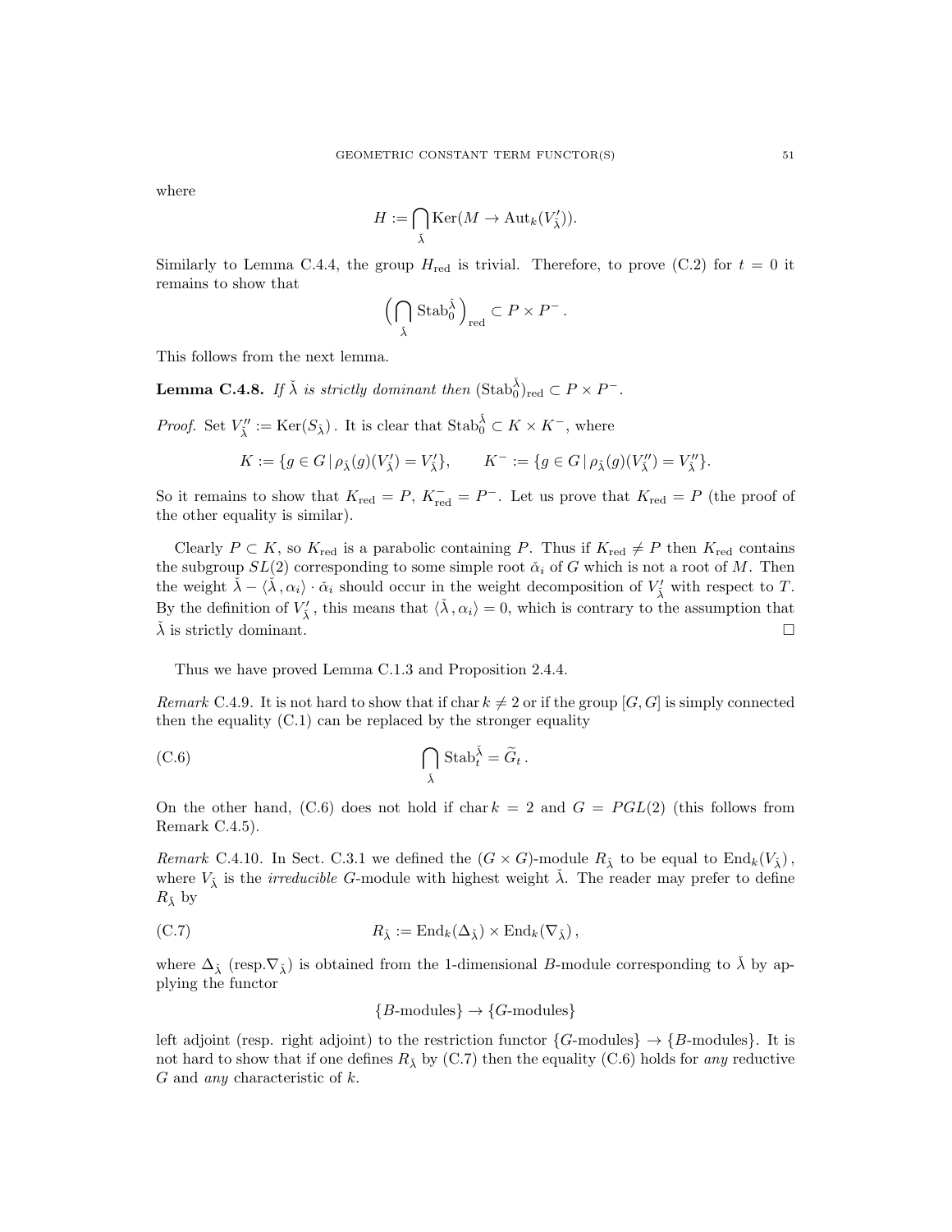where

$$H := \bigcap_{\check{\lambda}} \operatorname{Ker}(M \to \operatorname{Aut}_k(V'_{\check{\lambda}})).$$

Similarly to Lemma C.4.4, the group $H_{\mathrm{red}}$ is trivial. Therefore, to prove (C.2) for $t = 0$ it remains to show that

$$\Big(\bigcap_{\check{\lambda}} \operatorname{Stab}_0^{\check{\lambda}}\Big)_{\mathrm{red}} \subset P \times P^- .$$

This follows from the next lemma.

**Lemma C.4.8.** *If $\check{\lambda}$ is strictly dominant then $(\operatorname{Stab}_0^{\check{\lambda}})_{\mathrm{red}} \subset P \times P^-$.*

*Proof.* Set $V''_{\check{\lambda}} := \operatorname{Ker}(S_{\check{\lambda}})$. It is clear that $\operatorname{Stab}_0^{\check{\lambda}} \subset K \times K^-$, where

$$K := \{g \in G \,|\, \rho_{\check{\lambda}}(g)(V'_{\check{\lambda}}) = V'_{\check{\lambda}}\}, \qquad K^- := \{g \in G \,|\, \rho_{\check{\lambda}}(g)(V''_{\check{\lambda}}) = V''_{\check{\lambda}}\}.$$

So it remains to show that $K_{\mathrm{red}} = P$, $K^-_{\mathrm{red}} = P^-$. Let us prove that $K_{\mathrm{red}} = P$ (the proof of the other equality is similar).

Clearly $P \subset K$, so $K_{\mathrm{red}}$ is a parabolic containing $P$. Thus if $K_{\mathrm{red}} \neq P$ then $K_{\mathrm{red}}$ contains the subgroup $SL(2)$ corresponding to some simple root $\check{\alpha}_i$ of $G$ which is not a root of $M$. Then the weight $\check{\lambda} - \langle \check{\lambda}, \alpha_i \rangle \cdot \check{\alpha}_i$ should occur in the weight decomposition of $V'_{\check{\lambda}}$ with respect to $T$. By the definition of $V'_{\check{\lambda}}$, this means that $\langle \check{\lambda}, \alpha_i \rangle = 0$, which is contrary to the assumption that $\check{\lambda}$ is strictly dominant. $\square$

Thus we have proved Lemma C.1.3 and Proposition 2.4.4.

*Remark* C.4.9. It is not hard to show that if $\operatorname{char} k \neq 2$ or if the group $[G, G]$ is simply connected then the equality (C.1) can be replaced by the stronger equality

$$\bigcap_{\check{\lambda}} \operatorname{Stab}_t^{\check{\lambda}} = \widetilde{G}_t \,. \tag{C.6}$$

On the other hand, (C.6) does not hold if $\operatorname{char} k = 2$ and $G = PGL(2)$ (this follows from Remark C.4.5).

*Remark* C.4.10. In Sect. C.3.1 we defined the $(G \times G)$-module $R_{\check{\lambda}}$ to be equal to $\operatorname{End}_k(V_{\check{\lambda}})$, where $V_{\check{\lambda}}$ is the *irreducible* $G$-module with highest weight $\check{\lambda}$. The reader may prefer to define $R_{\check{\lambda}}$ by

$$R_{\check{\lambda}} := \operatorname{End}_k(\Delta_{\check{\lambda}}) \times \operatorname{End}_k(\nabla_{\check{\lambda}}) \,, \tag{C.7}$$

where $\Delta_{\check{\lambda}}$ (resp.$\nabla_{\check{\lambda}}$) is obtained from the 1-dimensional $B$-module corresponding to $\check{\lambda}$ by applying the functor

$$\{B\text{-modules}\} \to \{G\text{-modules}\}$$

left adjoint (resp. right adjoint) to the restriction functor $\{G\text{-modules}\} \to \{B\text{-modules}\}$. It is not hard to show that if one defines $R_{\check{\lambda}}$ by (C.7) then the equality (C.6) holds for *any* reductive $G$ and *any* characteristic of $k$.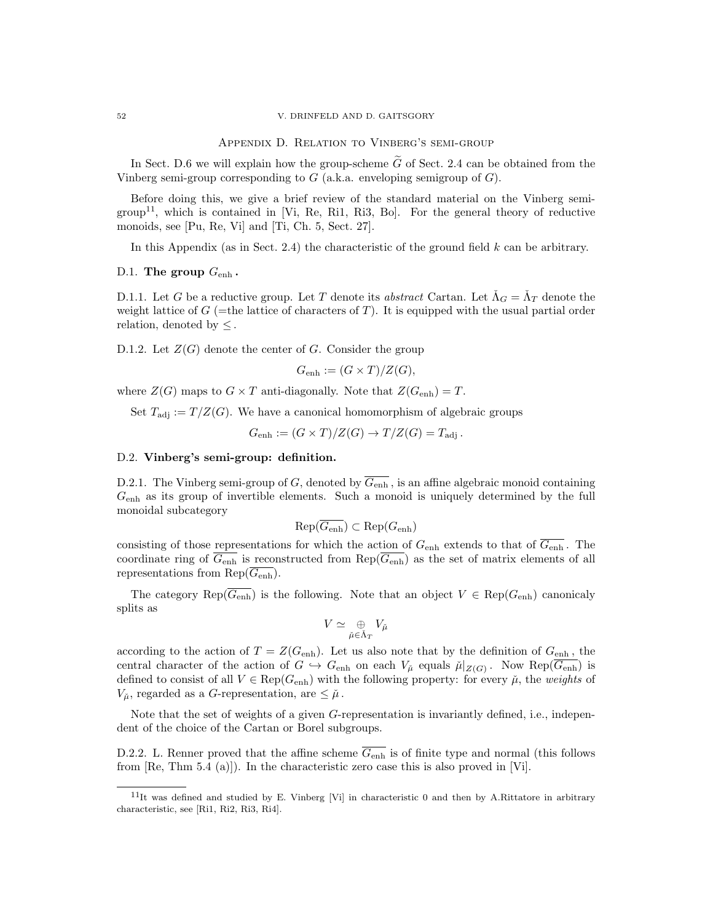## Appendix D. Relation to Vinberg's semi-group

In Sect. D.6 we will explain how the group-scheme $\widetilde{G}$ of Sect. 2.4 can be obtained from the Vinberg semi-group corresponding to $G$ (a.k.a. enveloping semigroup of $G$).

Before doing this, we give a brief review of the standard material on the Vinberg semi-group[11], which is contained in [Vi, Re, Ri1, Ri3, Bo]. For the general theory of reductive monoids, see [Pu, Re, Vi] and [Ti, Ch. 5, Sect. 27].

In this Appendix (as in Sect. 2.4) the characteristic of the ground field $k$ can be arbitrary.

### D.1. The group $G_{\text{enh}}$.

D.1.1. Let $G$ be a reductive group. Let $T$ denote its *abstract* Cartan. Let $\check{\Lambda}_G = \check{\Lambda}_T$ denote the weight lattice of $G$ (=the lattice of characters of $T$). It is equipped with the usual partial order relation, denoted by $\leq$.

D.1.2. Let $Z(G)$ denote the center of $G$. Consider the group

$$G_{\text{enh}} := (G \times T)/Z(G),$$

where $Z(G)$ maps to $G \times T$ anti-diagonally. Note that $Z(G_{\text{enh}}) = T$.

Set $T_{\text{adj}} := T/Z(G)$. We have a canonical homomorphism of algebraic groups

$$G_{\text{enh}} := (G \times T)/Z(G) \to T/Z(G) = T_{\text{adj}}.$$

### D.2. Vinberg's semi-group: definition.

D.2.1. The Vinberg semi-group of $G$, denoted by $\overline{G_{\text{enh}}}$, is an affine algebraic monoid containing $G_{\text{enh}}$ as its group of invertible elements. Such a monoid is uniquely determined by the full monoidal subcategory

$$\operatorname{Rep}(\overline{G_{\text{enh}}}) \subset \operatorname{Rep}(G_{\text{enh}})$$

consisting of those representations for which the action of $G_{\text{enh}}$ extends to that of $\overline{G_{\text{enh}}}$. The coordinate ring of $\overline{G_{\text{enh}}}$ is reconstructed from $\operatorname{Rep}(\overline{G_{\text{enh}}})$ as the set of matrix elements of all representations from $\operatorname{Rep}(\overline{G_{\text{enh}}})$.

The category $\operatorname{Rep}(\overline{G_{\text{enh}}})$ is the following. Note that an object $V \in \operatorname{Rep}(G_{\text{enh}})$ canonicaly splits as

$$V \simeq \underset{\check{\mu} \in \check{\Lambda}_T}{\oplus} V_{\check{\mu}}$$

according to the action of $T = Z(G_{\text{enh}})$. Let us also note that by the definition of $G_{\text{enh}}$, the central character of the action of $G \hookrightarrow G_{\text{enh}}$ on each $V_{\check{\mu}}$ equals $\check{\mu}|_{Z(G)}$. Now $\operatorname{Rep}(\overline{G_{\text{enh}}})$ is defined to consist of all $V \in \operatorname{Rep}(G_{\text{enh}})$ with the following property: for every $\check{\mu}$, the *weights* of $V_{\check{\mu}}$, regarded as a $G$-representation, are $\leq \check{\mu}$.

Note that the set of weights of a given $G$-representation is invariantly defined, i.e., independent of the choice of the Cartan or Borel subgroups.

D.2.2. L. Renner proved that the affine scheme $\overline{G_{\text{enh}}}$ is of finite type and normal (this follows from [Re, Thm 5.4 (a)]). In the characteristic zero case this is also proved in [Vi].

[11] It was defined and studied by E. Vinberg [Vi] in characteristic 0 and then by A.Rittatore in arbitrary characteristic, see [Ri1, Ri2, Ri3, Ri4].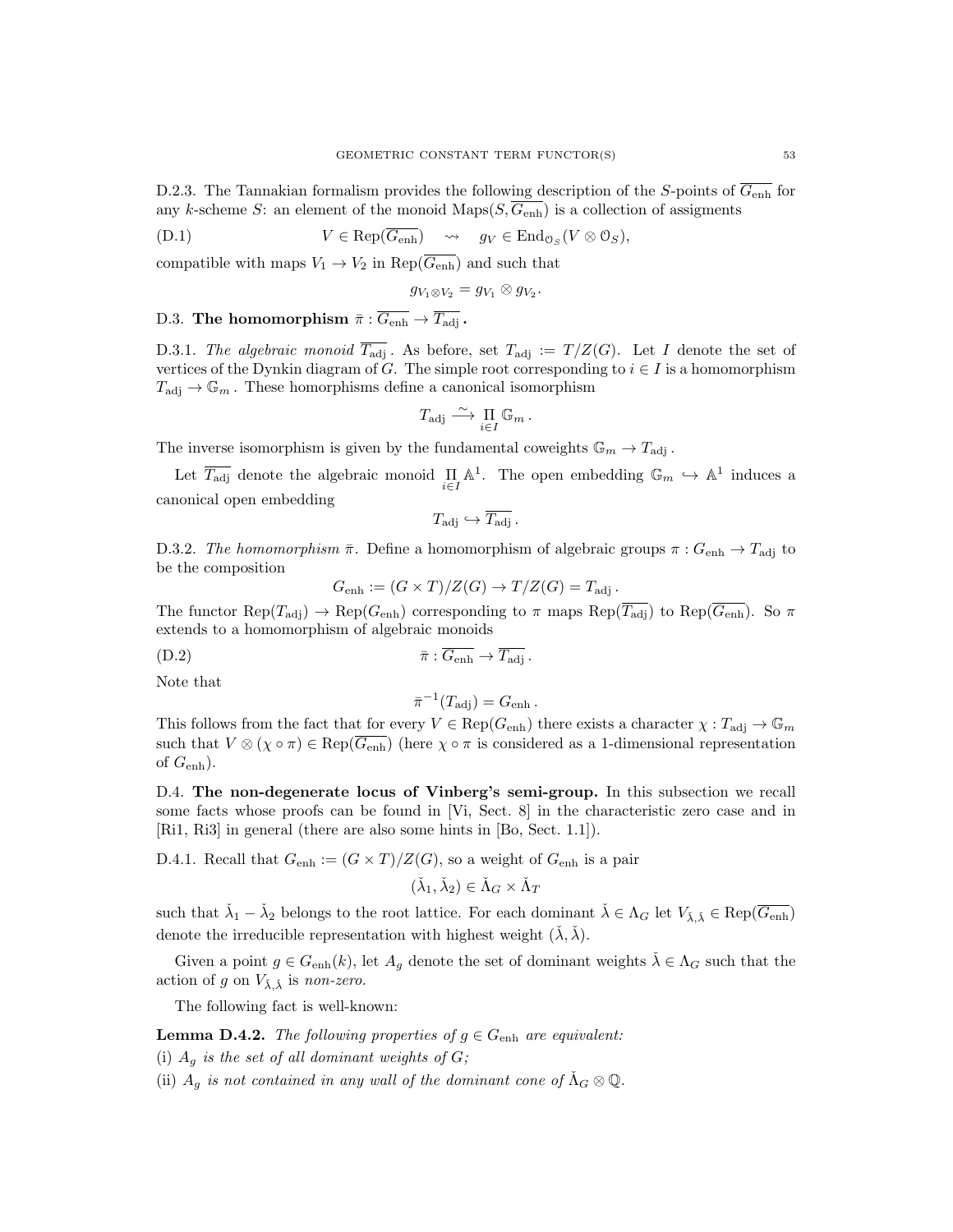D.2.3. The Tannakian formalism provides the following description of the $S$-points of $\overline{G_{\text{enh}}}$ for any $k$-scheme $S$: an element of the monoid $\text{Maps}(S, \overline{G_{\text{enh}}})$ is a collection of assigments

$$V \in \text{Rep}(\overline{G_{\text{enh}}}) \quad \rightsquigarrow \quad g_V \in \text{End}_{\mathcal{O}_S}(V \otimes \mathcal{O}_S), \tag{D.1}$$

compatible with maps $V_1 \to V_2$ in $\text{Rep}(\overline{G_{\text{enh}}})$ and such that

$$g_{V_1 \otimes V_2} = g_{V_1} \otimes g_{V_2}.$$

## D.3. The homomorphism $\bar{\pi} : \overline{G_{\text{enh}}} \to \overline{T_{\text{adj}}}$.

D.3.1. *The algebraic monoid* $\overline{T_{\text{adj}}}$. As before, set $T_{\text{adj}} := T/Z(G)$. Let $I$ denote the set of vertices of the Dynkin diagram of $G$. The simple root corresponding to $i \in I$ is a homomorphism $T_{\text{adj}} \to \mathbb{G}_m$. These homorphisms define a canonical isomorphism

$$T_{\text{adj}} \xrightarrow{\sim} \prod_{i \in I} \mathbb{G}_m \,.$$

The inverse isomorphism is given by the fundamental coweights $\mathbb{G}_m \to T_{\text{adj}}$.

Let $\overline{T_{\text{adj}}}$ denote the algebraic monoid $\prod_{i \in I} \mathbb{A}^1$. The open embedding $\mathbb{G}_m \hookrightarrow \mathbb{A}^1$ induces a canonical open embedding

$$T_{\text{adj}} \hookrightarrow \overline{T_{\text{adj}}} \,.$$

D.3.2. *The homomorphism* $\bar{\pi}$. Define a homomorphism of algebraic groups $\pi : G_{\text{enh}} \to T_{\text{adj}}$ to be the composition

$$G_{\text{enh}} := (G \times T)/Z(G) \to T/Z(G) = T_{\text{adj}} \,.$$

The functor $\text{Rep}(T_{\text{adj}}) \to \text{Rep}(G_{\text{enh}})$ corresponding to $\pi$ maps $\text{Rep}(\overline{T_{\text{adj}}})$ to $\text{Rep}(\overline{G_{\text{enh}}})$. So $\pi$ extends to a homomorphism of algebraic monoids

$$\bar{\pi} : \overline{G_{\text{enh}}} \to \overline{T_{\text{adj}}} \,. \tag{D.2}$$

Note that

$$\bar{\pi}^{-1}(T_{\text{adj}}) = G_{\text{enh}} \,.$$

This follows from the fact that for every $V \in \text{Rep}(G_{\text{enh}})$ there exists a character $\chi : T_{\text{adj}} \to \mathbb{G}_m$ such that $V \otimes (\chi \circ \pi) \in \text{Rep}(\overline{G_{\text{enh}}})$ (here $\chi \circ \pi$ is considered as a 1-dimensional representation of $G_{\text{enh}}$).

## D.4. The non-degenerate locus of Vinberg's semi-group.

In this subsection we recall some facts whose proofs can be found in [Vi, Sect. 8] in the characteristic zero case and in [Ri1, Ri3] in general (there are also some hints in [Bo, Sect. 1.1]).

D.4.1. Recall that $G_{\text{enh}} := (G \times T)/Z(G)$, so a weight of $G_{\text{enh}}$ is a pair

$$(\check{\lambda}_1, \check{\lambda}_2) \in \check{\Lambda}_G \times \check{\Lambda}_T$$

such that $\check{\lambda}_1 - \check{\lambda}_2$ belongs to the root lattice. For each dominant $\check{\lambda} \in \Lambda_G$ let $V_{\check{\lambda},\check{\lambda}} \in \text{Rep}(\overline{G_{\text{enh}}})$ denote the irreducible representation with highest weight $(\check{\lambda}, \check{\lambda})$.

Given a point $g \in G_{\text{enh}}(k)$, let $A_g$ denote the set of dominant weights $\check{\lambda} \in \Lambda_G$ such that the action of $g$ on $V_{\check{\lambda},\check{\lambda}}$ is *non-zero*.

The following fact is well-known:

**Lemma D.4.2.** *The following properties of $g \in G_{\text{enh}}$ are equivalent:*

(i) *$A_g$ is the set of all dominant weights of $G$;*

(ii) *$A_g$ is not contained in any wall of the dominant cone of $\check{\Lambda}_G \otimes \mathbb{Q}$.*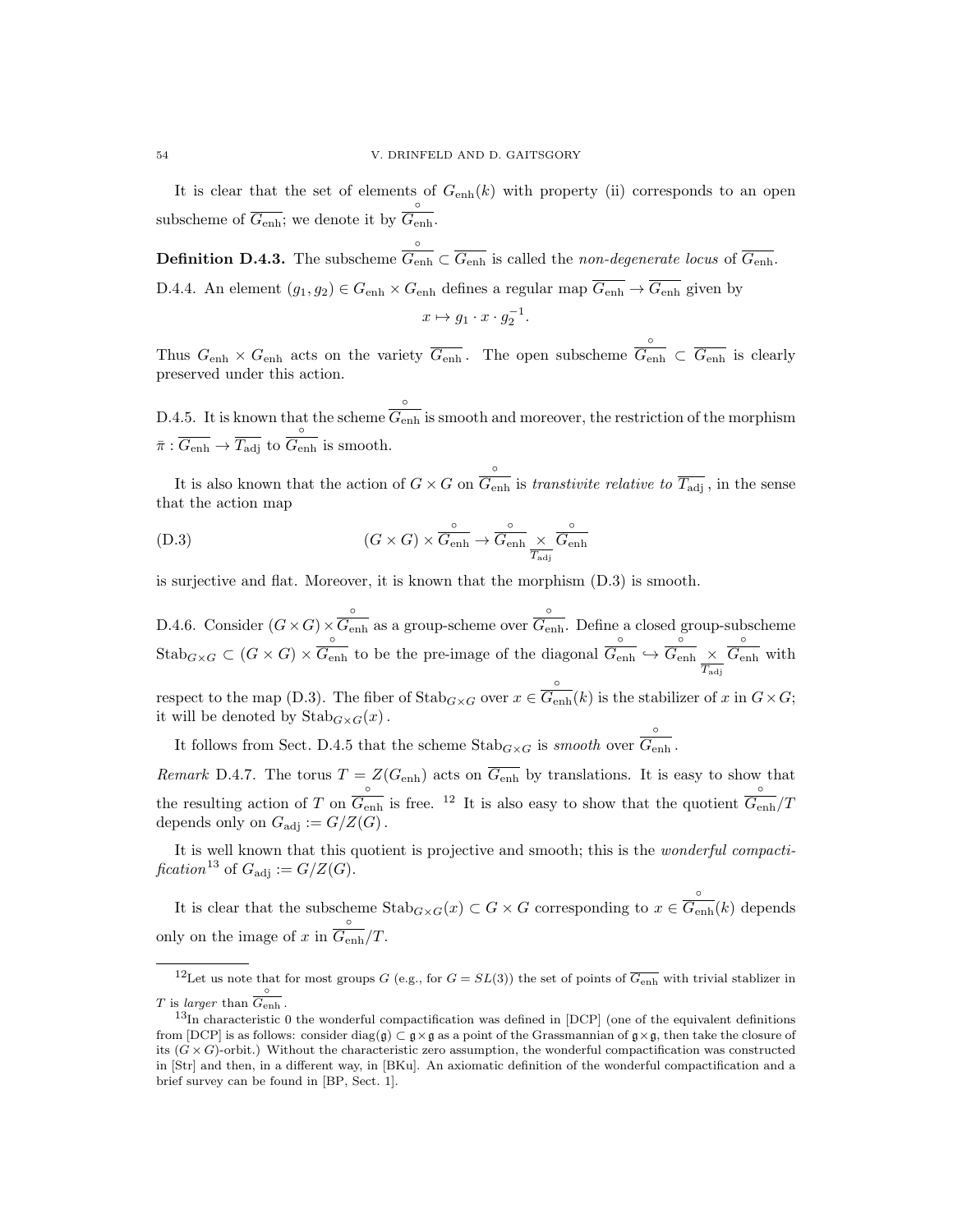It is clear that the set of elements of $G_{\mathrm{enh}}(k)$ with property (ii) corresponds to an open subscheme of $\overline{G_{\mathrm{enh}}}$; we denote it by $\overset{\circ}{\overline{G_{\mathrm{enh}}}}$.

**Definition D.4.3.** The subscheme $\overset{\circ}{\overline{G_{\mathrm{enh}}}} \subset \overline{G_{\mathrm{enh}}}$ is called the *non-degenerate locus* of $\overline{G_{\mathrm{enh}}}$.

D.4.4. An element $(g_1, g_2) \in G_{\mathrm{enh}} \times G_{\mathrm{enh}}$ defines a regular map $\overline{G_{\mathrm{enh}}} \to \overline{G_{\mathrm{enh}}}$ given by

$$x \mapsto g_1 \cdot x \cdot g_2^{-1}.$$

Thus $G_{\mathrm{enh}} \times G_{\mathrm{enh}}$ acts on the variety $\overline{G_{\mathrm{enh}}}$. The open subscheme $\overset{\circ}{\overline{G_{\mathrm{enh}}}} \subset \overline{G_{\mathrm{enh}}}$ is clearly preserved under this action.

D.4.5. It is known that the scheme $\overset{\circ}{\overline{G_{\mathrm{enh}}}}$ is smooth and moreover, the restriction of the morphism $\bar{\pi} : \overline{G_{\mathrm{enh}}} \to \overline{T_{\mathrm{adj}}}$ to $\overset{\circ}{\overline{G_{\mathrm{enh}}}}$ is smooth.

It is also known that the action of $G \times G$ on $\overset{\circ}{\overline{G_{\mathrm{enh}}}}$ is *transtivite relative to* $\overline{T_{\mathrm{adj}}}$, in the sense that the action map

$$(G \times G) \times \overset{\circ}{\overline{G_{\mathrm{enh}}}} \to \overset{\circ}{\overline{G_{\mathrm{enh}}}} \underset{\overline{T_{\mathrm{adj}}}}{\times} \overset{\circ}{\overline{G_{\mathrm{enh}}}} \tag{D.3}$$

is surjective and flat. Moreover, it is known that the morphism (D.3) is smooth.

D.4.6. Consider $(G \times G) \times \overset{\circ}{\overline{G_{\mathrm{enh}}}}$ as a group-scheme over $\overset{\circ}{\overline{G_{\mathrm{enh}}}}$. Define a closed group-subscheme $\mathrm{Stab}_{G\times G} \subset (G \times G) \times \overset{\circ}{\overline{G_{\mathrm{enh}}}}$ to be the pre-image of the diagonal $\overset{\circ}{\overline{G_{\mathrm{enh}}}} \hookrightarrow \overset{\circ}{\overline{G_{\mathrm{enh}}}} \underset{\overline{T_{\mathrm{adj}}}}{\times} \overset{\circ}{\overline{G_{\mathrm{enh}}}}$ with respect to the map (D.3). The fiber of $\mathrm{Stab}_{G\times G}$ over $x \in \overset{\circ}{\overline{G_{\mathrm{enh}}}}(k)$ is the stabilizer of $x$ in $G \times G$; it will be denoted by $\mathrm{Stab}_{G\times G}(x)$.

It follows from Sect. D.4.5 that the scheme $\mathrm{Stab}_{G\times G}$ is *smooth* over $\overset{\circ}{\overline{G_{\mathrm{enh}}}}$.

*Remark* D.4.7. The torus $T = Z(G_{\mathrm{enh}})$ acts on $\overline{G_{\mathrm{enh}}}$ by translations. It is easy to show that the resulting action of $T$ on $\overset{\circ}{\overline{G_{\mathrm{enh}}}}$ is free. [12] It is also easy to show that the quotient $\overset{\circ}{\overline{G_{\mathrm{enh}}}}/T$ depends only on $G_{\mathrm{adj}} := G/Z(G)$.

It is well known that this quotient is projective and smooth; this is the *wonderful compactification*[13] of $G_{\mathrm{adj}} := G/Z(G)$.

It is clear that the subscheme $\mathrm{Stab}_{G\times G}(x) \subset G \times G$ corresponding to $x \in \overset{\circ}{\overline{G_{\mathrm{enh}}}}(k)$ depends only on the image of $x$ in $\overset{\circ}{\overline{G_{\mathrm{enh}}}}/T$.

---

[12] Let us note that for most groups $G$ (e.g., for $G = SL(3)$) the set of points of $\overline{G_{\mathrm{enh}}}$ with trivial stablizer in $T$ is *larger* than $\overset{\circ}{\overline{G_{\mathrm{enh}}}}$.

[13] In characteristic 0 the wonderful compactification was defined in [DCP] (one of the equivalent definitions from [DCP] is as follows: consider $\mathrm{diag}(\mathfrak{g}) \subset \mathfrak{g} \times \mathfrak{g}$ as a point of the Grassmannian of $\mathfrak{g} \times \mathfrak{g}$, then take the closure of its $(G \times G)$-orbit.) Without the characteristic zero assumption, the wonderful compactification was constructed in [Str] and then, in a different way, in [BKu]. An axiomatic definition of the wonderful compactification and a brief survey can be found in [BP, Sect. 1].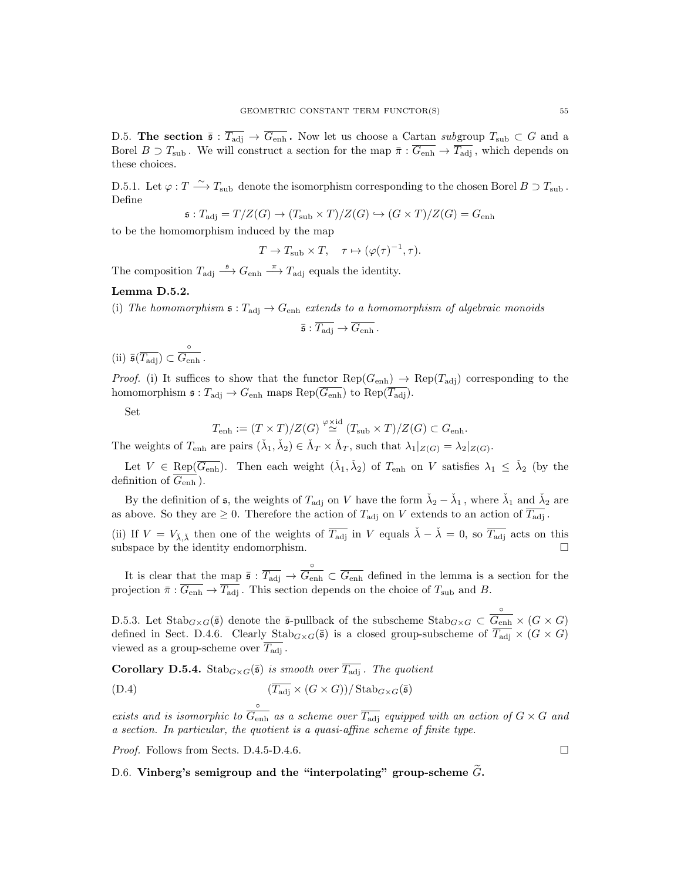D.5. **The section $\bar{\mathfrak{s}} : \overline{T_{\mathrm{adj}}} \to \overline{G_{\mathrm{enh}}}$.** Now let us choose a Cartan *sub*group $T_{\mathrm{sub}} \subset G$ and a Borel $B \supset T_{\mathrm{sub}}$. We will construct a section for the map $\bar{\pi} : \overline{G_{\mathrm{enh}}} \to \overline{T_{\mathrm{adj}}}$, which depends on these choices.

D.5.1. Let $\varphi : T \xrightarrow{\sim} T_{\mathrm{sub}}$ denote the isomorphism corresponding to the chosen Borel $B \supset T_{\mathrm{sub}}$. Define

$$\mathfrak{s} : T_{\mathrm{adj}} = T/Z(G) \to (T_{\mathrm{sub}} \times T)/Z(G) \hookrightarrow (G \times T)/Z(G) = G_{\mathrm{enh}}$$

to be the homomorphism induced by the map

$$T \to T_{\mathrm{sub}} \times T, \quad \tau \mapsto (\varphi(\tau)^{-1}, \tau).$$

The composition $T_{\mathrm{adj}} \xrightarrow{\mathfrak{s}} G_{\mathrm{enh}} \xrightarrow{\pi} T_{\mathrm{adj}}$ equals the identity.

**Lemma D.5.2.**

(i) *The homomorphism $\mathfrak{s} : T_{\mathrm{adj}} \to G_{\mathrm{enh}}$ extends to a homomorphism of algebraic monoids*

$$\bar{\mathfrak{s}} : \overline{T_{\mathrm{adj}}} \to \overline{G_{\mathrm{enh}}}.$$

(ii) $\bar{\mathfrak{s}}(\overline{T_{\mathrm{adj}}}) \subset \overset{\circ}{\overline{G_{\mathrm{enh}}}}$.

*Proof.* (i) It suffices to show that the functor $\mathrm{Rep}(G_{\mathrm{enh}}) \to \mathrm{Rep}(T_{\mathrm{adj}})$ corresponding to the homomorphism $\mathfrak{s} : T_{\mathrm{adj}} \to G_{\mathrm{enh}}$ maps $\mathrm{Rep}(\overline{G_{\mathrm{enh}}})$ to $\mathrm{Rep}(\overline{T_{\mathrm{adj}}})$.

Set

$$T_{\mathrm{enh}} := (T \times T)/Z(G) \overset{\varphi \times \mathrm{id}}{\simeq} (T_{\mathrm{sub}} \times T)/Z(G) \subset G_{\mathrm{enh}}.$$

The weights of $T_{\mathrm{enh}}$ are pairs $(\check{\lambda}_1, \check{\lambda}_2) \in \check{\Lambda}_T \times \check{\Lambda}_T$, such that $\lambda_1|_{Z(G)} = \lambda_2|_{Z(G)}$.

Let $V \in \mathrm{Rep}(\overline{G_{\mathrm{enh}}})$. Then each weight $(\check{\lambda}_1, \check{\lambda}_2)$ of $T_{\mathrm{enh}}$ on $V$ satisfies $\lambda_1 \leq \check{\lambda}_2$ (by the definition of $\overline{G_{\mathrm{enh}}}$).

By the definition of $\mathfrak{s}$, the weights of $T_{\mathrm{adj}}$ on $V$ have the form $\check{\lambda}_2 - \check{\lambda}_1$, where $\check{\lambda}_1$ and $\check{\lambda}_2$ are as above. So they are $\geq 0$. Therefore the action of $T_{\mathrm{adj}}$ on $V$ extends to an action of $\overline{T_{\mathrm{adj}}}$.

(ii) If $V = V_{\check{\lambda}, \check{\lambda}}$ then one of the weights of $\overline{T_{\mathrm{adj}}}$ in $V$ equals $\check{\lambda} - \check{\lambda} = 0$, so $\overline{T_{\mathrm{adj}}}$ acts on this subspace by the identity endomorphism. □

It is clear that the map $\bar{\mathfrak{s}} : \overline{T_{\mathrm{adj}}} \to \overset{\circ}{\overline{G_{\mathrm{enh}}}} \subset \overline{G_{\mathrm{enh}}}$ defined in the lemma is a section for the projection $\bar{\pi} : \overline{G_{\mathrm{enh}}} \to \overline{T_{\mathrm{adj}}}$. This section depends on the choice of $T_{\mathrm{sub}}$ and $B$.

D.5.3. Let $\mathrm{Stab}_{G \times G}(\bar{\mathfrak{s}})$ denote the $\bar{\mathfrak{s}}$-pullback of the subscheme $\mathrm{Stab}_{G \times G} \subset \overset{\circ}{\overline{G_{\mathrm{enh}}}} \times (G \times G)$ defined in Sect. D.4.6. Clearly $\mathrm{Stab}_{G \times G}(\bar{\mathfrak{s}})$ is a closed group-subscheme of $\overline{T_{\mathrm{adj}}} \times (G \times G)$ viewed as a group-scheme over $\overline{T_{\mathrm{adj}}}$.

**Corollary D.5.4.** *$\mathrm{Stab}_{G \times G}(\bar{\mathfrak{s}})$ is smooth over $\overline{T_{\mathrm{adj}}}$. The quotient*

$$(\overline{T_{\mathrm{adj}}} \times (G \times G))/\, \mathrm{Stab}_{G \times G}(\bar{\mathfrak{s}}) \tag{D.4}$$

*exists and is isomorphic to $\overset{\circ}{\overline{G_{\mathrm{enh}}}}$ as a scheme over $\overline{T_{\mathrm{adj}}}$ equipped with an action of $G \times G$ and a section. In particular, the quotient is a quasi-affine scheme of finite type.*

*Proof.* Follows from Sects. D.4.5-D.4.6. □

D.6. **Vinberg's semigroup and the "interpolating" group-scheme $\widetilde{G}$.**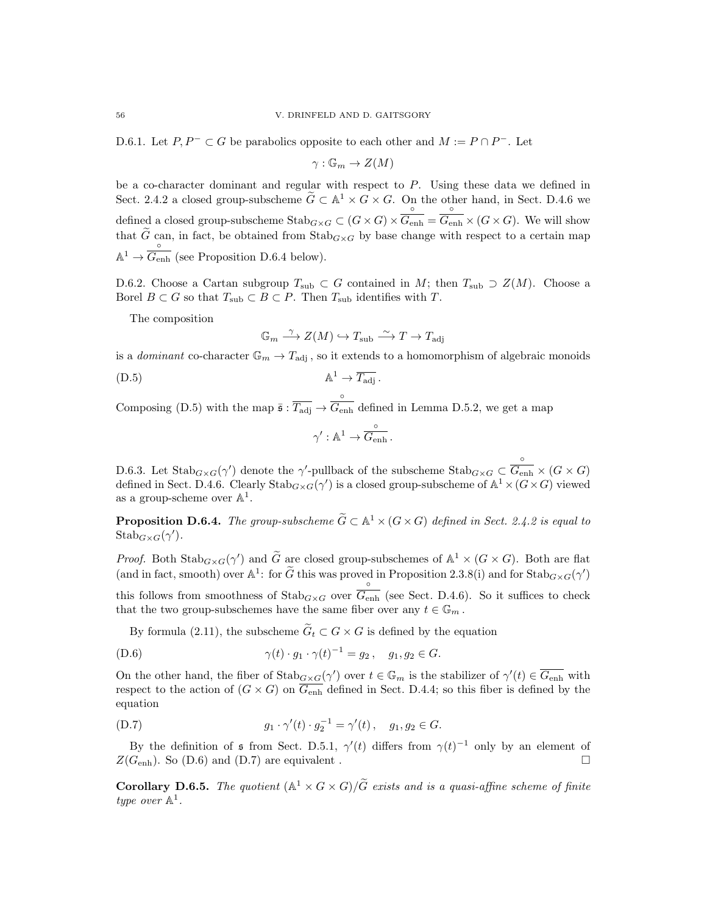D.6.1. Let $P, P^- \subset G$ be parabolics opposite to each other and $M := P \cap P^-$. Let

$$\gamma : \mathbb{G}_m \to Z(M)$$

be a co-character dominant and regular with respect to $P$. Using these data we defined in Sect. 2.4.2 a closed group-subscheme $\widetilde{G} \subset \mathbb{A}^1 \times G \times G$. On the other hand, in Sect. D.4.6 we defined a closed group-subscheme $\operatorname{Stab}_{G\times G} \subset (G \times G) \times \overset{\circ}{\overline{G_{\mathrm{enh}}}} = \overset{\circ}{\overline{G_{\mathrm{enh}}}} \times (G \times G)$. We will show that $\widetilde{G}$ can, in fact, be obtained from $\operatorname{Stab}_{G\times G}$ by base change with respect to a certain map $\mathbb{A}^1 \to \overset{\circ}{\overline{G_{\mathrm{enh}}}}$ (see Proposition D.6.4 below).

D.6.2. Choose a Cartan subgroup $T_{\mathrm{sub}} \subset G$ contained in $M$; then $T_{\mathrm{sub}} \supset Z(M)$. Choose a Borel $B \subset G$ so that $T_{\mathrm{sub}} \subset B \subset P$. Then $T_{\mathrm{sub}}$ identifies with $T$.

The composition

$$\mathbb{G}_m \xrightarrow{\gamma} Z(M) \hookrightarrow T_{\mathrm{sub}} \xrightarrow{\sim} T \to T_{\mathrm{adj}}$$

is a *dominant* co-character $\mathbb{G}_m \to T_{\mathrm{adj}}$, so it extends to a homomorphism of algebraic monoids

$$\mathbb{A}^1 \to \overline{T_{\mathrm{adj}}}\,. \tag{D.5}$$

Composing (D.5) with the map $\mathfrak{s} : \overline{T_{\mathrm{adj}}} \to \overset{\circ}{\overline{G_{\mathrm{enh}}}}$ defined in Lemma D.5.2, we get a map

$$\gamma' : \mathbb{A}^1 \to \overset{\circ}{\overline{G_{\mathrm{enh}}}}\,.$$

D.6.3. Let $\operatorname{Stab}_{G\times G}(\gamma')$ denote the $\gamma'$-pullback of the subscheme $\operatorname{Stab}_{G\times G} \subset \overset{\circ}{\overline{G_{\mathrm{enh}}}} \times (G \times G)$ defined in Sect. D.4.6. Clearly $\operatorname{Stab}_{G\times G}(\gamma')$ is a closed group-subscheme of $\mathbb{A}^1 \times (G \times G)$ viewed as a group-scheme over $\mathbb{A}^1$.

**Proposition D.6.4.** *The group-subscheme $\widetilde{G} \subset \mathbb{A}^1 \times (G \times G)$ defined in Sect. 2.4.2 is equal to $\operatorname{Stab}_{G\times G}(\gamma')$.*

*Proof.* Both $\operatorname{Stab}_{G\times G}(\gamma')$ and $\widetilde{G}$ are closed group-subschemes of $\mathbb{A}^1 \times (G \times G)$. Both are flat (and in fact, smooth) over $\mathbb{A}^1$: for $\widetilde{G}$ this was proved in Proposition 2.3.8(i) and for $\operatorname{Stab}_{G\times G}(\gamma')$ this follows from smoothness of $\operatorname{Stab}_{G\times G}$ over $\overset{\circ}{\overline{G_{\mathrm{enh}}}}$ (see Sect. D.4.6). So it suffices to check that the two group-subschemes have the same fiber over any $t \in \mathbb{G}_m$.

By formula (2.11), the subscheme $\widetilde{G}_t \subset G \times G$ is defined by the equation

$$\gamma(t) \cdot g_1 \cdot \gamma(t)^{-1} = g_2\,, \quad g_1, g_2 \in G. \tag{D.6}$$

On the other hand, the fiber of $\operatorname{Stab}_{G\times G}(\gamma')$ over $t \in \mathbb{G}_m$ is the stabilizer of $\gamma'(t) \in \overline{G_{\mathrm{enh}}}$ with respect to the action of $(G \times G)$ on $\overline{G_{\mathrm{enh}}}$ defined in Sect. D.4.4; so this fiber is defined by the equation

$$g_1 \cdot \gamma'(t) \cdot g_2^{-1} = \gamma'(t)\,, \quad g_1, g_2 \in G. \tag{D.7}$$

By the definition of $\mathfrak{s}$ from Sect. D.5.1, $\gamma'(t)$ differs from $\gamma(t)^{-1}$ only by an element of $Z(G_{\mathrm{enh}})$. So (D.6) and (D.7) are equivalent . $\square$

**Corollary D.6.5.** *The quotient $(\mathbb{A}^1 \times G \times G)/\widetilde{G}$ exists and is a quasi-affine scheme of finite type over $\mathbb{A}^1$.*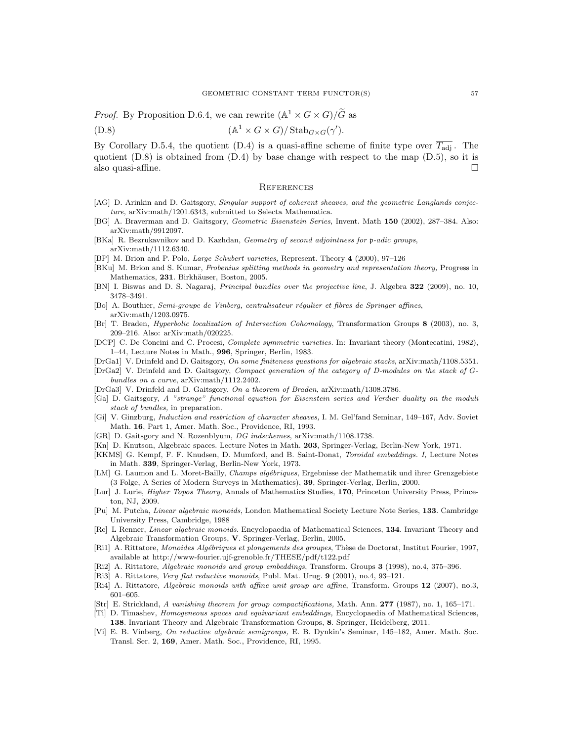*Proof.* By Proposition D.6.4, we can rewrite $(\mathbb{A}^1 \times G \times G)/\widetilde{G}$ as

$$(\mathbb{A}^1 \times G \times G)/\operatorname{Stab}_{G\times G}(\gamma'). \tag{D.8}$$

By Corollary D.5.4, the quotient (D.4) is a quasi-affine scheme of finite type over $\overline{T_{\mathrm{adj}}}$. The quotient (D.8) is obtained from (D.4) by base change with respect to the map (D.5), so it is also quasi-affine. □

## References

[AG] D. Arinkin and D. Gaitsgory, *Singular support of coherent sheaves, and the geometric Langlands conjecture*, arXiv:math/1201.6343, submitted to Selecta Mathematica.

[BG] A. Braverman and D. Gaitsgory, *Geometric Eisenstein Series*, Invent. Math **150** (2002), 287–384. Also: arXiv:math/9912097.

[BKa] R. Bezrukavnikov and D. Kazhdan, *Geometry of second adjointness for $\mathfrak{p}$-adic groups*, arXiv:math/1112.6340.

[BP] M. Brion and P. Polo, *Large Schubert varieties,* Represent. Theory **4** (2000), 97–126

[BKu] M. Brion and S. Kumar, *Frobenius splitting methods in geometry and representation theory,* Progress in Mathematics, **231**. Birkhäuser, Boston, 2005.

[BN] I. Biswas and D. S. Nagaraj, *Principal bundles over the projective line*, J. Algebra **322** (2009), no. 10, 3478–3491.

[Bo] A. Bouthier, *Semi-groupe de Vinberg, centralisateur régulier et fibres de Springer affines*, arXiv:math/1203.0975.

[Br] T. Braden, *Hyperbolic localization of Intersection Cohomology*, Transformation Groups **8** (2003), no. 3, 209–216. Also: arXiv:math/020225.

[DCP] C. De Concini and C. Procesi, *Complete symmetric varieties.* In: Invariant theory (Montecatini, 1982), 1–44, Lecture Notes in Math., **996**, Springer, Berlin, 1983.

[DrGa1] V. Drinfeld and D. Gaitsgory, *On some finiteness questions for algebraic stacks*, arXiv:math/1108.5351.

[DrGa2] V. Drinfeld and D. Gaitsgory, *Compact generation of the category of D-modules on the stack of G-bundles on a curve*, arXiv:math/1112.2402.

[DrGa3] V. Drinfeld and D. Gaitsgory, *On a theorem of Braden*, arXiv:math/1308.3786.

[Ga] D. Gaitsgory, *A "strange" functional equation for Eisenstein series and Verdier duality on the moduli stack of bundles,* in preparation.

[Gi] V. Ginzburg, *Induction and restriction of character sheaves,* I. M. Gel'fand Seminar, 149–167, Adv. Soviet Math. **16**, Part 1, Amer. Math. Soc., Providence, RI, 1993.

[GR] D. Gaitsgory and N. Rozenblyum, *DG indschemes*, arXiv:math/1108.1738.

[Kn] D. Knutson, Algebraic spaces. Lecture Notes in Math. **203**, Springer-Verlag, Berlin-New York, 1971.

[KKMS] G. Kempf, F. F. Knudsen, D. Mumford, and B. Saint-Donat, *Toroidal embeddings. I,* Lecture Notes in Math. **339**, Springer-Verlag, Berlin-New York, 1973.

[LM] G. Laumon and L. Moret-Bailly, *Champs algébriques*, Ergebnisse der Mathematik und ihrer Grenzgebiete (3 Folge, A Series of Modern Surveys in Mathematics), **39**, Springer-Verlag, Berlin, 2000.

[Lur] J. Lurie, *Higher Topos Theory*, Annals of Mathematics Studies, **170**, Princeton University Press, Princeton, NJ, 2009.

[Pu] M. Putcha, *Linear algebraic monoids*, London Mathematical Society Lecture Note Series, **133**. Cambridge University Press, Cambridge, 1988

[Re] L Renner, *Linear algebraic monoids*. Encyclopaedia of Mathematical Sciences, **134**. Invariant Theory and Algebraic Transformation Groups, **V**. Springer-Verlag, Berlin, 2005.

[Ri1] A. Rittatore, *Monoides Algébriques et plongements des groupes*, Thèse de Doctorat, Institut Fourier, 1997, available at http://www-fourier.ujf-grenoble.fr/THESE/pdf/t122.pdf

[Ri2] A. Rittatore, *Algebraic monoids and group embeddings*, Transform. Groups **3** (1998), no.4, 375–396.

[Ri3] A. Rittatore, *Very flat reductive monoids*, Publ. Mat. Urug. **9** (2001), no.4, 93–121.

[Ri4] A. Rittatore, *Algebraic monoids with affine unit group are affine*, Transform. Groups **12** (2007), no.3, 601–605.

[Str] E. Strickland, *A vanishing theorem for group compactifications,* Math. Ann. **277** (1987), no. 1, 165–171.

[Ti] D. Timashev, *Homogeneous spaces and equivariant embeddings,* Encyclopaedia of Mathematical Sciences, **138**. Invariant Theory and Algebraic Transformation Groups, **8**. Springer, Heidelberg, 2011.

[Vi] E. B. Vinberg, *On reductive algebraic semigroups,* E. B. Dynkin's Seminar, 145–182, Amer. Math. Soc. Transl. Ser. 2, **169**, Amer. Math. Soc., Providence, RI, 1995.